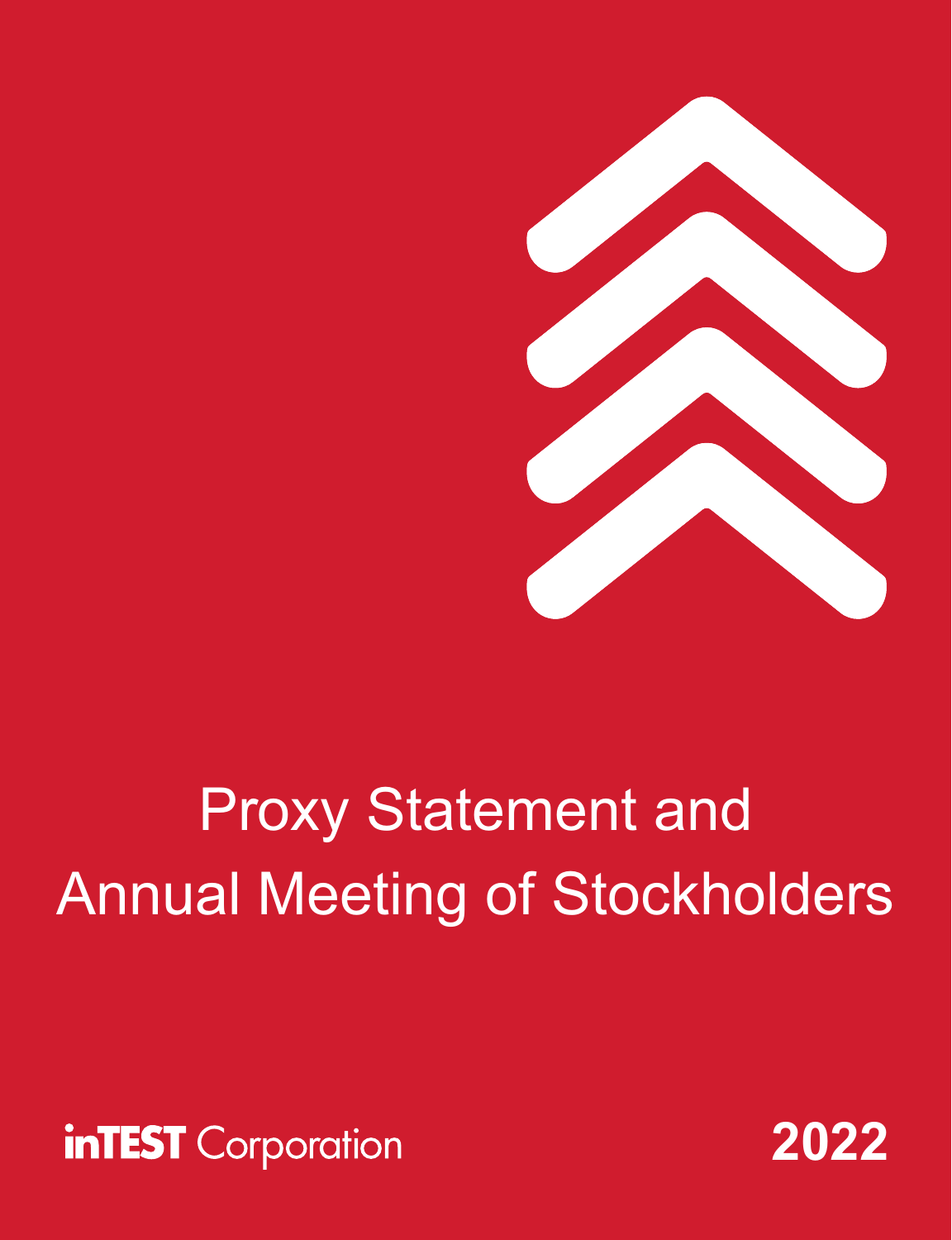# Proxy Statement and Annual Meeting of Stockholders

**inTEST** Corporation

**2022**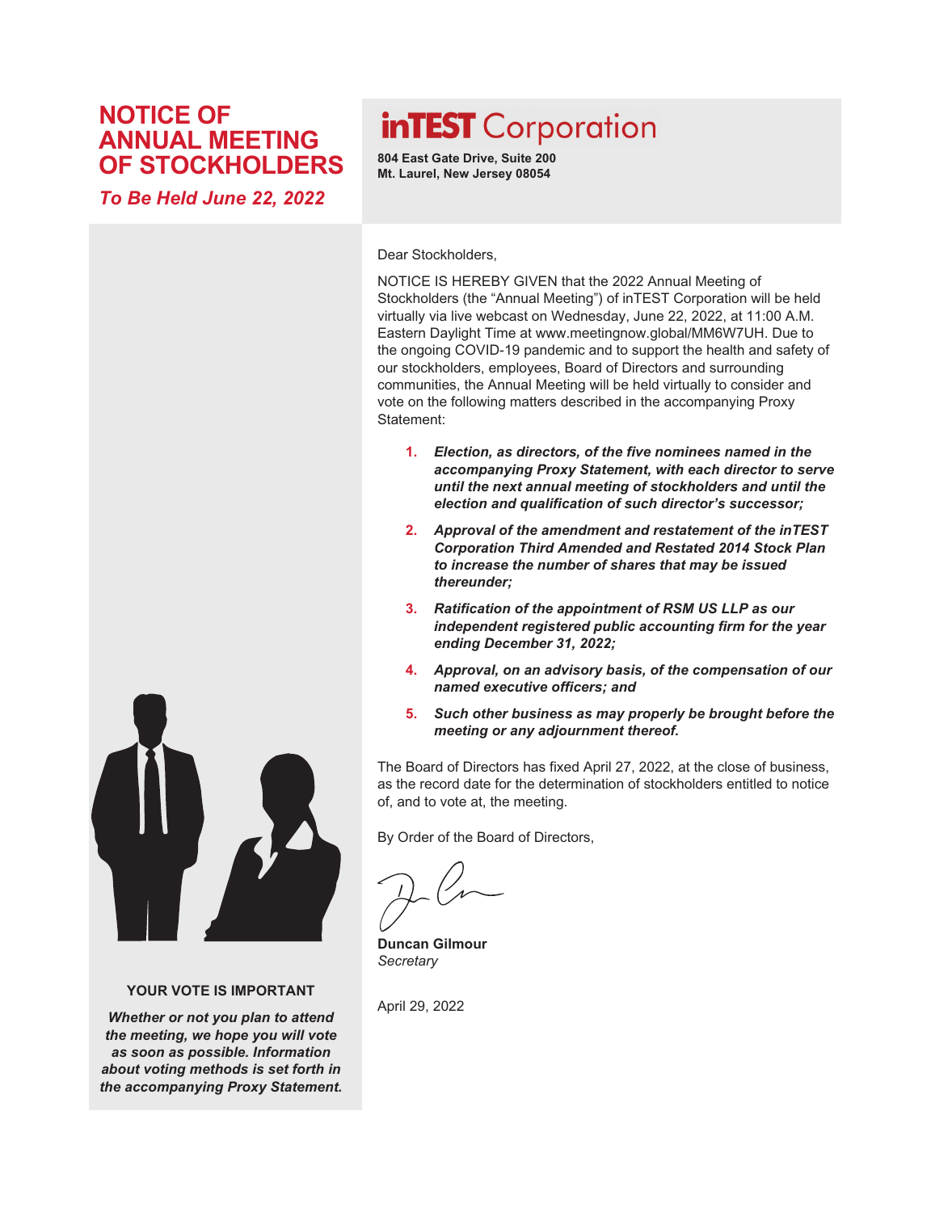# NOTICE OF ANNUAL MEETING OF STOCKHOLDERS

*To Be Held June 22, 2022*

## inTEST Corporation

**804 East Gate Drive, Suite 200**
**Mt. Laurel, New Jersey 08054**

Dear Stockholders,

NOTICE IS HEREBY GIVEN that the 2022 Annual Meeting of Stockholders (the "Annual Meeting") of inTEST Corporation will be held virtually via live webcast on Wednesday, June 22, 2022, at 11:00 A.M. Eastern Daylight Time at www.meetingnow.global/MM6W7UH. Due to the ongoing COVID-19 pandemic and to support the health and safety of our stockholders, employees, Board of Directors and surrounding communities, the Annual Meeting will be held virtually to consider and vote on the following matters described in the accompanying Proxy Statement:

1. ***Election, as directors, of the five nominees named in the accompanying Proxy Statement, with each director to serve until the next annual meeting of stockholders and until the election and qualification of such director's successor;***
2. ***Approval of the amendment and restatement of the inTEST Corporation Third Amended and Restated 2014 Stock Plan to increase the number of shares that may be issued thereunder;***
3. ***Ratification of the appointment of RSM US LLP as our independent registered public accounting firm for the year ending December 31, 2022;***
4. ***Approval, on an advisory basis, of the compensation of our named executive officers; and***
5. ***Such other business as may properly be brought before the meeting or any adjournment thereof.***

The Board of Directors has fixed April 27, 2022, at the close of business, as the record date for the determination of stockholders entitled to notice of, and to vote at, the meeting.

By Order of the Board of Directors,

**Duncan Gilmour**
*Secretary*

April 29, 2022

**YOUR VOTE IS IMPORTANT**

***Whether or not you plan to attend the meeting, we hope you will vote as soon as possible. Information about voting methods is set forth in the accompanying Proxy Statement.***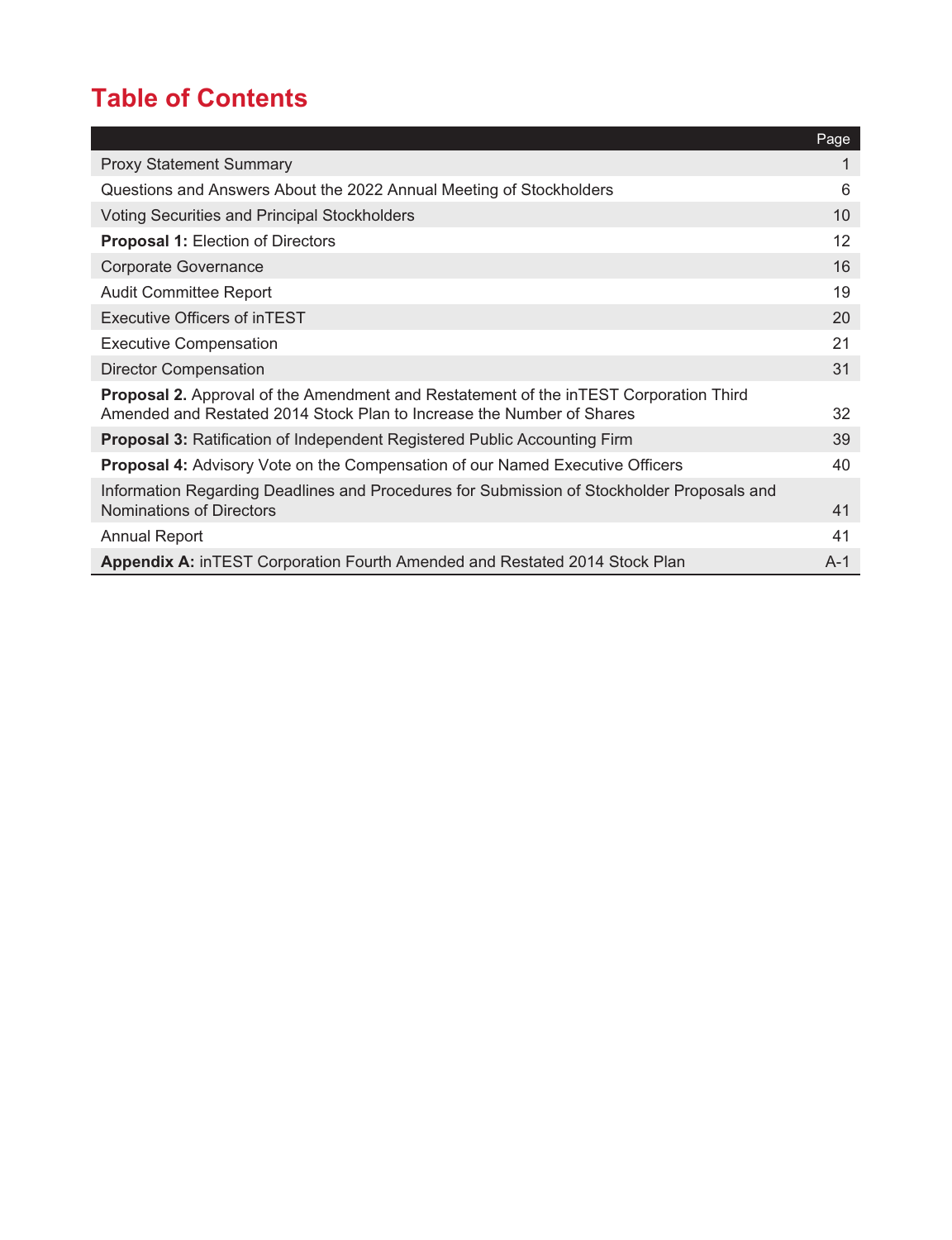# Table of Contents

| | Page |
|---|---|
| Proxy Statement Summary | 1 |
| Questions and Answers About the 2022 Annual Meeting of Stockholders | 6 |
| Voting Securities and Principal Stockholders | 10 |
| **Proposal 1:** Election of Directors | 12 |
| Corporate Governance | 16 |
| Audit Committee Report | 19 |
| Executive Officers of inTEST | 20 |
| Executive Compensation | 21 |
| Director Compensation | 31 |
| **Proposal 2.** Approval of the Amendment and Restatement of the inTEST Corporation Third Amended and Restated 2014 Stock Plan to Increase the Number of Shares | 32 |
| **Proposal 3:** Ratification of Independent Registered Public Accounting Firm | 39 |
| **Proposal 4:** Advisory Vote on the Compensation of our Named Executive Officers | 40 |
| Information Regarding Deadlines and Procedures for Submission of Stockholder Proposals and Nominations of Directors | 41 |
| Annual Report | 41 |
| **Appendix A:** inTEST Corporation Fourth Amended and Restated 2014 Stock Plan | A-1 |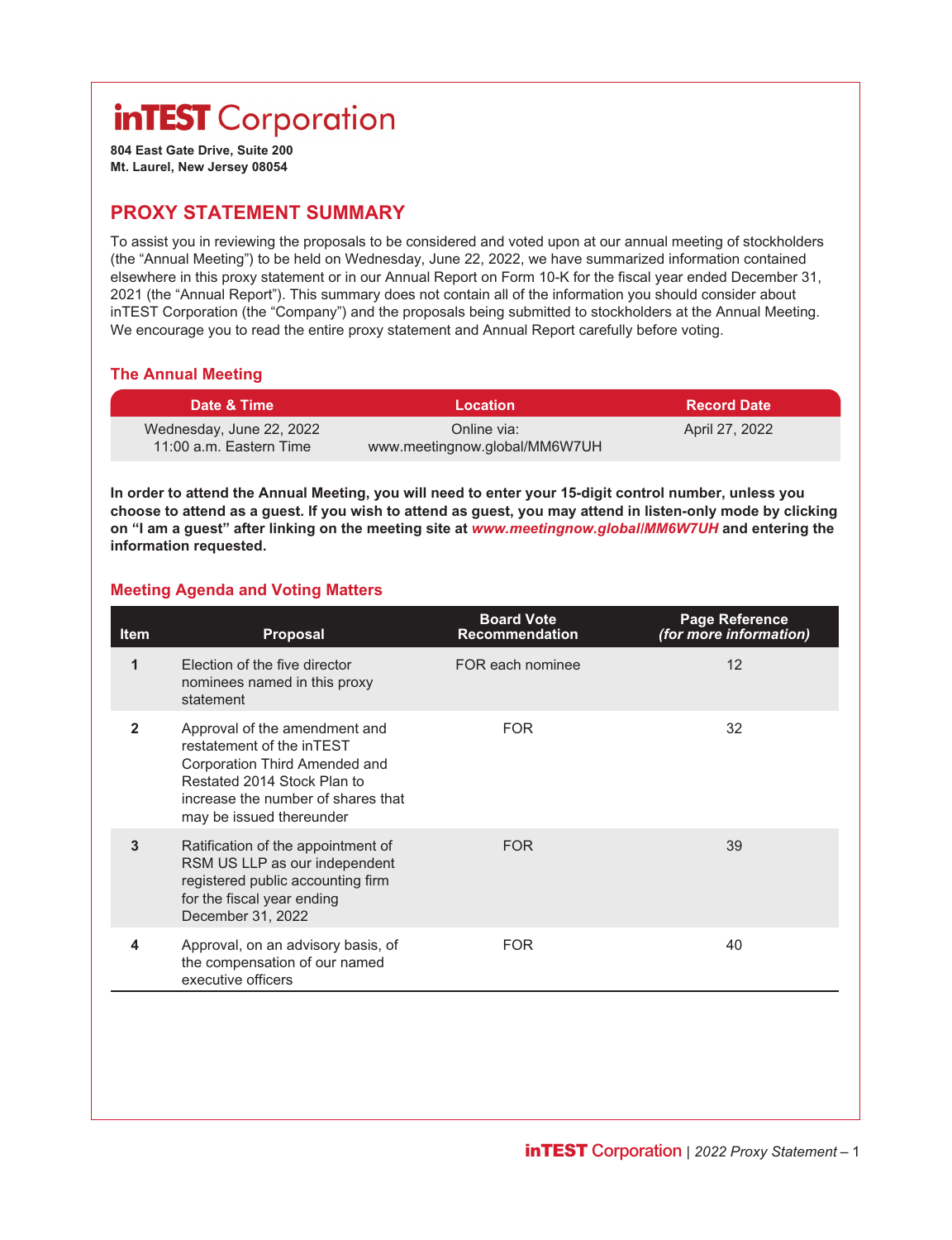# inTEST Corporation

**804 East Gate Drive, Suite 200**
**Mt. Laurel, New Jersey 08054**

## PROXY STATEMENT SUMMARY

To assist you in reviewing the proposals to be considered and voted upon at our annual meeting of stockholders (the "Annual Meeting") to be held on Wednesday, June 22, 2022, we have summarized information contained elsewhere in this proxy statement or in our Annual Report on Form 10-K for the fiscal year ended December 31, 2021 (the "Annual Report"). This summary does not contain all of the information you should consider about inTEST Corporation (the "Company") and the proposals being submitted to stockholders at the Annual Meeting. We encourage you to read the entire proxy statement and Annual Report carefully before voting.

### The Annual Meeting

| Date & Time | Location | Record Date |
| --- | --- | --- |
| Wednesday, June 22, 2022<br>11:00 a.m. Eastern Time | Online via:<br>www.meetingnow.global/MM6W7UH | April 27, 2022 |

**In order to attend the Annual Meeting, you will need to enter your 15-digit control number, unless you choose to attend as a guest. If you wish to attend as guest, you may attend in listen-only mode by clicking on "I am a guest" after linking on the meeting site at *www.meetingnow.global/MM6W7UH* and entering the information requested.**

### Meeting Agenda and Voting Matters

| Item | Proposal | Board Vote Recommendation | Page Reference *(for more information)* |
| --- | --- | --- | --- |
| 1 | Election of the five director nominees named in this proxy statement | FOR each nominee | 12 |
| 2 | Approval of the amendment and restatement of the inTEST Corporation Third Amended and Restated 2014 Stock Plan to increase the number of shares that may be issued thereunder | FOR | 32 |
| 3 | Ratification of the appointment of RSM US LLP as our independent registered public accounting firm for the fiscal year ending December 31, 2022 | FOR | 39 |
| 4 | Approval, on an advisory basis, of the compensation of our named executive officers | FOR | 40 |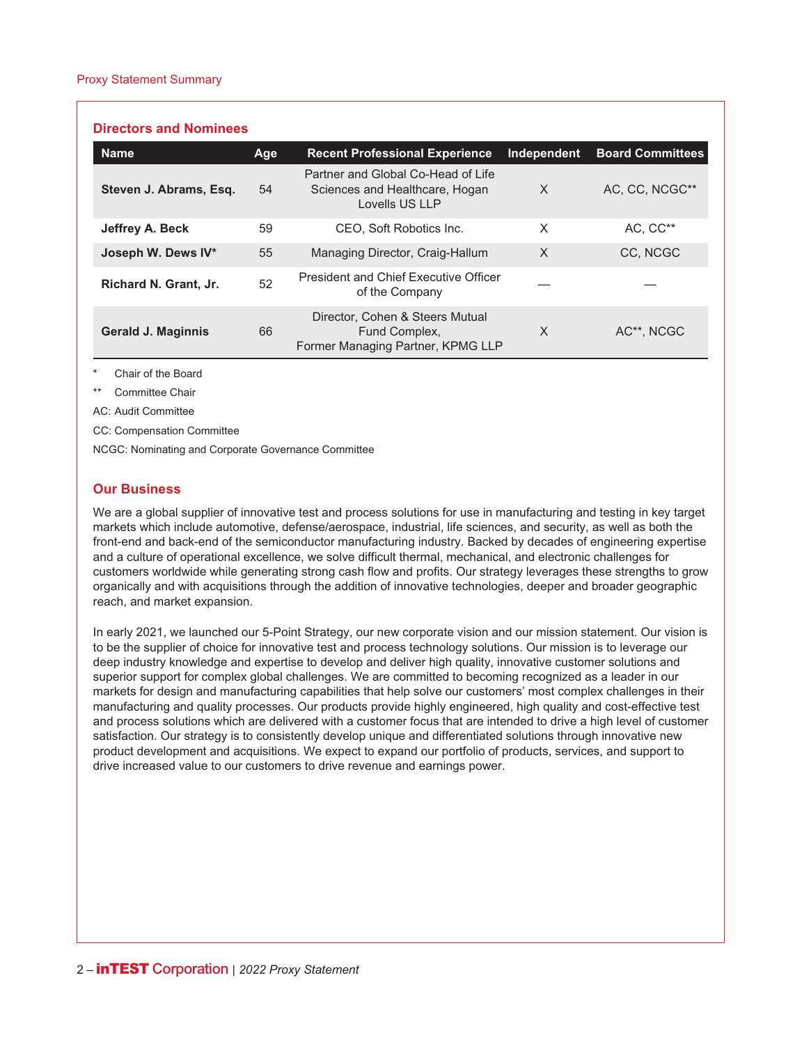## Directors and Nominees

| Name | Age | Recent Professional Experience | Independent | Board Committees |
|---|---|---|---|---|
| **Steven J. Abrams, Esq.** | 54 | Partner and Global Co-Head of Life Sciences and Healthcare, Hogan Lovells US LLP | X | AC, CC, NCGC** |
| **Jeffrey A. Beck** | 59 | CEO, Soft Robotics Inc. | X | AC, CC** |
| **Joseph W. Dews IV*** | 55 | Managing Director, Craig-Hallum | X | CC, NCGC |
| **Richard N. Grant, Jr.** | 52 | President and Chief Executive Officer of the Company | — | — |
| **Gerald J. Maginnis** | 66 | Director, Cohen & Steers Mutual Fund Complex, Former Managing Partner, KPMG LLP | X | AC**, NCGC |

\* Chair of the Board

** Committee Chair

AC: Audit Committee

CC: Compensation Committee

NCGC: Nominating and Corporate Governance Committee

## Our Business

We are a global supplier of innovative test and process solutions for use in manufacturing and testing in key target markets which include automotive, defense/aerospace, industrial, life sciences, and security, as well as both the front-end and back-end of the semiconductor manufacturing industry. Backed by decades of engineering expertise and a culture of operational excellence, we solve difficult thermal, mechanical, and electronic challenges for customers worldwide while generating strong cash flow and profits. Our strategy leverages these strengths to grow organically and with acquisitions through the addition of innovative technologies, deeper and broader geographic reach, and market expansion.

In early 2021, we launched our 5-Point Strategy, our new corporate vision and our mission statement. Our vision is to be the supplier of choice for innovative test and process technology solutions. Our mission is to leverage our deep industry knowledge and expertise to develop and deliver high quality, innovative customer solutions and superior support for complex global challenges. We are committed to becoming recognized as a leader in our markets for design and manufacturing capabilities that help solve our customers' most complex challenges in their manufacturing and quality processes. Our products provide highly engineered, high quality and cost-effective test and process solutions which are delivered with a customer focus that are intended to drive a high level of customer satisfaction. Our strategy is to consistently develop unique and differentiated solutions through innovative new product development and acquisitions. We expect to expand our portfolio of products, services, and support to drive increased value to our customers to drive revenue and earnings power.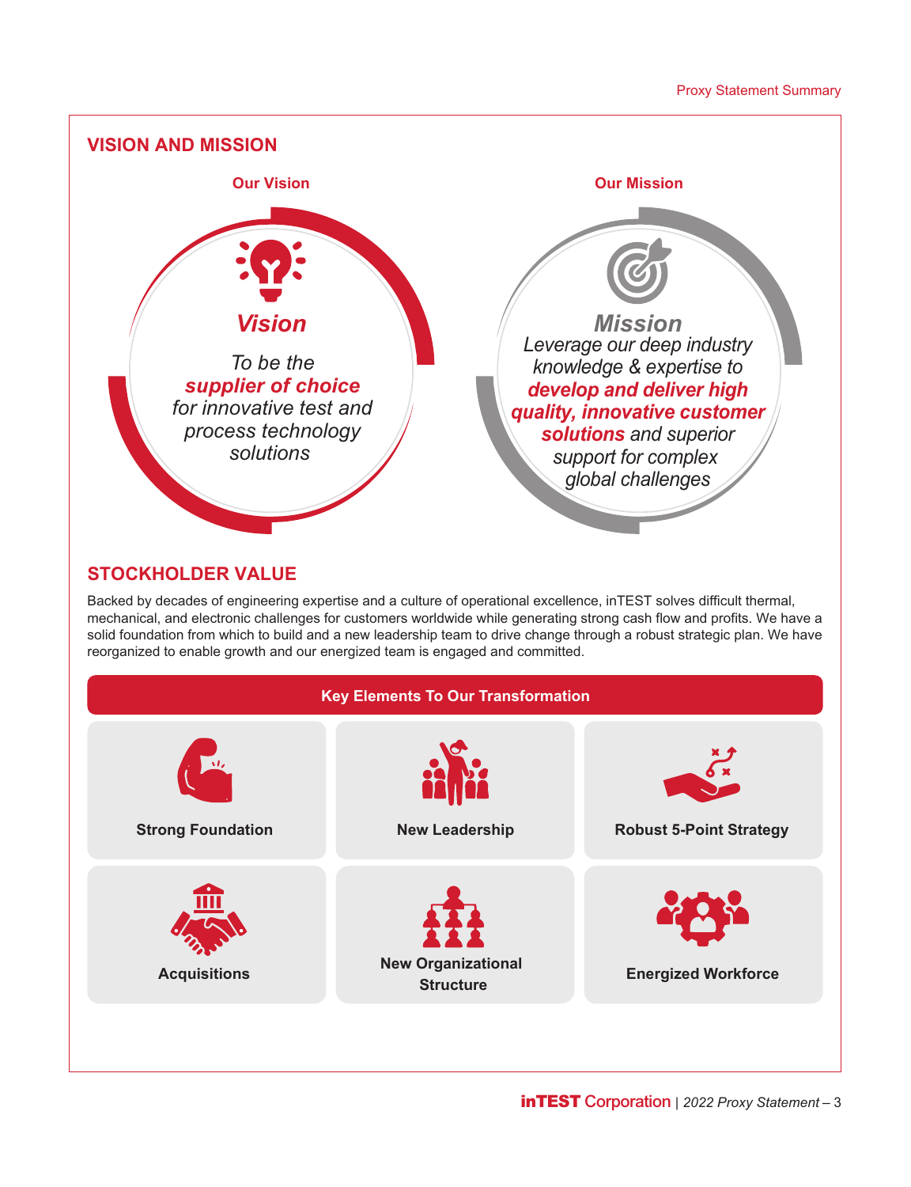## VISION AND MISSION

**Our Vision**

***Vision***

*To be the* ***supplier of choice*** *for innovative test and process technology solutions*

**Our Mission**

***Mission***

*Leverage our deep industry knowledge & expertise to* ***develop and deliver high quality, innovative customer solutions*** *and superior support for complex global challenges*

## STOCKHOLDER VALUE

Backed by decades of engineering expertise and a culture of operational excellence, inTEST solves difficult thermal, mechanical, and electronic challenges for customers worldwide while generating strong cash flow and profits. We have a solid foundation from which to build and a new leadership team to drive change through a robust strategic plan. We have reorganized to enable growth and our energized team is engaged and committed.

### Key Elements To Our Transformation

- **Strong Foundation**
- **New Leadership**
- **Robust 5-Point Strategy**
- **Acquisitions**
- **New Organizational Structure**
- **Energized Workforce**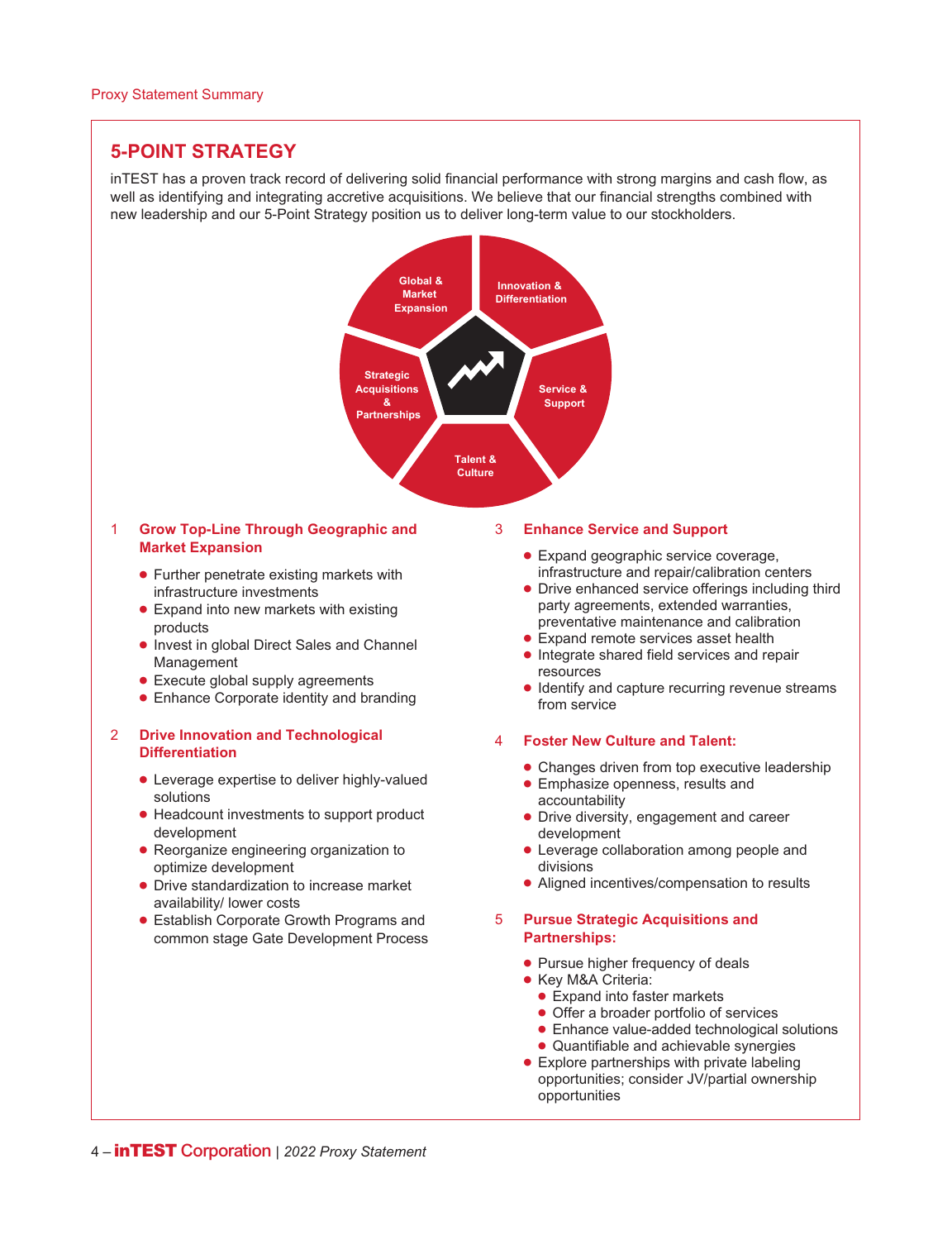## 5-POINT STRATEGY

inTEST has a proven track record of delivering solid financial performance with strong margins and cash flow, as well as identifying and integrating accretive acquisitions. We believe that our financial strengths combined with new leadership and our 5-Point Strategy position us to deliver long-term value to our stockholders.

Global & Market Expansion

Innovation & Differentiation

Service & Support

Talent & Culture

Strategic Acquisitions & Partnerships

### 1 Grow Top-Line Through Geographic and Market Expansion

- Further penetrate existing markets with infrastructure investments
- Expand into new markets with existing products
- Invest in global Direct Sales and Channel Management
- Execute global supply agreements
- Enhance Corporate identity and branding

### 2 Drive Innovation and Technological Differentiation

- Leverage expertise to deliver highly-valued solutions
- Headcount investments to support product development
- Reorganize engineering organization to optimize development
- Drive standardization to increase market availability/ lower costs
- Establish Corporate Growth Programs and common stage Gate Development Process

### 3 Enhance Service and Support

- Expand geographic service coverage, infrastructure and repair/calibration centers
- Drive enhanced service offerings including third party agreements, extended warranties, preventative maintenance and calibration
- Expand remote services asset health
- Integrate shared field services and repair resources
- Identify and capture recurring revenue streams from service

### 4 Foster New Culture and Talent:

- Changes driven from top executive leadership
- Emphasize openness, results and accountability
- Drive diversity, engagement and career development
- Leverage collaboration among people and divisions
- Aligned incentives/compensation to results

### 5 Pursue Strategic Acquisitions and Partnerships:

- Pursue higher frequency of deals
- Key M&A Criteria:
  - Expand into faster markets
  - Offer a broader portfolio of services
  - Enhance value-added technological solutions
  - Quantifiable and achievable synergies
- Explore partnerships with private labeling opportunities; consider JV/partial ownership opportunities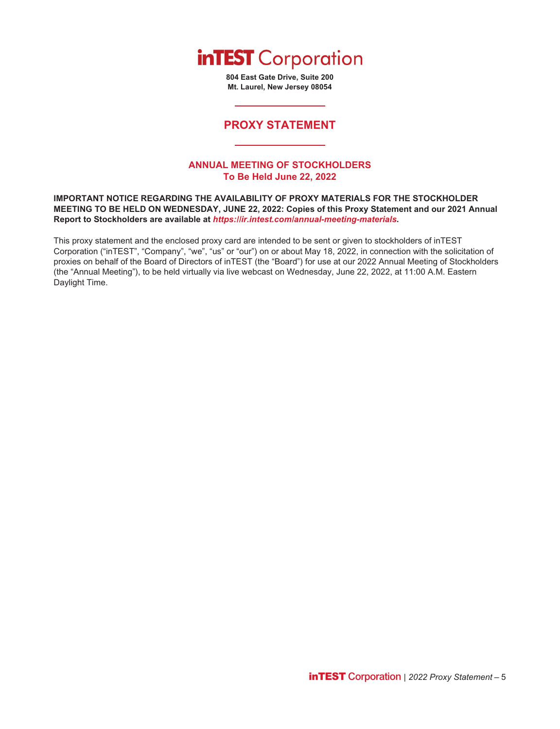# inTEST Corporation

**804 East Gate Drive, Suite 200**
**Mt. Laurel, New Jersey 08054**

## PROXY STATEMENT

### ANNUAL MEETING OF STOCKHOLDERS
### To Be Held June 22, 2022

**IMPORTANT NOTICE REGARDING THE AVAILABILITY OF PROXY MATERIALS FOR THE STOCKHOLDER MEETING TO BE HELD ON WEDNESDAY, JUNE 22, 2022: Copies of this Proxy Statement and our 2021 Annual Report to Stockholders are available at *https://ir.intest.com/annual-meeting-materials*.**

This proxy statement and the enclosed proxy card are intended to be sent or given to stockholders of inTEST Corporation ("inTEST", "Company", "we", "us" or "our") on or about May 18, 2022, in connection with the solicitation of proxies on behalf of the Board of Directors of inTEST (the "Board") for use at our 2022 Annual Meeting of Stockholders (the "Annual Meeting"), to be held virtually via live webcast on Wednesday, June 22, 2022, at 11:00 A.M. Eastern Daylight Time.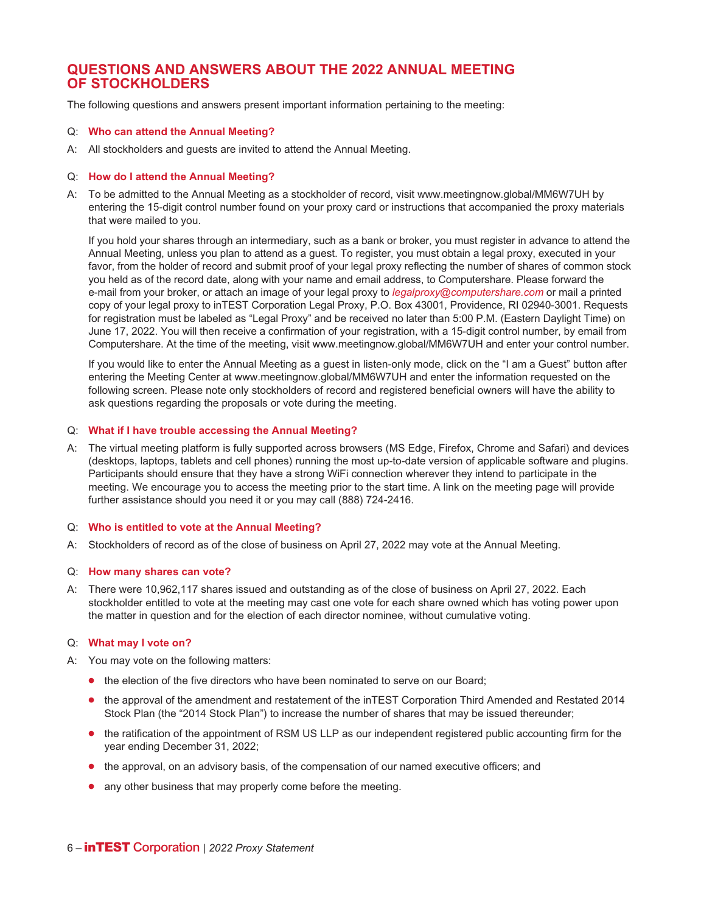## QUESTIONS AND ANSWERS ABOUT THE 2022 ANNUAL MEETING OF STOCKHOLDERS

The following questions and answers present important information pertaining to the meeting:

Q: **Who can attend the Annual Meeting?**

A: All stockholders and guests are invited to attend the Annual Meeting.

Q: **How do I attend the Annual Meeting?**

A: To be admitted to the Annual Meeting as a stockholder of record, visit www.meetingnow.global/MM6W7UH by entering the 15-digit control number found on your proxy card or instructions that accompanied the proxy materials that were mailed to you.

If you hold your shares through an intermediary, such as a bank or broker, you must register in advance to attend the Annual Meeting, unless you plan to attend as a guest. To register, you must obtain a legal proxy, executed in your favor, from the holder of record and submit proof of your legal proxy reflecting the number of shares of common stock you held as of the record date, along with your name and email address, to Computershare. Please forward the e-mail from your broker, or attach an image of your legal proxy to *legalproxy@computershare.com* or mail a printed copy of your legal proxy to inTEST Corporation Legal Proxy, P.O. Box 43001, Providence, RI 02940-3001. Requests for registration must be labeled as "Legal Proxy" and be received no later than 5:00 P.M. (Eastern Daylight Time) on June 17, 2022. You will then receive a confirmation of your registration, with a 15-digit control number, by email from Computershare. At the time of the meeting, visit www.meetingnow.global/MM6W7UH and enter your control number.

If you would like to enter the Annual Meeting as a guest in listen-only mode, click on the "I am a Guest" button after entering the Meeting Center at www.meetingnow.global/MM6W7UH and enter the information requested on the following screen. Please note only stockholders of record and registered beneficial owners will have the ability to ask questions regarding the proposals or vote during the meeting.

Q: **What if I have trouble accessing the Annual Meeting?**

A: The virtual meeting platform is fully supported across browsers (MS Edge, Firefox, Chrome and Safari) and devices (desktops, laptops, tablets and cell phones) running the most up-to-date version of applicable software and plugins. Participants should ensure that they have a strong WiFi connection wherever they intend to participate in the meeting. We encourage you to access the meeting prior to the start time. A link on the meeting page will provide further assistance should you need it or you may call (888) 724-2416.

Q: **Who is entitled to vote at the Annual Meeting?**

A: Stockholders of record as of the close of business on April 27, 2022 may vote at the Annual Meeting.

Q: **How many shares can vote?**

A: There were 10,962,117 shares issued and outstanding as of the close of business on April 27, 2022. Each stockholder entitled to vote at the meeting may cast one vote for each share owned which has voting power upon the matter in question and for the election of each director nominee, without cumulative voting.

Q: **What may I vote on?**

A: You may vote on the following matters:

- the election of the five directors who have been nominated to serve on our Board;
- the approval of the amendment and restatement of the inTEST Corporation Third Amended and Restated 2014 Stock Plan (the "2014 Stock Plan") to increase the number of shares that may be issued thereunder;
- the ratification of the appointment of RSM US LLP as our independent registered public accounting firm for the year ending December 31, 2022;
- the approval, on an advisory basis, of the compensation of our named executive officers; and
- any other business that may properly come before the meeting.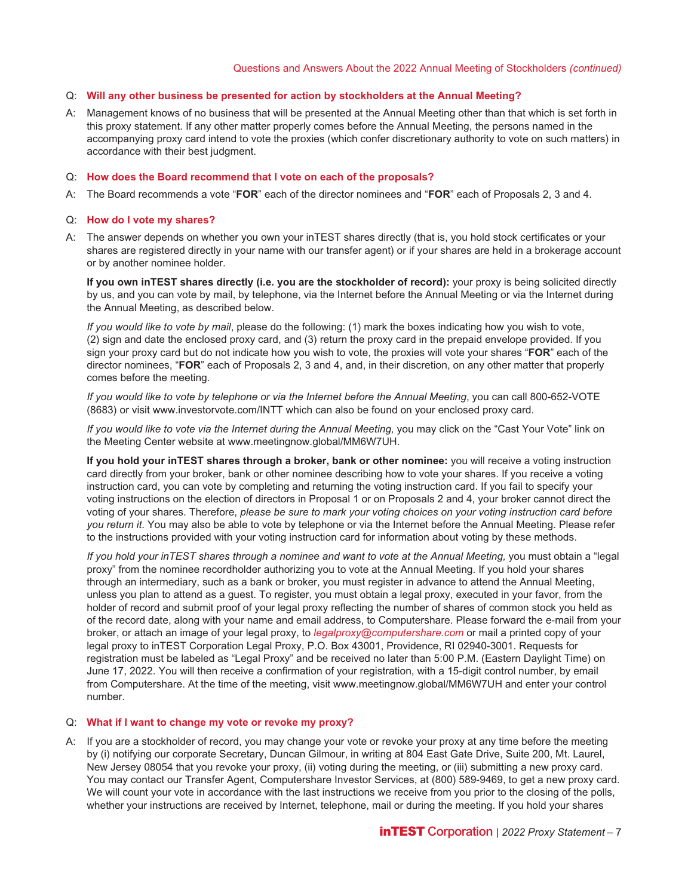**Q: Will any other business be presented for action by stockholders at the Annual Meeting?**

A: Management knows of no business that will be presented at the Annual Meeting other than that which is set forth in this proxy statement. If any other matter properly comes before the Annual Meeting, the persons named in the accompanying proxy card intend to vote the proxies (which confer discretionary authority to vote on such matters) in accordance with their best judgment.

**Q: How does the Board recommend that I vote on each of the proposals?**

A: The Board recommends a vote "**FOR**" each of the director nominees and "**FOR**" each of Proposals 2, 3 and 4.

**Q: How do I vote my shares?**

A: The answer depends on whether you own your inTEST shares directly (that is, you hold stock certificates or your shares are registered directly in your name with our transfer agent) or if your shares are held in a brokerage account or by another nominee holder.

**If you own inTEST shares directly (i.e. you are the stockholder of record):** your proxy is being solicited directly by us, and you can vote by mail, by telephone, via the Internet before the Annual Meeting or via the Internet during the Annual Meeting, as described below.

*If you would like to vote by mail*, please do the following: (1) mark the boxes indicating how you wish to vote, (2) sign and date the enclosed proxy card, and (3) return the proxy card in the prepaid envelope provided. If you sign your proxy card but do not indicate how you wish to vote, the proxies will vote your shares "**FOR**" each of the director nominees, "**FOR**" each of Proposals 2, 3 and 4, and, in their discretion, on any other matter that properly comes before the meeting.

*If you would like to vote by telephone or via the Internet before the Annual Meeting*, you can call 800-652-VOTE (8683) or visit www.investorvote.com/INTT which can also be found on your enclosed proxy card.

*If you would like to vote via the Internet during the Annual Meeting,* you may click on the "Cast Your Vote" link on the Meeting Center website at www.meetingnow.global/MM6W7UH.

**If you hold your inTEST shares through a broker, bank or other nominee:** you will receive a voting instruction card directly from your broker, bank or other nominee describing how to vote your shares. If you receive a voting instruction card, you can vote by completing and returning the voting instruction card. If you fail to specify your voting instructions on the election of directors in Proposal 1 or on Proposals 2 and 4, your broker cannot direct the voting of your shares. Therefore, *please be sure to mark your voting choices on your voting instruction card before you return it.* You may also be able to vote by telephone or via the Internet before the Annual Meeting. Please refer to the instructions provided with your voting instruction card for information about voting by these methods.

*If you hold your inTEST shares through a nominee and want to vote at the Annual Meeting,* you must obtain a "legal proxy" from the nominee recordholder authorizing you to vote at the Annual Meeting. If you hold your shares through an intermediary, such as a bank or broker, you must register in advance to attend the Annual Meeting, unless you plan to attend as a guest. To register, you must obtain a legal proxy, executed in your favor, from the holder of record and submit proof of your legal proxy reflecting the number of shares of common stock you held as of the record date, along with your name and email address, to Computershare. Please forward the e-mail from your broker, or attach an image of your legal proxy, to *legalproxy@computershare.com* or mail a printed copy of your legal proxy to inTEST Corporation Legal Proxy, P.O. Box 43001, Providence, RI 02940-3001. Requests for registration must be labeled as "Legal Proxy" and be received no later than 5:00 P.M. (Eastern Daylight Time) on June 17, 2022. You will then receive a confirmation of your registration, with a 15-digit control number, by email from Computershare. At the time of the meeting, visit www.meetingnow.global/MM6W7UH and enter your control number.

**Q: What if I want to change my vote or revoke my proxy?**

A: If you are a stockholder of record, you may change your vote or revoke your proxy at any time before the meeting by (i) notifying our corporate Secretary, Duncan Gilmour, in writing at 804 East Gate Drive, Suite 200, Mt. Laurel, New Jersey 08054 that you revoke your proxy, (ii) voting during the meeting, or (iii) submitting a new proxy card. You may contact our Transfer Agent, Computershare Investor Services, at (800) 589-9469, to get a new proxy card. We will count your vote in accordance with the last instructions we receive from you prior to the closing of the polls, whether your instructions are received by Internet, telephone, mail or during the meeting. If you hold your shares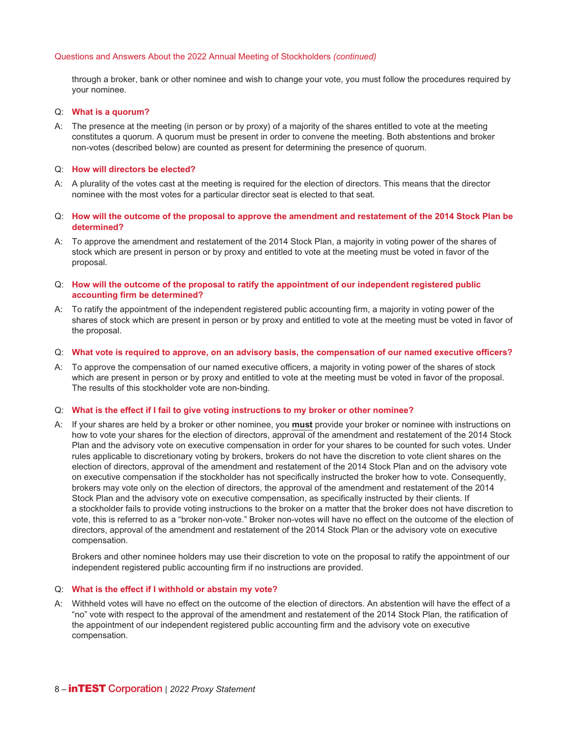through a broker, bank or other nominee and wish to change your vote, you must follow the procedures required by your nominee.

Q: **What is a quorum?**

A: The presence at the meeting (in person or by proxy) of a majority of the shares entitled to vote at the meeting constitutes a quorum. A quorum must be present in order to convene the meeting. Both abstentions and broker non-votes (described below) are counted as present for determining the presence of quorum.

Q: **How will directors be elected?**

A: A plurality of the votes cast at the meeting is required for the election of directors. This means that the director nominee with the most votes for a particular director seat is elected to that seat.

Q: **How will the outcome of the proposal to approve the amendment and restatement of the 2014 Stock Plan be determined?**

A: To approve the amendment and restatement of the 2014 Stock Plan, a majority in voting power of the shares of stock which are present in person or by proxy and entitled to vote at the meeting must be voted in favor of the proposal.

Q: **How will the outcome of the proposal to ratify the appointment of our independent registered public accounting firm be determined?**

A: To ratify the appointment of the independent registered public accounting firm, a majority in voting power of the shares of stock which are present in person or by proxy and entitled to vote at the meeting must be voted in favor of the proposal.

Q: **What vote is required to approve, on an advisory basis, the compensation of our named executive officers?**

A: To approve the compensation of our named executive officers, a majority in voting power of the shares of stock which are present in person or by proxy and entitled to vote at the meeting must be voted in favor of the proposal. The results of this stockholder vote are non-binding.

Q: **What is the effect if I fail to give voting instructions to my broker or other nominee?**

A: If your shares are held by a broker or other nominee, you **must** provide your broker or nominee with instructions on how to vote your shares for the election of directors, approval of the amendment and restatement of the 2014 Stock Plan and the advisory vote on executive compensation in order for your shares to be counted for such votes. Under rules applicable to discretionary voting by brokers, brokers do not have the discretion to vote client shares on the election of directors, approval of the amendment and restatement of the 2014 Stock Plan and on the advisory vote on executive compensation if the stockholder has not specifically instructed the broker how to vote. Consequently, brokers may vote only on the election of directors, the approval of the amendment and restatement of the 2014 Stock Plan and the advisory vote on executive compensation, as specifically instructed by their clients. If a stockholder fails to provide voting instructions to the broker on a matter that the broker does not have discretion to vote, this is referred to as a "broker non-vote." Broker non-votes will have no effect on the outcome of the election of directors, approval of the amendment and restatement of the 2014 Stock Plan or the advisory vote on executive compensation.

Brokers and other nominee holders may use their discretion to vote on the proposal to ratify the appointment of our independent registered public accounting firm if no instructions are provided.

Q: **What is the effect if I withhold or abstain my vote?**

A: Withheld votes will have no effect on the outcome of the election of directors. An abstention will have the effect of a "no" vote with respect to the approval of the amendment and restatement of the 2014 Stock Plan, the ratification of the appointment of our independent registered public accounting firm and the advisory vote on executive compensation.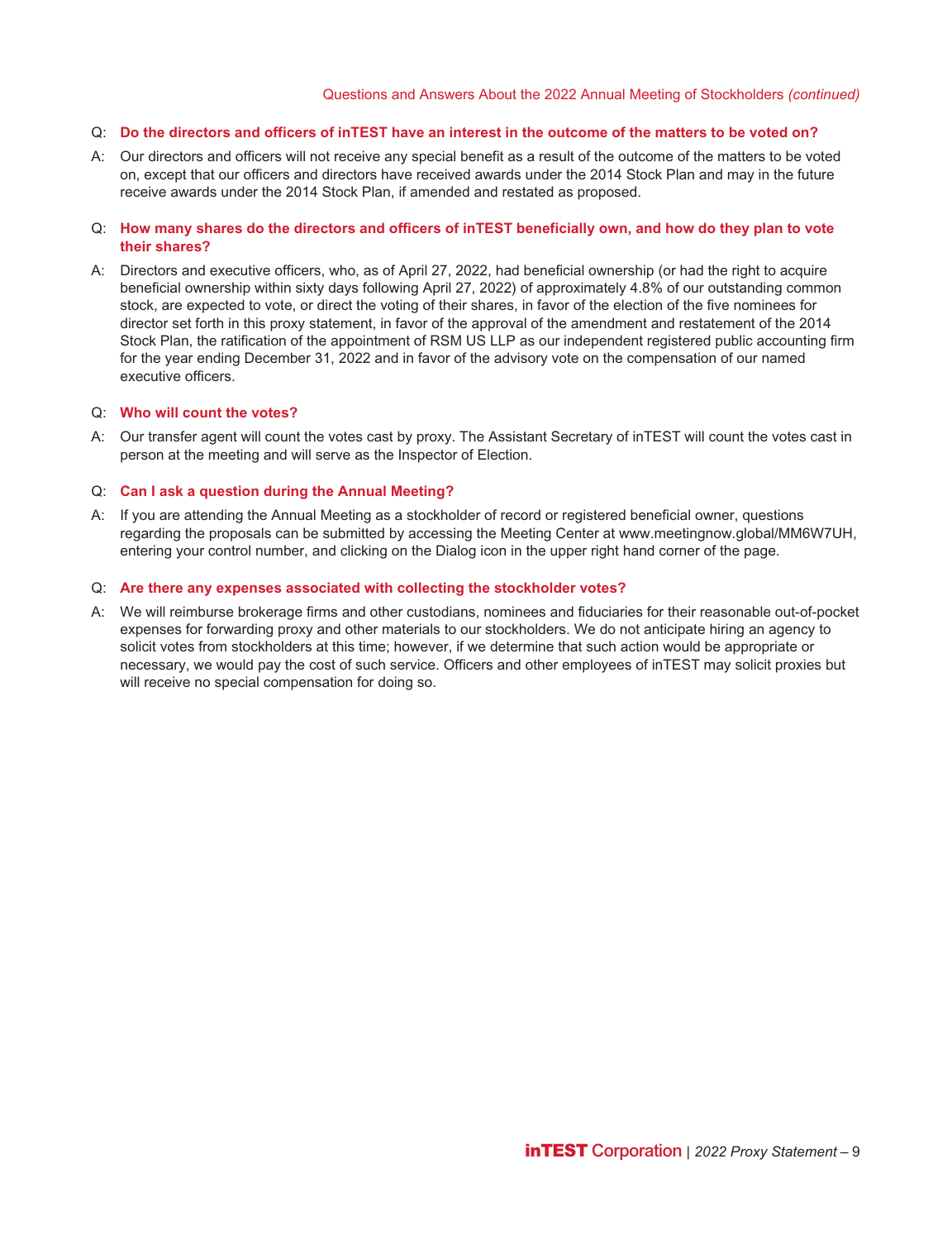**Q: Do the directors and officers of inTEST have an interest in the outcome of the matters to be voted on?**

A: Our directors and officers will not receive any special benefit as a result of the outcome of the matters to be voted on, except that our officers and directors have received awards under the 2014 Stock Plan and may in the future receive awards under the 2014 Stock Plan, if amended and restated as proposed.

**Q: How many shares do the directors and officers of inTEST beneficially own, and how do they plan to vote their shares?**

A: Directors and executive officers, who, as of April 27, 2022, had beneficial ownership (or had the right to acquire beneficial ownership within sixty days following April 27, 2022) of approximately 4.8% of our outstanding common stock, are expected to vote, or direct the voting of their shares, in favor of the election of the five nominees for director set forth in this proxy statement, in favor of the approval of the amendment and restatement of the 2014 Stock Plan, the ratification of the appointment of RSM US LLP as our independent registered public accounting firm for the year ending December 31, 2022 and in favor of the advisory vote on the compensation of our named executive officers.

**Q: Who will count the votes?**

A: Our transfer agent will count the votes cast by proxy. The Assistant Secretary of inTEST will count the votes cast in person at the meeting and will serve as the Inspector of Election.

**Q: Can I ask a question during the Annual Meeting?**

A: If you are attending the Annual Meeting as a stockholder of record or registered beneficial owner, questions regarding the proposals can be submitted by accessing the Meeting Center at www.meetingnow.global/MM6W7UH, entering your control number, and clicking on the Dialog icon in the upper right hand corner of the page.

**Q: Are there any expenses associated with collecting the stockholder votes?**

A: We will reimburse brokerage firms and other custodians, nominees and fiduciaries for their reasonable out-of-pocket expenses for forwarding proxy and other materials to our stockholders. We do not anticipate hiring an agency to solicit votes from stockholders at this time; however, if we determine that such action would be appropriate or necessary, we would pay the cost of such service. Officers and other employees of inTEST may solicit proxies but will receive no special compensation for doing so.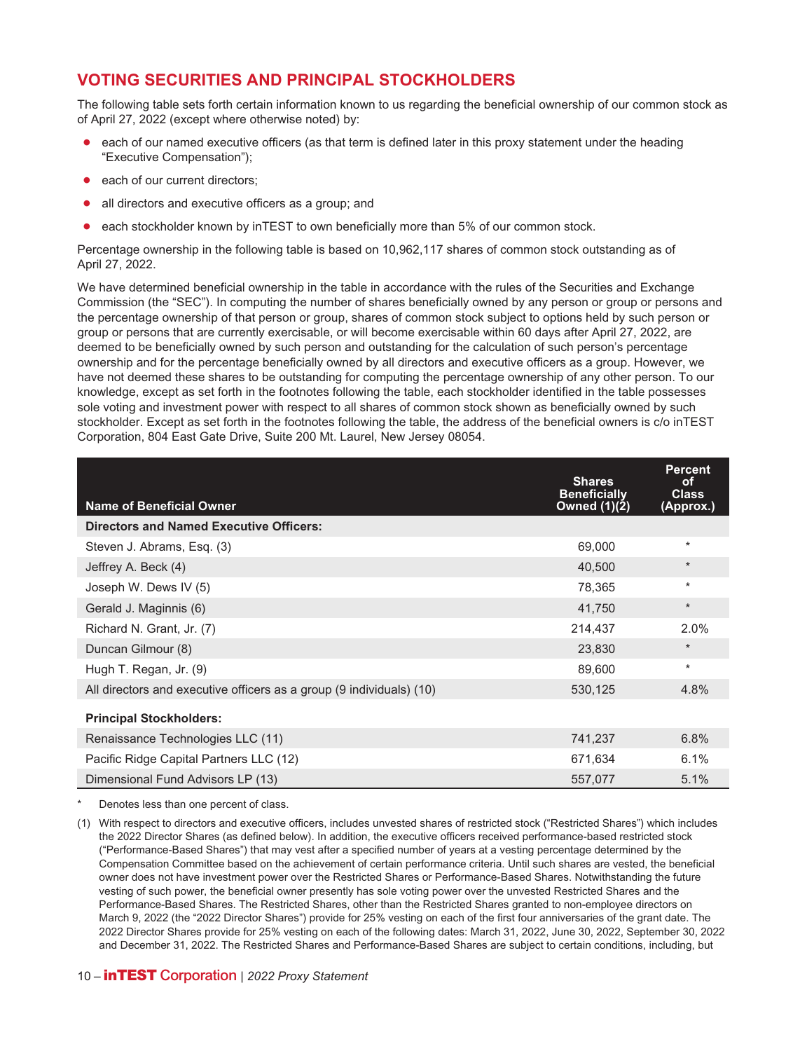## VOTING SECURITIES AND PRINCIPAL STOCKHOLDERS

The following table sets forth certain information known to us regarding the beneficial ownership of our common stock as of April 27, 2022 (except where otherwise noted) by:

- each of our named executive officers (as that term is defined later in this proxy statement under the heading "Executive Compensation");
- each of our current directors;
- all directors and executive officers as a group; and
- each stockholder known by inTEST to own beneficially more than 5% of our common stock.

Percentage ownership in the following table is based on 10,962,117 shares of common stock outstanding as of April 27, 2022.

We have determined beneficial ownership in the table in accordance with the rules of the Securities and Exchange Commission (the "SEC"). In computing the number of shares beneficially owned by any person or group or persons and the percentage ownership of that person or group, shares of common stock subject to options held by such person or group or persons that are currently exercisable, or will become exercisable within 60 days after April 27, 2022, are deemed to be beneficially owned by such person and outstanding for the calculation of such person's percentage ownership and for the percentage beneficially owned by all directors and executive officers as a group. However, we have not deemed these shares to be outstanding for computing the percentage ownership of any other person. To our knowledge, except as set forth in the footnotes following the table, each stockholder identified in the table possesses sole voting and investment power with respect to all shares of common stock shown as beneficially owned by such stockholder. Except as set forth in the footnotes following the table, the address of the beneficial owners is c/o inTEST Corporation, 804 East Gate Drive, Suite 200 Mt. Laurel, New Jersey 08054.

| Name of Beneficial Owner | Shares Beneficially Owned (1)(2) | Percent of Class (Approx.) |
|---|---|---|
| **Directors and Named Executive Officers:** | | |
| Steven J. Abrams, Esq. (3) | 69,000 | * |
| Jeffrey A. Beck (4) | 40,500 | * |
| Joseph W. Dews IV (5) | 78,365 | * |
| Gerald J. Maginnis (6) | 41,750 | * |
| Richard N. Grant, Jr. (7) | 214,437 | 2.0% |
| Duncan Gilmour (8) | 23,830 | * |
| Hugh T. Regan, Jr. (9) | 89,600 | * |
| All directors and executive officers as a group (9 individuals) (10) | 530,125 | 4.8% |
| **Principal Stockholders:** | | |
| Renaissance Technologies LLC (11) | 741,237 | 6.8% |
| Pacific Ridge Capital Partners LLC (12) | 671,634 | 6.1% |
| Dimensional Fund Advisors LP (13) | 557,077 | 5.1% |

\* Denotes less than one percent of class.

(1) With respect to directors and executive officers, includes unvested shares of restricted stock ("Restricted Shares") which includes the 2022 Director Shares (as defined below). In addition, the executive officers received performance-based restricted stock ("Performance-Based Shares") that may vest after a specified number of years at a vesting percentage determined by the Compensation Committee based on the achievement of certain performance criteria. Until such shares are vested, the beneficial owner does not have investment power over the Restricted Shares or Performance-Based Shares. Notwithstanding the future vesting of such power, the beneficial owner presently has sole voting power over the unvested Restricted Shares and the Performance-Based Shares. The Restricted Shares, other than the Restricted Shares granted to non-employee directors on March 9, 2022 (the "2022 Director Shares") provide for 25% vesting on each of the first four anniversaries of the grant date. The 2022 Director Shares provide for 25% vesting on each of the following dates: March 31, 2022, June 30, 2022, September 30, 2022 and December 31, 2022. The Restricted Shares and Performance-Based Shares are subject to certain conditions, including, but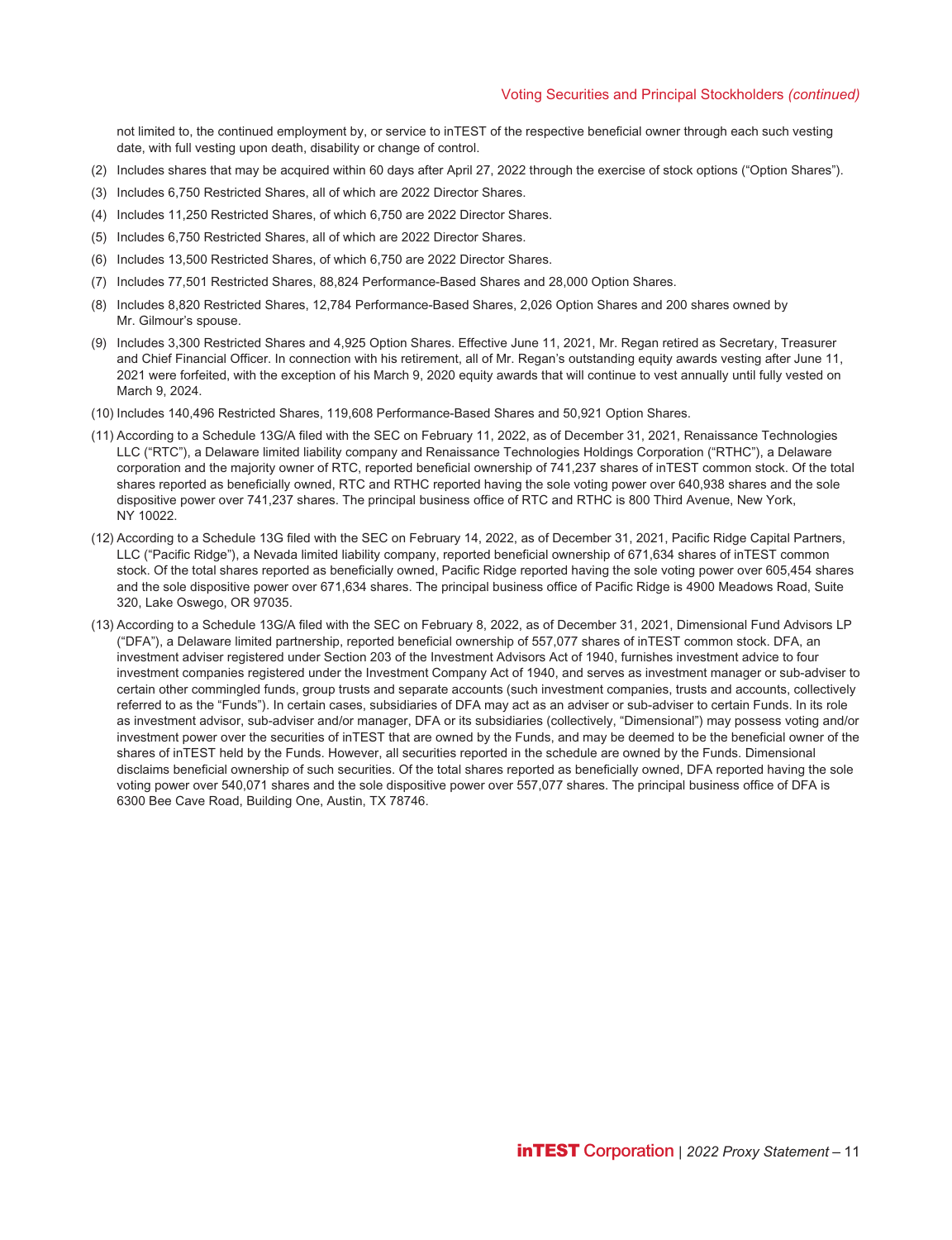not limited to, the continued employment by, or service to inTEST of the respective beneficial owner through each such vesting date, with full vesting upon death, disability or change of control.

(2) Includes shares that may be acquired within 60 days after April 27, 2022 through the exercise of stock options (“Option Shares”).

(3) Includes 6,750 Restricted Shares, all of which are 2022 Director Shares.

(4) Includes 11,250 Restricted Shares, of which 6,750 are 2022 Director Shares.

(5) Includes 6,750 Restricted Shares, all of which are 2022 Director Shares.

(6) Includes 13,500 Restricted Shares, of which 6,750 are 2022 Director Shares.

(7) Includes 77,501 Restricted Shares, 88,824 Performance-Based Shares and 28,000 Option Shares.

(8) Includes 8,820 Restricted Shares, 12,784 Performance-Based Shares, 2,026 Option Shares and 200 shares owned by Mr. Gilmour’s spouse.

(9) Includes 3,300 Restricted Shares and 4,925 Option Shares. Effective June 11, 2021, Mr. Regan retired as Secretary, Treasurer and Chief Financial Officer. In connection with his retirement, all of Mr. Regan’s outstanding equity awards vesting after June 11, 2021 were forfeited, with the exception of his March 9, 2020 equity awards that will continue to vest annually until fully vested on March 9, 2024.

(10) Includes 140,496 Restricted Shares, 119,608 Performance-Based Shares and 50,921 Option Shares.

(11) According to a Schedule 13G/A filed with the SEC on February 11, 2022, as of December 31, 2021, Renaissance Technologies LLC (“RTC”), a Delaware limited liability company and Renaissance Technologies Holdings Corporation (“RTHC”), a Delaware corporation and the majority owner of RTC, reported beneficial ownership of 741,237 shares of inTEST common stock. Of the total shares reported as beneficially owned, RTC and RTHC reported having the sole voting power over 640,938 shares and the sole dispositive power over 741,237 shares. The principal business office of RTC and RTHC is 800 Third Avenue, New York, NY 10022.

(12) According to a Schedule 13G filed with the SEC on February 14, 2022, as of December 31, 2021, Pacific Ridge Capital Partners, LLC (“Pacific Ridge”), a Nevada limited liability company, reported beneficial ownership of 671,634 shares of inTEST common stock. Of the total shares reported as beneficially owned, Pacific Ridge reported having the sole voting power over 605,454 shares and the sole dispositive power over 671,634 shares. The principal business office of Pacific Ridge is 4900 Meadows Road, Suite 320, Lake Oswego, OR 97035.

(13) According to a Schedule 13G/A filed with the SEC on February 8, 2022, as of December 31, 2021, Dimensional Fund Advisors LP (“DFA”), a Delaware limited partnership, reported beneficial ownership of 557,077 shares of inTEST common stock. DFA, an investment adviser registered under Section 203 of the Investment Advisors Act of 1940, furnishes investment advice to four investment companies registered under the Investment Company Act of 1940, and serves as investment manager or sub-adviser to certain other commingled funds, group trusts and separate accounts (such investment companies, trusts and accounts, collectively referred to as the “Funds”). In certain cases, subsidiaries of DFA may act as an adviser or sub-adviser to certain Funds. In its role as investment advisor, sub-adviser and/or manager, DFA or its subsidiaries (collectively, “Dimensional”) may possess voting and/or investment power over the securities of inTEST that are owned by the Funds, and may be deemed to be the beneficial owner of the shares of inTEST held by the Funds. However, all securities reported in the schedule are owned by the Funds. Dimensional disclaims beneficial ownership of such securities. Of the total shares reported as beneficially owned, DFA reported having the sole voting power over 540,071 shares and the sole dispositive power over 557,077 shares. The principal business office of DFA is 6300 Bee Cave Road, Building One, Austin, TX 78746.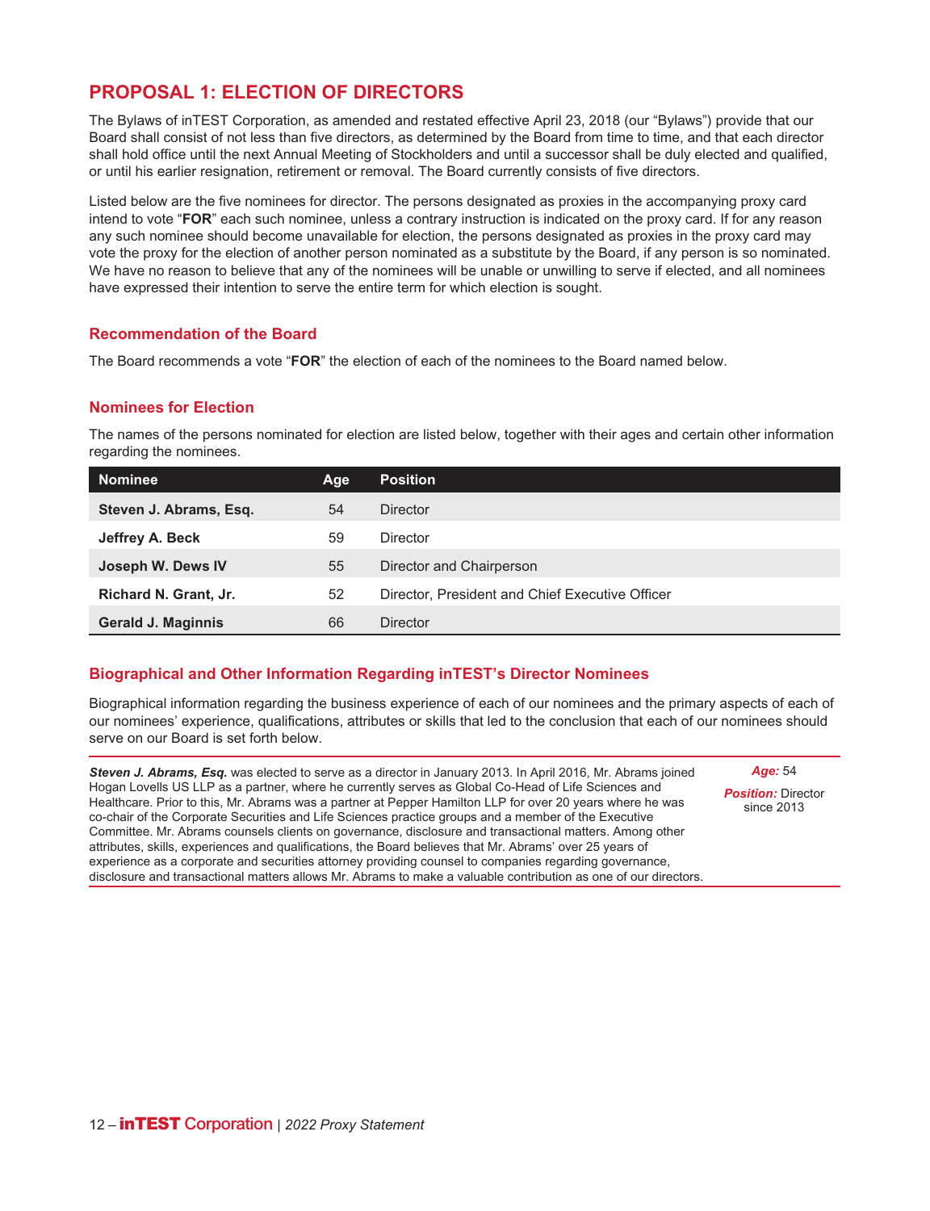# PROPOSAL 1: ELECTION OF DIRECTORS

The Bylaws of inTEST Corporation, as amended and restated effective April 23, 2018 (our "Bylaws") provide that our Board shall consist of not less than five directors, as determined by the Board from time to time, and that each director shall hold office until the next Annual Meeting of Stockholders and until a successor shall be duly elected and qualified, or until his earlier resignation, retirement or removal. The Board currently consists of five directors.

Listed below are the five nominees for director. The persons designated as proxies in the accompanying proxy card intend to vote "**FOR**" each such nominee, unless a contrary instruction is indicated on the proxy card. If for any reason any such nominee should become unavailable for election, the persons designated as proxies in the proxy card may vote the proxy for the election of another person nominated as a substitute by the Board, if any person is so nominated. We have no reason to believe that any of the nominees will be unable or unwilling to serve if elected, and all nominees have expressed their intention to serve the entire term for which election is sought.

## Recommendation of the Board

The Board recommends a vote "**FOR**" the election of each of the nominees to the Board named below.

## Nominees for Election

The names of the persons nominated for election are listed below, together with their ages and certain other information regarding the nominees.

| Nominee | Age | Position |
|---|---|---|
| **Steven J. Abrams, Esq.** | 54 | Director |
| **Jeffrey A. Beck** | 59 | Director |
| **Joseph W. Dews IV** | 55 | Director and Chairperson |
| **Richard N. Grant, Jr.** | 52 | Director, President and Chief Executive Officer |
| **Gerald J. Maginnis** | 66 | Director |

## Biographical and Other Information Regarding inTEST's Director Nominees

Biographical information regarding the business experience of each of our nominees and the primary aspects of each of our nominees' experience, qualifications, attributes or skills that led to the conclusion that each of our nominees should serve on our Board is set forth below.

***Steven J. Abrams, Esq.*** was elected to serve as a director in January 2013. In April 2016, Mr. Abrams joined Hogan Lovells US LLP as a partner, where he currently serves as Global Co-Head of Life Sciences and Healthcare. Prior to this, Mr. Abrams was a partner at Pepper Hamilton LLP for over 20 years where he was co-chair of the Corporate Securities and Life Sciences practice groups and a member of the Executive Committee. Mr. Abrams counsels clients on governance, disclosure and transactional matters. Among other attributes, skills, experiences and qualifications, the Board believes that Mr. Abrams' over 25 years of experience as a corporate and securities attorney providing counsel to companies regarding governance, disclosure and transactional matters allows Mr. Abrams to make a valuable contribution as one of our directors.

*Age:* 54

*Position:* Director since 2013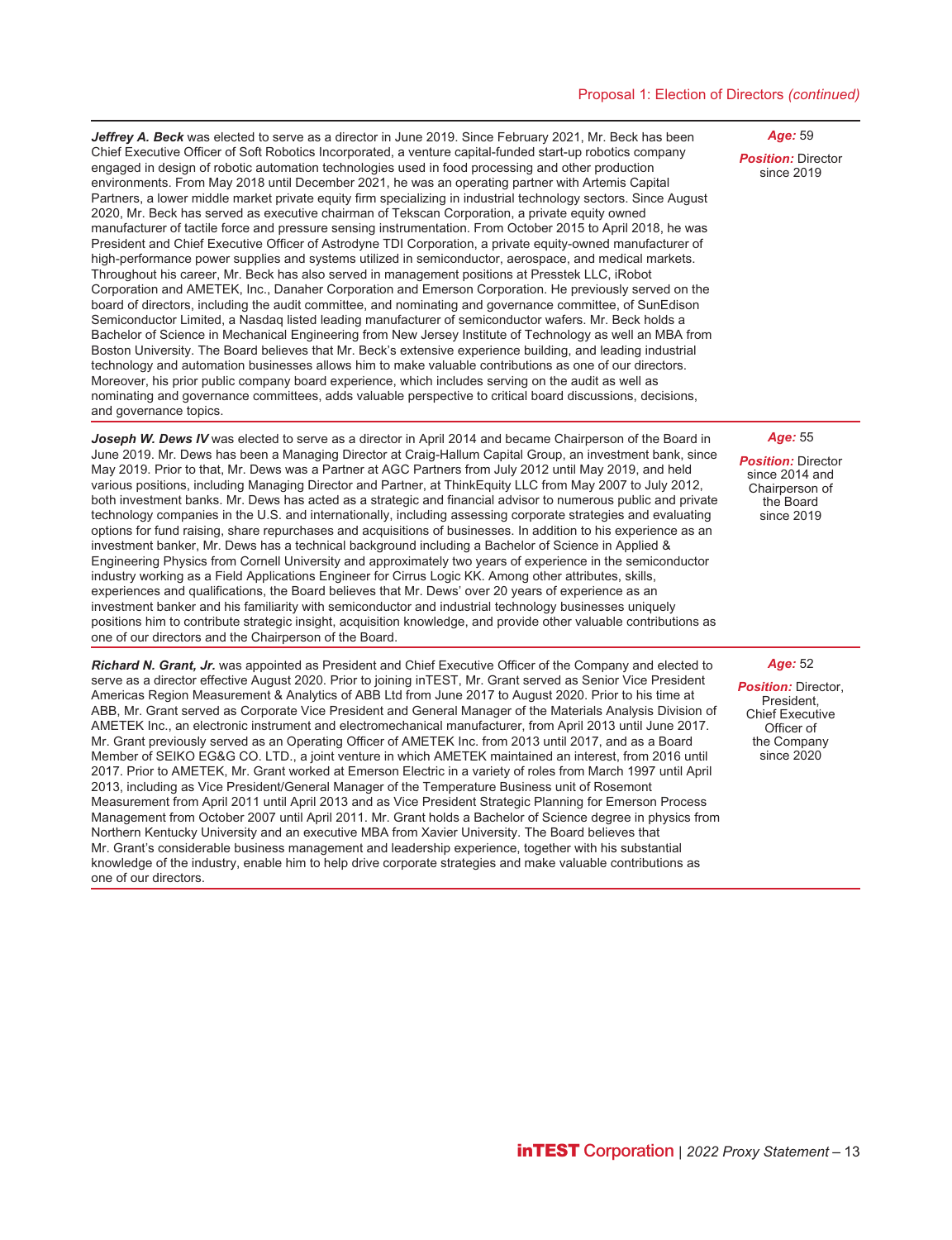**Jeffrey A. Beck** was elected to serve as a director in June 2019. Since February 2021, Mr. Beck has been Chief Executive Officer of Soft Robotics Incorporated, a venture capital-funded start-up robotics company engaged in design of robotic automation technologies used in food processing and other production environments. From May 2018 until December 2021, he was an operating partner with Artemis Capital Partners, a lower middle market private equity firm specializing in industrial technology sectors. Since August 2020, Mr. Beck has served as executive chairman of Tekscan Corporation, a private equity owned manufacturer of tactile force and pressure sensing instrumentation. From October 2015 to April 2018, he was President and Chief Executive Officer of Astrodyne TDI Corporation, a private equity-owned manufacturer of high-performance power supplies and systems utilized in semiconductor, aerospace, and medical markets. Throughout his career, Mr. Beck has also served in management positions at Presstek LLC, iRobot Corporation and AMETEK, Inc., Danaher Corporation and Emerson Corporation. He previously served on the board of directors, including the audit committee, and nominating and governance committee, of SunEdison Semiconductor Limited, a Nasdaq listed leading manufacturer of semiconductor wafers. Mr. Beck holds a Bachelor of Science in Mechanical Engineering from New Jersey Institute of Technology as well an MBA from Boston University. The Board believes that Mr. Beck's extensive experience building, and leading industrial technology and automation businesses allows him to make valuable contributions as one of our directors. Moreover, his prior public company board experience, which includes serving on the audit as well as nominating and governance committees, adds valuable perspective to critical board discussions, decisions, and governance topics.

***Age:*** 59

***Position:*** Director since 2019

**Joseph W. Dews IV** was elected to serve as a director in April 2014 and became Chairperson of the Board in June 2019. Mr. Dews has been a Managing Director at Craig-Hallum Capital Group, an investment bank, since May 2019. Prior to that, Mr. Dews was a Partner at AGC Partners from July 2012 until May 2019, and held various positions, including Managing Director and Partner, at ThinkEquity LLC from May 2007 to July 2012, both investment banks. Mr. Dews has acted as a strategic and financial advisor to numerous public and private technology companies in the U.S. and internationally, including assessing corporate strategies and evaluating options for fund raising, share repurchases and acquisitions of businesses. In addition to his experience as an investment banker, Mr. Dews has a technical background including a Bachelor of Science in Applied & Engineering Physics from Cornell University and approximately two years of experience in the semiconductor industry working as a Field Applications Engineer for Cirrus Logic KK. Among other attributes, skills, experiences and qualifications, the Board believes that Mr. Dews' over 20 years of experience as an investment banker and his familiarity with semiconductor and industrial technology businesses uniquely positions him to contribute strategic insight, acquisition knowledge, and provide other valuable contributions as one of our directors and the Chairperson of the Board.

***Age:*** 55

***Position:*** Director since 2014 and Chairperson of the Board since 2019

**Richard N. Grant, Jr.** was appointed as President and Chief Executive Officer of the Company and elected to serve as a director effective August 2020. Prior to joining inTEST, Mr. Grant served as Senior Vice President Americas Region Measurement & Analytics of ABB Ltd from June 2017 to August 2020. Prior to his time at ABB, Mr. Grant served as Corporate Vice President and General Manager of the Materials Analysis Division of AMETEK Inc., an electronic instrument and electromechanical manufacturer, from April 2013 until June 2017. Mr. Grant previously served as an Operating Officer of AMETEK Inc. from 2013 until 2017, and as a Board Member of SEIKO EG&G CO. LTD., a joint venture in which AMETEK maintained an interest, from 2016 until 2017. Prior to AMETEK, Mr. Grant worked at Emerson Electric in a variety of roles from March 1997 until April 2013, including as Vice President/General Manager of the Temperature Business unit of Rosemont Measurement from April 2011 until April 2013 and as Vice President Strategic Planning for Emerson Process Management from October 2007 until April 2011. Mr. Grant holds a Bachelor of Science degree in physics from Northern Kentucky University and an executive MBA from Xavier University. The Board believes that Mr. Grant's considerable business management and leadership experience, together with his substantial knowledge of the industry, enable him to help drive corporate strategies and make valuable contributions as one of our directors.

***Age:*** 52

***Position:*** Director, President, Chief Executive Officer of the Company since 2020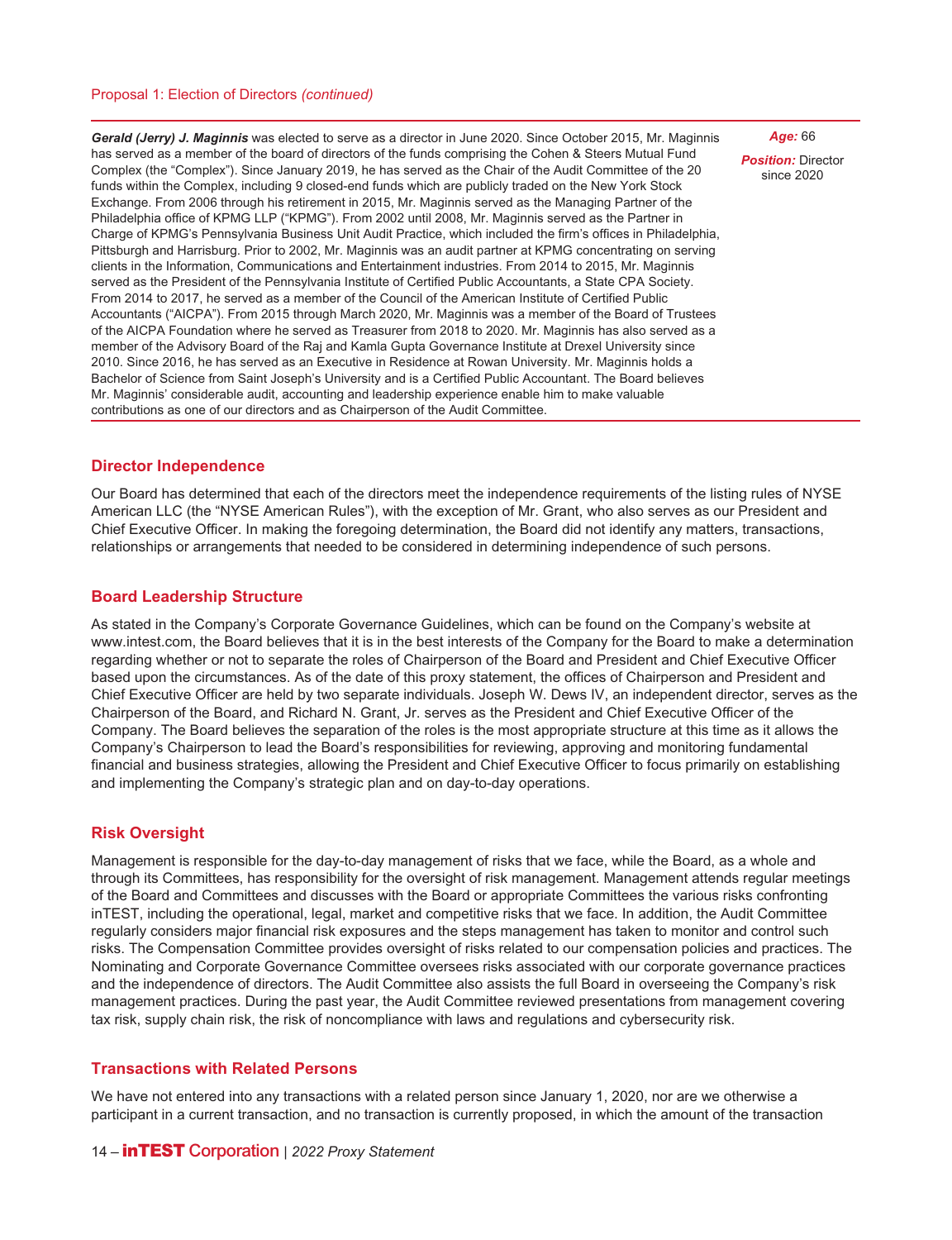Proposal 1: Election of Directors *(continued)*

***Gerald (Jerry) J. Maginnis*** was elected to serve as a director in June 2020. Since October 2015, Mr. Maginnis has served as a member of the board of directors of the funds comprising the Cohen & Steers Mutual Fund Complex (the "Complex"). Since January 2019, he has served as the Chair of the Audit Committee of the 20 funds within the Complex, including 9 closed-end funds which are publicly traded on the New York Stock Exchange. From 2006 through his retirement in 2015, Mr. Maginnis served as the Managing Partner of the Philadelphia office of KPMG LLP ("KPMG"). From 2002 until 2008, Mr. Maginnis served as the Partner in Charge of KPMG's Pennsylvania Business Unit Audit Practice, which included the firm's offices in Philadelphia, Pittsburgh and Harrisburg. Prior to 2002, Mr. Maginnis was an audit partner at KPMG concentrating on serving clients in the Information, Communications and Entertainment industries. From 2014 to 2015, Mr. Maginnis served as the President of the Pennsylvania Institute of Certified Public Accountants, a State CPA Society. From 2014 to 2017, he served as a member of the Council of the American Institute of Certified Public Accountants ("AICPA"). From 2015 through March 2020, Mr. Maginnis was a member of the Board of Trustees of the AICPA Foundation where he served as Treasurer from 2018 to 2020. Mr. Maginnis has also served as a member of the Advisory Board of the Raj and Kamla Gupta Governance Institute at Drexel University since 2010. Since 2016, he has served as an Executive in Residence at Rowan University. Mr. Maginnis holds a Bachelor of Science from Saint Joseph's University and is a Certified Public Accountant. The Board believes Mr. Maginnis' considerable audit, accounting and leadership experience enable him to make valuable contributions as one of our directors and as Chairperson of the Audit Committee.

***Age:*** 66

***Position:*** Director since 2020

## Director Independence

Our Board has determined that each of the directors meet the independence requirements of the listing rules of NYSE American LLC (the "NYSE American Rules"), with the exception of Mr. Grant, who also serves as our President and Chief Executive Officer. In making the foregoing determination, the Board did not identify any matters, transactions, relationships or arrangements that needed to be considered in determining independence of such persons.

## Board Leadership Structure

As stated in the Company's Corporate Governance Guidelines, which can be found on the Company's website at www.intest.com, the Board believes that it is in the best interests of the Company for the Board to make a determination regarding whether or not to separate the roles of Chairperson of the Board and President and Chief Executive Officer based upon the circumstances. As of the date of this proxy statement, the offices of Chairperson and President and Chief Executive Officer are held by two separate individuals. Joseph W. Dews IV, an independent director, serves as the Chairperson of the Board, and Richard N. Grant, Jr. serves as the President and Chief Executive Officer of the Company. The Board believes the separation of the roles is the most appropriate structure at this time as it allows the Company's Chairperson to lead the Board's responsibilities for reviewing, approving and monitoring fundamental financial and business strategies, allowing the President and Chief Executive Officer to focus primarily on establishing and implementing the Company's strategic plan and on day-to-day operations.

## Risk Oversight

Management is responsible for the day-to-day management of risks that we face, while the Board, as a whole and through its Committees, has responsibility for the oversight of risk management. Management attends regular meetings of the Board and Committees and discusses with the Board or appropriate Committees the various risks confronting inTEST, including the operational, legal, market and competitive risks that we face. In addition, the Audit Committee regularly considers major financial risk exposures and the steps management has taken to monitor and control such risks. The Compensation Committee provides oversight of risks related to our compensation policies and practices. The Nominating and Corporate Governance Committee oversees risks associated with our corporate governance practices and the independence of directors. The Audit Committee also assists the full Board in overseeing the Company's risk management practices. During the past year, the Audit Committee reviewed presentations from management covering tax risk, supply chain risk, the risk of noncompliance with laws and regulations and cybersecurity risk.

## Transactions with Related Persons

We have not entered into any transactions with a related person since January 1, 2020, nor are we otherwise a participant in a current transaction, and no transaction is currently proposed, in which the amount of the transaction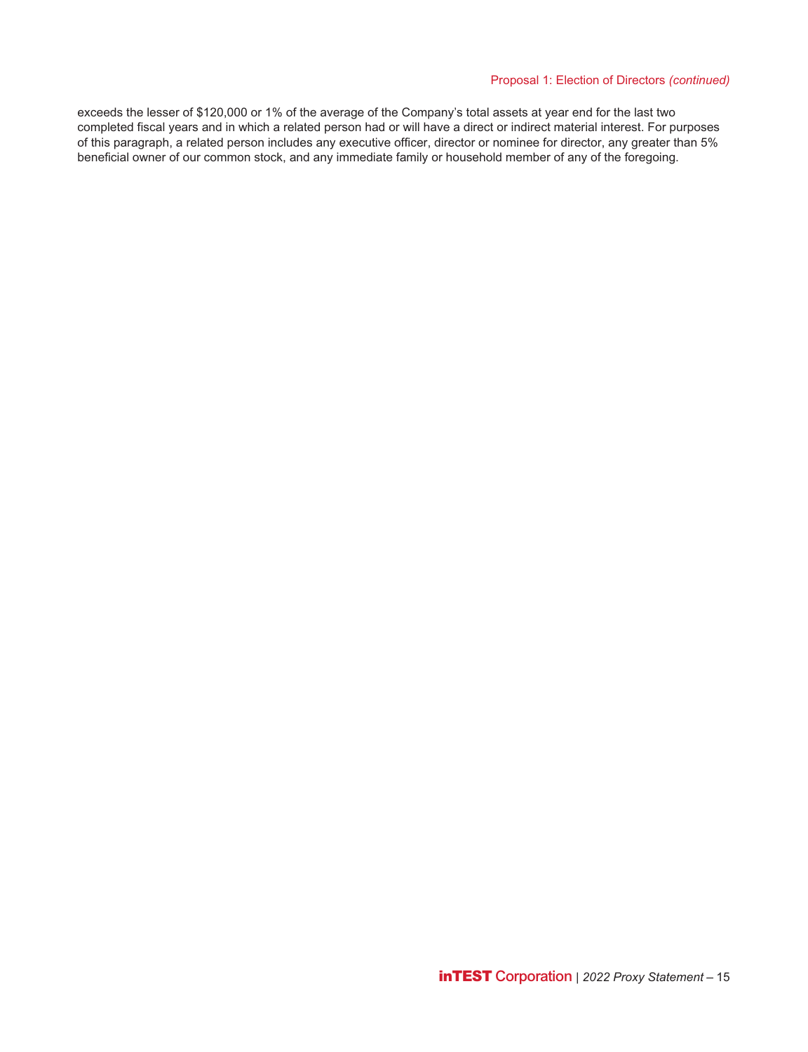exceeds the lesser of $120,000 or 1% of the average of the Company's total assets at year end for the last two completed fiscal years and in which a related person had or will have a direct or indirect material interest. For purposes of this paragraph, a related person includes any executive officer, director or nominee for director, any greater than 5% beneficial owner of our common stock, and any immediate family or household member of any of the foregoing.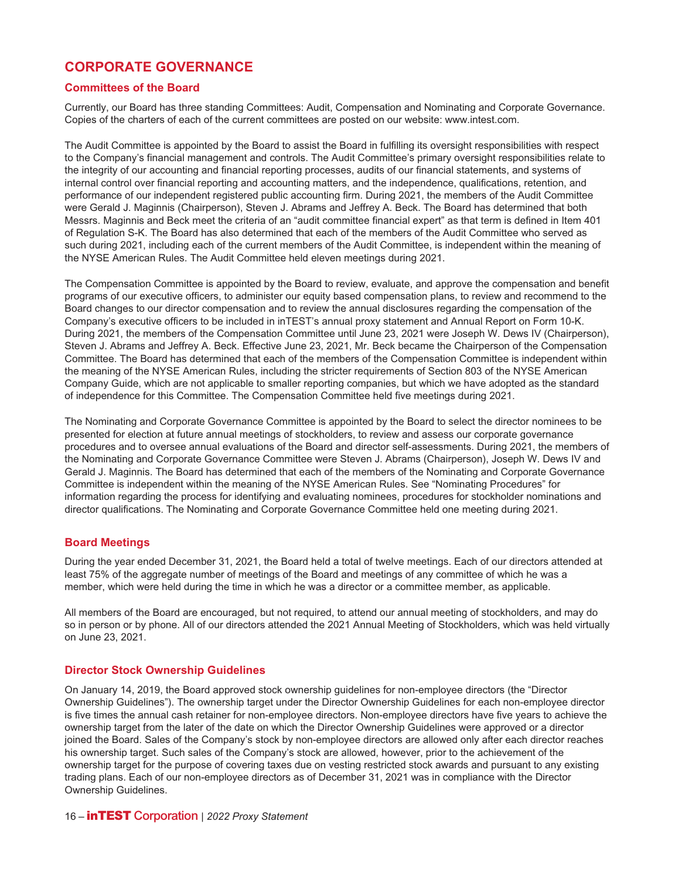# CORPORATE GOVERNANCE

## Committees of the Board

Currently, our Board has three standing Committees: Audit, Compensation and Nominating and Corporate Governance. Copies of the charters of each of the current committees are posted on our website: www.intest.com.

The Audit Committee is appointed by the Board to assist the Board in fulfilling its oversight responsibilities with respect to the Company's financial management and controls. The Audit Committee's primary oversight responsibilities relate to the integrity of our accounting and financial reporting processes, audits of our financial statements, and systems of internal control over financial reporting and accounting matters, and the independence, qualifications, retention, and performance of our independent registered public accounting firm. During 2021, the members of the Audit Committee were Gerald J. Maginnis (Chairperson), Steven J. Abrams and Jeffrey A. Beck. The Board has determined that both Messrs. Maginnis and Beck meet the criteria of an "audit committee financial expert" as that term is defined in Item 401 of Regulation S-K. The Board has also determined that each of the members of the Audit Committee who served as such during 2021, including each of the current members of the Audit Committee, is independent within the meaning of the NYSE American Rules. The Audit Committee held eleven meetings during 2021.

The Compensation Committee is appointed by the Board to review, evaluate, and approve the compensation and benefit programs of our executive officers, to administer our equity based compensation plans, to review and recommend to the Board changes to our director compensation and to review the annual disclosures regarding the compensation of the Company's executive officers to be included in inTEST's annual proxy statement and Annual Report on Form 10-K. During 2021, the members of the Compensation Committee until June 23, 2021 were Joseph W. Dews IV (Chairperson), Steven J. Abrams and Jeffrey A. Beck. Effective June 23, 2021, Mr. Beck became the Chairperson of the Compensation Committee. The Board has determined that each of the members of the Compensation Committee is independent within the meaning of the NYSE American Rules, including the stricter requirements of Section 803 of the NYSE American Company Guide, which are not applicable to smaller reporting companies, but which we have adopted as the standard of independence for this Committee. The Compensation Committee held five meetings during 2021.

The Nominating and Corporate Governance Committee is appointed by the Board to select the director nominees to be presented for election at future annual meetings of stockholders, to review and assess our corporate governance procedures and to oversee annual evaluations of the Board and director self-assessments. During 2021, the members of the Nominating and Corporate Governance Committee were Steven J. Abrams (Chairperson), Joseph W. Dews IV and Gerald J. Maginnis. The Board has determined that each of the members of the Nominating and Corporate Governance Committee is independent within the meaning of the NYSE American Rules. See "Nominating Procedures" for information regarding the process for identifying and evaluating nominees, procedures for stockholder nominations and director qualifications. The Nominating and Corporate Governance Committee held one meeting during 2021.

## Board Meetings

During the year ended December 31, 2021, the Board held a total of twelve meetings. Each of our directors attended at least 75% of the aggregate number of meetings of the Board and meetings of any committee of which he was a member, which were held during the time in which he was a director or a committee member, as applicable.

All members of the Board are encouraged, but not required, to attend our annual meeting of stockholders, and may do so in person or by phone. All of our directors attended the 2021 Annual Meeting of Stockholders, which was held virtually on June 23, 2021.

## Director Stock Ownership Guidelines

On January 14, 2019, the Board approved stock ownership guidelines for non-employee directors (the "Director Ownership Guidelines"). The ownership target under the Director Ownership Guidelines for each non-employee director is five times the annual cash retainer for non-employee directors. Non-employee directors have five years to achieve the ownership target from the later of the date on which the Director Ownership Guidelines were approved or a director joined the Board. Sales of the Company's stock by non-employee directors are allowed only after each director reaches his ownership target. Such sales of the Company's stock are allowed, however, prior to the achievement of the ownership target for the purpose of covering taxes due on vesting restricted stock awards and pursuant to any existing trading plans. Each of our non-employee directors as of December 31, 2021 was in compliance with the Director Ownership Guidelines.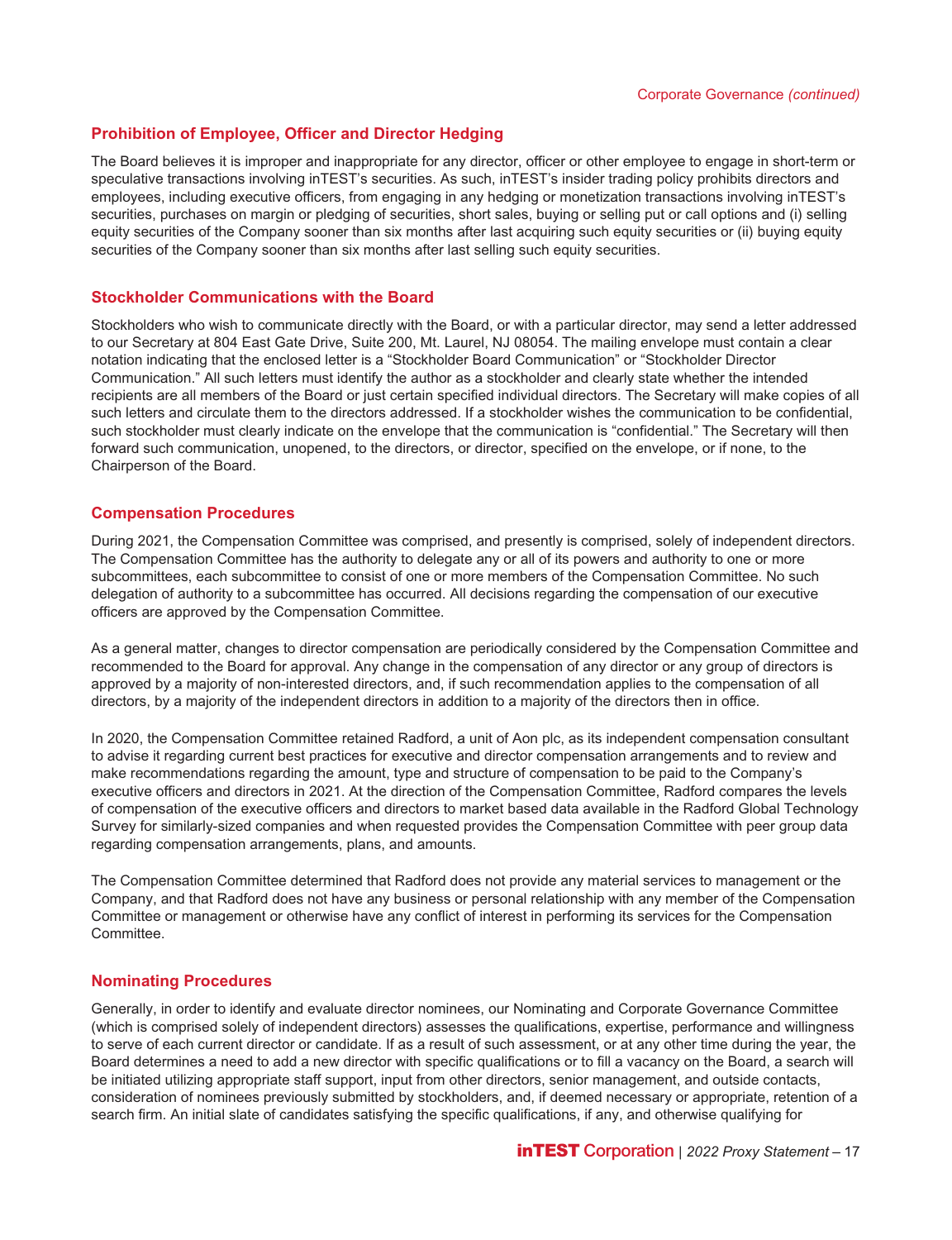## Prohibition of Employee, Officer and Director Hedging

The Board believes it is improper and inappropriate for any director, officer or other employee to engage in short-term or speculative transactions involving inTEST's securities. As such, inTEST's insider trading policy prohibits directors and employees, including executive officers, from engaging in any hedging or monetization transactions involving inTEST's securities, purchases on margin or pledging of securities, short sales, buying or selling put or call options and (i) selling equity securities of the Company sooner than six months after last acquiring such equity securities or (ii) buying equity securities of the Company sooner than six months after last selling such equity securities.

## Stockholder Communications with the Board

Stockholders who wish to communicate directly with the Board, or with a particular director, may send a letter addressed to our Secretary at 804 East Gate Drive, Suite 200, Mt. Laurel, NJ 08054. The mailing envelope must contain a clear notation indicating that the enclosed letter is a "Stockholder Board Communication" or "Stockholder Director Communication." All such letters must identify the author as a stockholder and clearly state whether the intended recipients are all members of the Board or just certain specified individual directors. The Secretary will make copies of all such letters and circulate them to the directors addressed. If a stockholder wishes the communication to be confidential, such stockholder must clearly indicate on the envelope that the communication is "confidential." The Secretary will then forward such communication, unopened, to the directors, or director, specified on the envelope, or if none, to the Chairperson of the Board.

## Compensation Procedures

During 2021, the Compensation Committee was comprised, and presently is comprised, solely of independent directors. The Compensation Committee has the authority to delegate any or all of its powers and authority to one or more subcommittees, each subcommittee to consist of one or more members of the Compensation Committee. No such delegation of authority to a subcommittee has occurred. All decisions regarding the compensation of our executive officers are approved by the Compensation Committee.

As a general matter, changes to director compensation are periodically considered by the Compensation Committee and recommended to the Board for approval. Any change in the compensation of any director or any group of directors is approved by a majority of non-interested directors, and, if such recommendation applies to the compensation of all directors, by a majority of the independent directors in addition to a majority of the directors then in office.

In 2020, the Compensation Committee retained Radford, a unit of Aon plc, as its independent compensation consultant to advise it regarding current best practices for executive and director compensation arrangements and to review and make recommendations regarding the amount, type and structure of compensation to be paid to the Company's executive officers and directors in 2021. At the direction of the Compensation Committee, Radford compares the levels of compensation of the executive officers and directors to market based data available in the Radford Global Technology Survey for similarly-sized companies and when requested provides the Compensation Committee with peer group data regarding compensation arrangements, plans, and amounts.

The Compensation Committee determined that Radford does not provide any material services to management or the Company, and that Radford does not have any business or personal relationship with any member of the Compensation Committee or management or otherwise have any conflict of interest in performing its services for the Compensation Committee.

## Nominating Procedures

Generally, in order to identify and evaluate director nominees, our Nominating and Corporate Governance Committee (which is comprised solely of independent directors) assesses the qualifications, expertise, performance and willingness to serve of each current director or candidate. If as a result of such assessment, or at any other time during the year, the Board determines a need to add a new director with specific qualifications or to fill a vacancy on the Board, a search will be initiated utilizing appropriate staff support, input from other directors, senior management, and outside contacts, consideration of nominees previously submitted by stockholders, and, if deemed necessary or appropriate, retention of a search firm. An initial slate of candidates satisfying the specific qualifications, if any, and otherwise qualifying for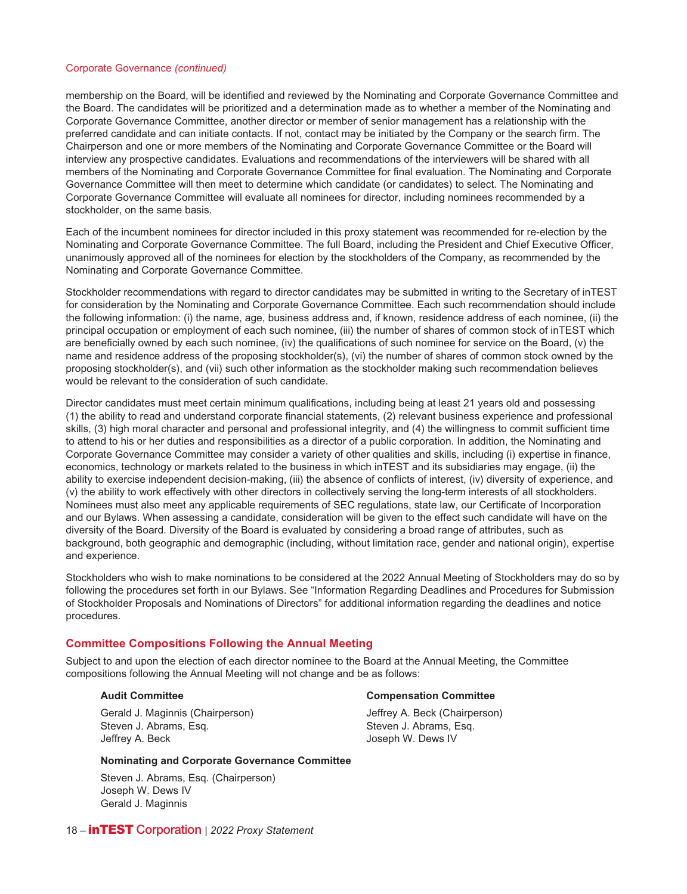membership on the Board, will be identified and reviewed by the Nominating and Corporate Governance Committee and the Board. The candidates will be prioritized and a determination made as to whether a member of the Nominating and Corporate Governance Committee, another director or member of senior management has a relationship with the preferred candidate and can initiate contacts. If not, contact may be initiated by the Company or the search firm. The Chairperson and one or more members of the Nominating and Corporate Governance Committee or the Board will interview any prospective candidates. Evaluations and recommendations of the interviewers will be shared with all members of the Nominating and Corporate Governance Committee for final evaluation. The Nominating and Corporate Governance Committee will then meet to determine which candidate (or candidates) to select. The Nominating and Corporate Governance Committee will evaluate all nominees for director, including nominees recommended by a stockholder, on the same basis.

Each of the incumbent nominees for director included in this proxy statement was recommended for re-election by the Nominating and Corporate Governance Committee. The full Board, including the President and Chief Executive Officer, unanimously approved all of the nominees for election by the stockholders of the Company, as recommended by the Nominating and Corporate Governance Committee.

Stockholder recommendations with regard to director candidates may be submitted in writing to the Secretary of inTEST for consideration by the Nominating and Corporate Governance Committee. Each such recommendation should include the following information: (i) the name, age, business address and, if known, residence address of each nominee, (ii) the principal occupation or employment of each such nominee, (iii) the number of shares of common stock of inTEST which are beneficially owned by each such nominee, (iv) the qualifications of such nominee for service on the Board, (v) the name and residence address of the proposing stockholder(s), (vi) the number of shares of common stock owned by the proposing stockholder(s), and (vii) such other information as the stockholder making such recommendation believes would be relevant to the consideration of such candidate.

Director candidates must meet certain minimum qualifications, including being at least 21 years old and possessing (1) the ability to read and understand corporate financial statements, (2) relevant business experience and professional skills, (3) high moral character and personal and professional integrity, and (4) the willingness to commit sufficient time to attend to his or her duties and responsibilities as a director of a public corporation. In addition, the Nominating and Corporate Governance Committee may consider a variety of other qualities and skills, including (i) expertise in finance, economics, technology or markets related to the business in which inTEST and its subsidiaries may engage, (ii) the ability to exercise independent decision-making, (iii) the absence of conflicts of interest, (iv) diversity of experience, and (v) the ability to work effectively with other directors in collectively serving the long-term interests of all stockholders. Nominees must also meet any applicable requirements of SEC regulations, state law, our Certificate of Incorporation and our Bylaws. When assessing a candidate, consideration will be given to the effect such candidate will have on the diversity of the Board. Diversity of the Board is evaluated by considering a broad range of attributes, such as background, both geographic and demographic (including, without limitation race, gender and national origin), expertise and experience.

Stockholders who wish to make nominations to be considered at the 2022 Annual Meeting of Stockholders may do so by following the procedures set forth in our Bylaws. See "Information Regarding Deadlines and Procedures for Submission of Stockholder Proposals and Nominations of Directors" for additional information regarding the deadlines and notice procedures.

## Committee Compositions Following the Annual Meeting

Subject to and upon the election of each director nominee to the Board at the Annual Meeting, the Committee compositions following the Annual Meeting will not change and be as follows:

**Audit Committee**

Gerald J. Maginnis (Chairperson)
Steven J. Abrams, Esq.
Jeffrey A. Beck

**Compensation Committee**

Jeffrey A. Beck (Chairperson)
Steven J. Abrams, Esq.
Joseph W. Dews IV

**Nominating and Corporate Governance Committee**

Steven J. Abrams, Esq. (Chairperson)
Joseph W. Dews IV
Gerald J. Maginnis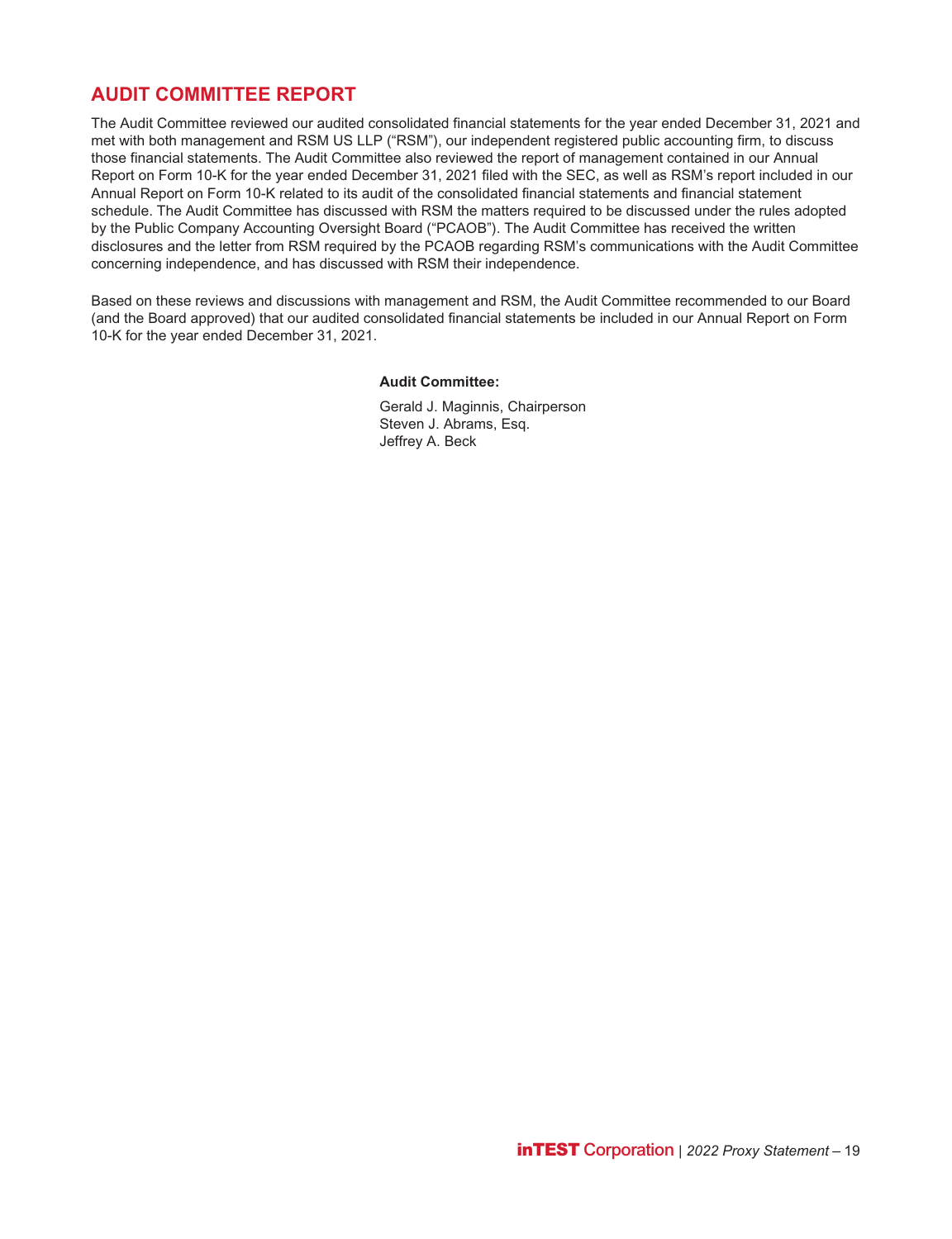## AUDIT COMMITTEE REPORT

The Audit Committee reviewed our audited consolidated financial statements for the year ended December 31, 2021 and met with both management and RSM US LLP ("RSM"), our independent registered public accounting firm, to discuss those financial statements. The Audit Committee also reviewed the report of management contained in our Annual Report on Form 10-K for the year ended December 31, 2021 filed with the SEC, as well as RSM's report included in our Annual Report on Form 10-K related to its audit of the consolidated financial statements and financial statement schedule. The Audit Committee has discussed with RSM the matters required to be discussed under the rules adopted by the Public Company Accounting Oversight Board ("PCAOB"). The Audit Committee has received the written disclosures and the letter from RSM required by the PCAOB regarding RSM's communications with the Audit Committee concerning independence, and has discussed with RSM their independence.

Based on these reviews and discussions with management and RSM, the Audit Committee recommended to our Board (and the Board approved) that our audited consolidated financial statements be included in our Annual Report on Form 10-K for the year ended December 31, 2021.

**Audit Committee:**

Gerald J. Maginnis, Chairperson
Steven J. Abrams, Esq.
Jeffrey A. Beck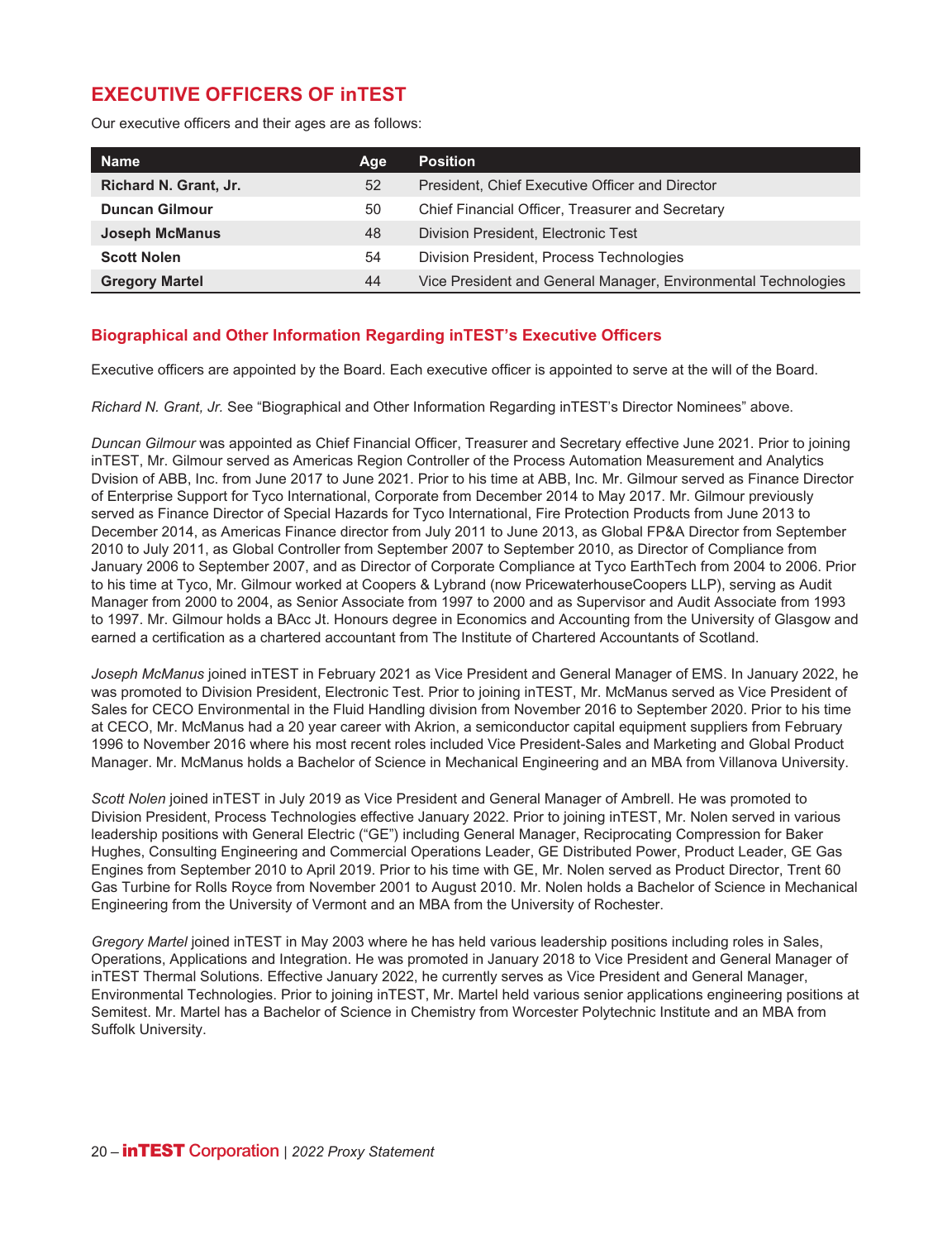## EXECUTIVE OFFICERS OF inTEST

Our executive officers and their ages are as follows:

| Name | Age | Position |
| --- | --- | --- |
| **Richard N. Grant, Jr.** | 52 | President, Chief Executive Officer and Director |
| **Duncan Gilmour** | 50 | Chief Financial Officer, Treasurer and Secretary |
| **Joseph McManus** | 48 | Division President, Electronic Test |
| **Scott Nolen** | 54 | Division President, Process Technologies |
| **Gregory Martel** | 44 | Vice President and General Manager, Environmental Technologies |

### Biographical and Other Information Regarding inTEST's Executive Officers

Executive officers are appointed by the Board. Each executive officer is appointed to serve at the will of the Board.

*Richard N. Grant, Jr.* See "Biographical and Other Information Regarding inTEST's Director Nominees" above.

*Duncan Gilmour* was appointed as Chief Financial Officer, Treasurer and Secretary effective June 2021. Prior to joining inTEST, Mr. Gilmour served as Americas Region Controller of the Process Automation Measurement and Analytics Dvision of ABB, Inc. from June 2017 to June 2021. Prior to his time at ABB, Inc. Mr. Gilmour served as Finance Director of Enterprise Support for Tyco International, Corporate from December 2014 to May 2017. Mr. Gilmour previously served as Finance Director of Special Hazards for Tyco International, Fire Protection Products from June 2013 to December 2014, as Americas Finance director from July 2011 to June 2013, as Global FP&A Director from September 2010 to July 2011, as Global Controller from September 2007 to September 2010, as Director of Compliance from January 2006 to September 2007, and as Director of Corporate Compliance at Tyco EarthTech from 2004 to 2006. Prior to his time at Tyco, Mr. Gilmour worked at Coopers & Lybrand (now PricewaterhouseCoopers LLP), serving as Audit Manager from 2000 to 2004, as Senior Associate from 1997 to 2000 and as Supervisor and Audit Associate from 1993 to 1997. Mr. Gilmour holds a BAcc Jt. Honours degree in Economics and Accounting from the University of Glasgow and earned a certification as a chartered accountant from The Institute of Chartered Accountants of Scotland.

*Joseph McManus* joined inTEST in February 2021 as Vice President and General Manager of EMS. In January 2022, he was promoted to Division President, Electronic Test. Prior to joining inTEST, Mr. McManus served as Vice President of Sales for CECO Environmental in the Fluid Handling division from November 2016 to September 2020. Prior to his time at CECO, Mr. McManus had a 20 year career with Akrion, a semiconductor capital equipment suppliers from February 1996 to November 2016 where his most recent roles included Vice President-Sales and Marketing and Global Product Manager. Mr. McManus holds a Bachelor of Science in Mechanical Engineering and an MBA from Villanova University.

*Scott Nolen* joined inTEST in July 2019 as Vice President and General Manager of Ambrell. He was promoted to Division President, Process Technologies effective January 2022. Prior to joining inTEST, Mr. Nolen served in various leadership positions with General Electric ("GE") including General Manager, Reciprocating Compression for Baker Hughes, Consulting Engineering and Commercial Operations Leader, GE Distributed Power, Product Leader, GE Gas Engines from September 2010 to April 2019. Prior to his time with GE, Mr. Nolen served as Product Director, Trent 60 Gas Turbine for Rolls Royce from November 2001 to August 2010. Mr. Nolen holds a Bachelor of Science in Mechanical Engineering from the University of Vermont and an MBA from the University of Rochester.

*Gregory Martel* joined inTEST in May 2003 where he has held various leadership positions including roles in Sales, Operations, Applications and Integration. He was promoted in January 2018 to Vice President and General Manager of inTEST Thermal Solutions. Effective January 2022, he currently serves as Vice President and General Manager, Environmental Technologies. Prior to joining inTEST, Mr. Martel held various senior applications engineering positions at Semitest. Mr. Martel has a Bachelor of Science in Chemistry from Worcester Polytechnic Institute and an MBA from Suffolk University.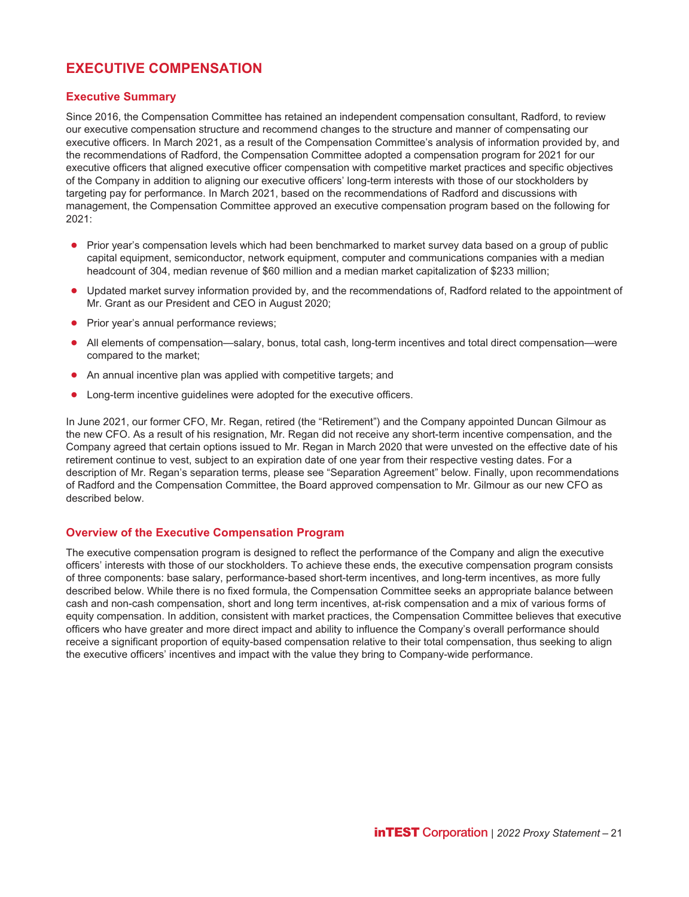# EXECUTIVE COMPENSATION

## Executive Summary

Since 2016, the Compensation Committee has retained an independent compensation consultant, Radford, to review our executive compensation structure and recommend changes to the structure and manner of compensating our executive officers. In March 2021, as a result of the Compensation Committee's analysis of information provided by, and the recommendations of Radford, the Compensation Committee adopted a compensation program for 2021 for our executive officers that aligned executive officer compensation with competitive market practices and specific objectives of the Company in addition to aligning our executive officers' long-term interests with those of our stockholders by targeting pay for performance. In March 2021, based on the recommendations of Radford and discussions with management, the Compensation Committee approved an executive compensation program based on the following for 2021:

- Prior year's compensation levels which had been benchmarked to market survey data based on a group of public capital equipment, semiconductor, network equipment, computer and communications companies with a median headcount of 304, median revenue of $60 million and a median market capitalization of $233 million;
- Updated market survey information provided by, and the recommendations of, Radford related to the appointment of Mr. Grant as our President and CEO in August 2020;
- Prior year's annual performance reviews;
- All elements of compensation—salary, bonus, total cash, long-term incentives and total direct compensation—were compared to the market;
- An annual incentive plan was applied with competitive targets; and
- Long-term incentive guidelines were adopted for the executive officers.

In June 2021, our former CFO, Mr. Regan, retired (the "Retirement") and the Company appointed Duncan Gilmour as the new CFO. As a result of his resignation, Mr. Regan did not receive any short-term incentive compensation, and the Company agreed that certain options issued to Mr. Regan in March 2020 that were unvested on the effective date of his retirement continue to vest, subject to an expiration date of one year from their respective vesting dates. For a description of Mr. Regan's separation terms, please see "Separation Agreement" below. Finally, upon recommendations of Radford and the Compensation Committee, the Board approved compensation to Mr. Gilmour as our new CFO as described below.

## Overview of the Executive Compensation Program

The executive compensation program is designed to reflect the performance of the Company and align the executive officers' interests with those of our stockholders. To achieve these ends, the executive compensation program consists of three components: base salary, performance-based short-term incentives, and long-term incentives, as more fully described below. While there is no fixed formula, the Compensation Committee seeks an appropriate balance between cash and non-cash compensation, short and long term incentives, at-risk compensation and a mix of various forms of equity compensation. In addition, consistent with market practices, the Compensation Committee believes that executive officers who have greater and more direct impact and ability to influence the Company's overall performance should receive a significant proportion of equity-based compensation relative to their total compensation, thus seeking to align the executive officers' incentives and impact with the value they bring to Company-wide performance.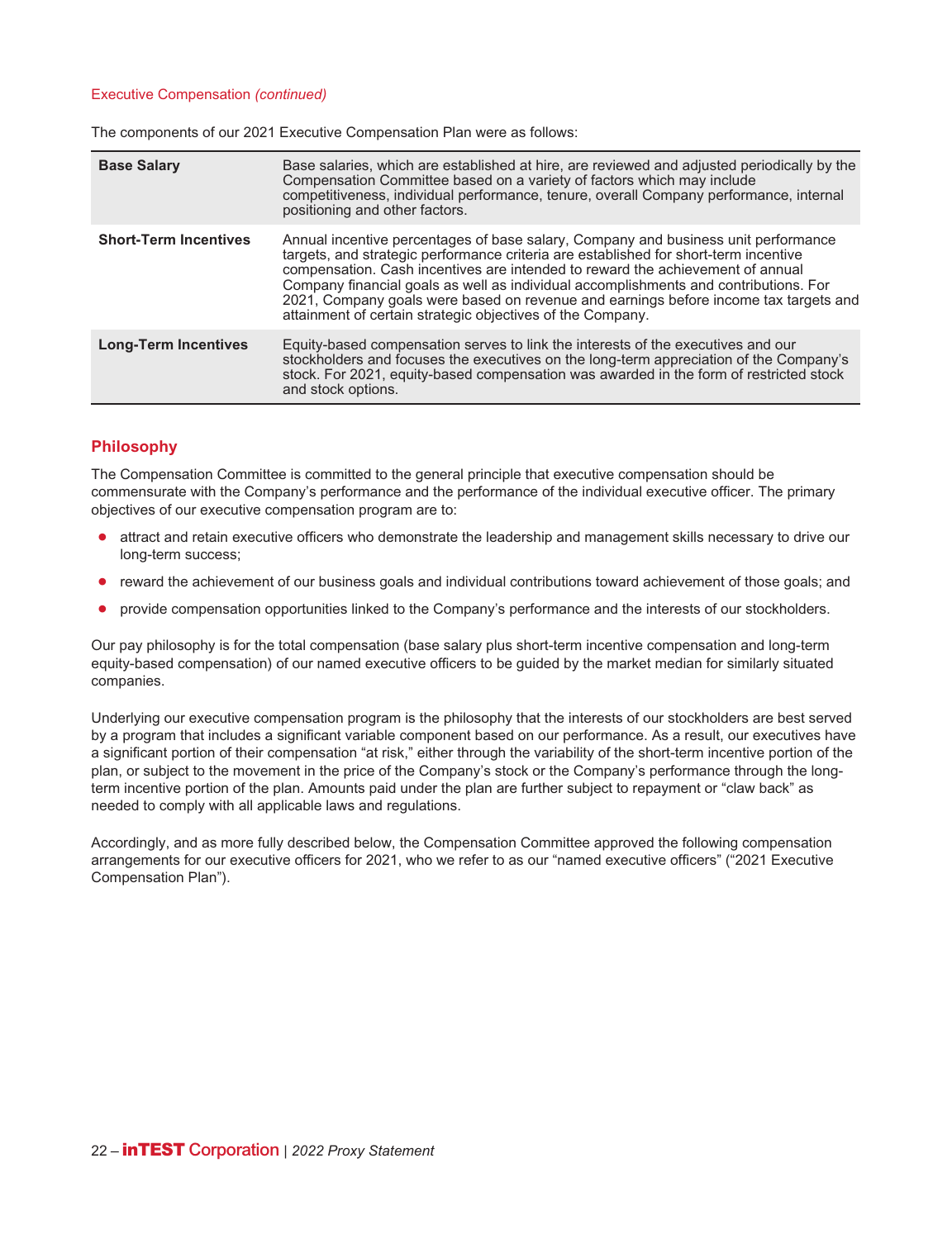The components of our 2021 Executive Compensation Plan were as follows:

| | |
|---|---|
| **Base Salary** | Base salaries, which are established at hire, are reviewed and adjusted periodically by the Compensation Committee based on a variety of factors which may include competitiveness, individual performance, tenure, overall Company performance, internal positioning and other factors. |
| **Short-Term Incentives** | Annual incentive percentages of base salary, Company and business unit performance targets, and strategic performance criteria are established for short-term incentive compensation. Cash incentives are intended to reward the achievement of annual Company financial goals as well as individual accomplishments and contributions. For 2021, Company goals were based on revenue and earnings before income tax targets and attainment of certain strategic objectives of the Company. |
| **Long-Term Incentives** | Equity-based compensation serves to link the interests of the executives and our stockholders and focuses the executives on the long-term appreciation of the Company's stock. For 2021, equity-based compensation was awarded in the form of restricted stock and stock options. |

## Philosophy

The Compensation Committee is committed to the general principle that executive compensation should be commensurate with the Company's performance and the performance of the individual executive officer. The primary objectives of our executive compensation program are to:

- attract and retain executive officers who demonstrate the leadership and management skills necessary to drive our long-term success;
- reward the achievement of our business goals and individual contributions toward achievement of those goals; and
- provide compensation opportunities linked to the Company's performance and the interests of our stockholders.

Our pay philosophy is for the total compensation (base salary plus short-term incentive compensation and long-term equity-based compensation) of our named executive officers to be guided by the market median for similarly situated companies.

Underlying our executive compensation program is the philosophy that the interests of our stockholders are best served by a program that includes a significant variable component based on our performance. As a result, our executives have a significant portion of their compensation "at risk," either through the variability of the short-term incentive portion of the plan, or subject to the movement in the price of the Company's stock or the Company's performance through the long-term incentive portion of the plan. Amounts paid under the plan are further subject to repayment or "claw back" as needed to comply with all applicable laws and regulations.

Accordingly, and as more fully described below, the Compensation Committee approved the following compensation arrangements for our executive officers for 2021, who we refer to as our "named executive officers" ("2021 Executive Compensation Plan").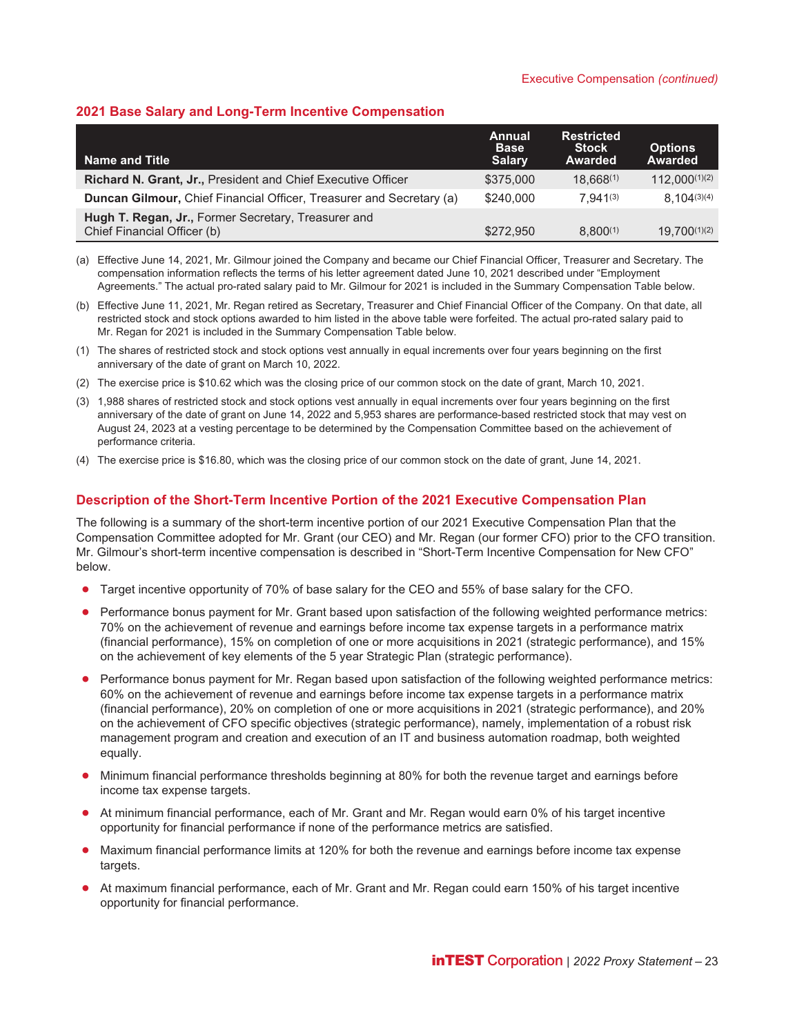## 2021 Base Salary and Long-Term Incentive Compensation

| Name and Title | Annual Base Salary | Restricted Stock Awarded | Options Awarded |
|---|---|---|---|
| **Richard N. Grant, Jr.,** President and Chief Executive Officer | $375,000 | 18,668(1) | 112,000(1)(2) |
| **Duncan Gilmour,** Chief Financial Officer, Treasurer and Secretary (a) | $240,000 | 7,941(3) | 8,104(3)(4) |
| **Hugh T. Regan, Jr.,** Former Secretary, Treasurer and Chief Financial Officer (b) | $272,950 | 8,800(1) | 19,700(1)(2) |

(a) Effective June 14, 2021, Mr. Gilmour joined the Company and became our Chief Financial Officer, Treasurer and Secretary. The compensation information reflects the terms of his letter agreement dated June 10, 2021 described under "Employment Agreements." The actual pro-rated salary paid to Mr. Gilmour for 2021 is included in the Summary Compensation Table below.

(b) Effective June 11, 2021, Mr. Regan retired as Secretary, Treasurer and Chief Financial Officer of the Company. On that date, all restricted stock and stock options awarded to him listed in the above table were forfeited. The actual pro-rated salary paid to Mr. Regan for 2021 is included in the Summary Compensation Table below.

(1) The shares of restricted stock and stock options vest annually in equal increments over four years beginning on the first anniversary of the date of grant on March 10, 2022.

(2) The exercise price is $10.62 which was the closing price of our common stock on the date of grant, March 10, 2021.

(3) 1,988 shares of restricted stock and stock options vest annually in equal increments over four years beginning on the first anniversary of the date of grant on June 14, 2022 and 5,953 shares are performance-based restricted stock that may vest on August 24, 2023 at a vesting percentage to be determined by the Compensation Committee based on the achievement of performance criteria.

(4) The exercise price is $16.80, which was the closing price of our common stock on the date of grant, June 14, 2021.

## Description of the Short-Term Incentive Portion of the 2021 Executive Compensation Plan

The following is a summary of the short-term incentive portion of our 2021 Executive Compensation Plan that the Compensation Committee adopted for Mr. Grant (our CEO) and Mr. Regan (our former CFO) prior to the CFO transition. Mr. Gilmour's short-term incentive compensation is described in "Short-Term Incentive Compensation for New CFO" below.

- Target incentive opportunity of 70% of base salary for the CEO and 55% of base salary for the CFO.
- Performance bonus payment for Mr. Grant based upon satisfaction of the following weighted performance metrics: 70% on the achievement of revenue and earnings before income tax expense targets in a performance matrix (financial performance), 15% on completion of one or more acquisitions in 2021 (strategic performance), and 15% on the achievement of key elements of the 5 year Strategic Plan (strategic performance).
- Performance bonus payment for Mr. Regan based upon satisfaction of the following weighted performance metrics: 60% on the achievement of revenue and earnings before income tax expense targets in a performance matrix (financial performance), 20% on completion of one or more acquisitions in 2021 (strategic performance), and 20% on the achievement of CFO specific objectives (strategic performance), namely, implementation of a robust risk management program and creation and execution of an IT and business automation roadmap, both weighted equally.
- Minimum financial performance thresholds beginning at 80% for both the revenue target and earnings before income tax expense targets.
- At minimum financial performance, each of Mr. Grant and Mr. Regan would earn 0% of his target incentive opportunity for financial performance if none of the performance metrics are satisfied.
- Maximum financial performance limits at 120% for both the revenue and earnings before income tax expense targets.
- At maximum financial performance, each of Mr. Grant and Mr. Regan could earn 150% of his target incentive opportunity for financial performance.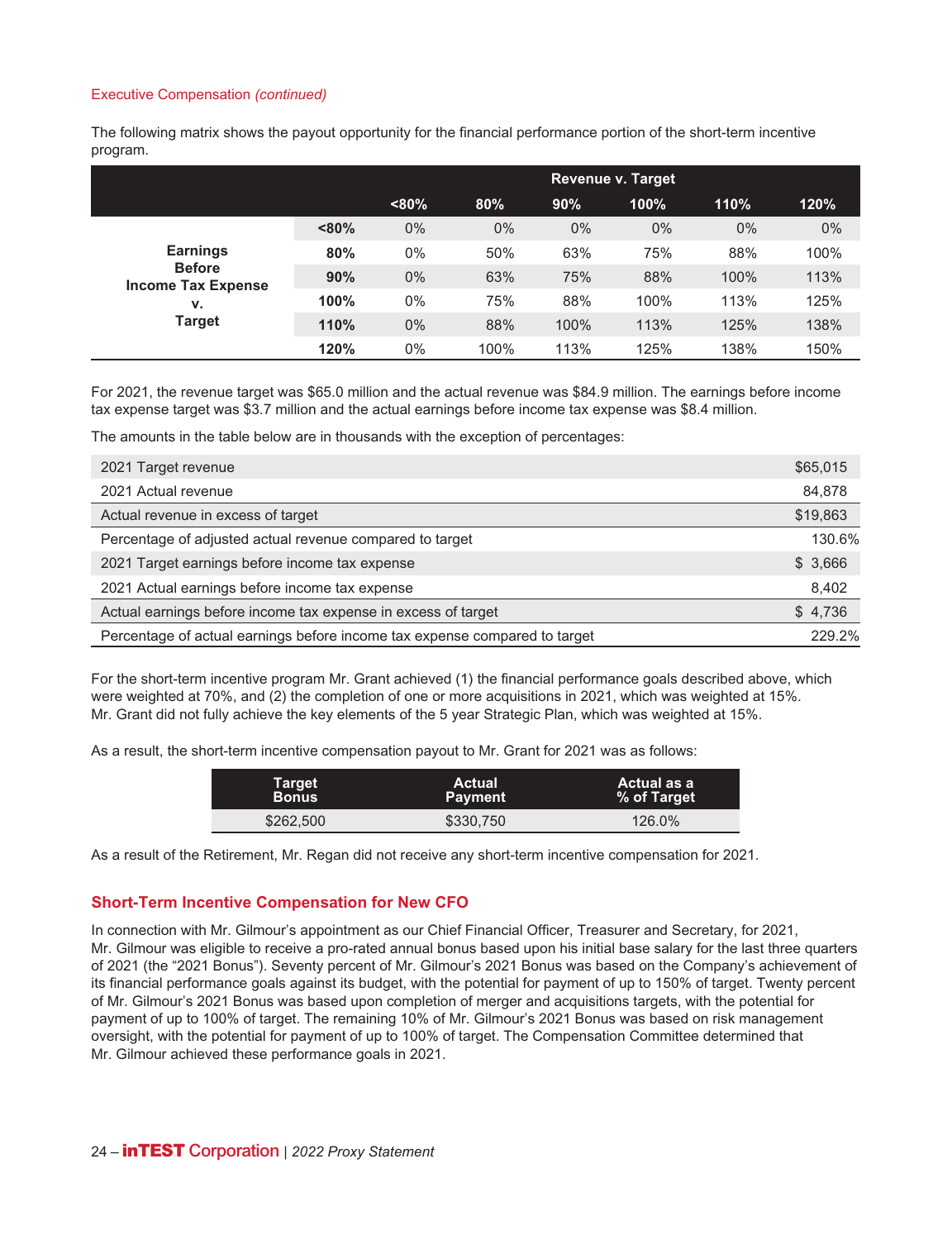Executive Compensation *(continued)*

The following matrix shows the payout opportunity for the financial performance portion of the short-term incentive program.

| | | Revenue v. Target | | | | | |
|---|---|---|---|---|---|---|---|
| | | **<80%** | **80%** | **90%** | **100%** | **110%** | **120%** |
| **Earnings Before Income Tax Expense v. Target** | **<80%** | 0% | 0% | 0% | 0% | 0% | 0% |
| | **80%** | 0% | 50% | 63% | 75% | 88% | 100% |
| | **90%** | 0% | 63% | 75% | 88% | 100% | 113% |
| | **100%** | 0% | 75% | 88% | 100% | 113% | 125% |
| | **110%** | 0% | 88% | 100% | 113% | 125% | 138% |
| | **120%** | 0% | 100% | 113% | 125% | 138% | 150% |

For 2021, the revenue target was $65.0 million and the actual revenue was $84.9 million. The earnings before income tax expense target was $3.7 million and the actual earnings before income tax expense was $8.4 million.

The amounts in the table below are in thousands with the exception of percentages:

| | |
|---|---|
| 2021 Target revenue | $65,015 |
| 2021 Actual revenue | 84,878 |
| Actual revenue in excess of target | $19,863 |
| Percentage of adjusted actual revenue compared to target | 130.6% |
| 2021 Target earnings before income tax expense | $ 3,666 |
| 2021 Actual earnings before income tax expense | 8,402 |
| Actual earnings before income tax expense in excess of target | $ 4,736 |
| Percentage of actual earnings before income tax expense compared to target | 229.2% |

For the short-term incentive program Mr. Grant achieved (1) the financial performance goals described above, which were weighted at 70%, and (2) the completion of one or more acquisitions in 2021, which was weighted at 15%. Mr. Grant did not fully achieve the key elements of the 5 year Strategic Plan, which was weighted at 15%.

As a result, the short-term incentive compensation payout to Mr. Grant for 2021 was as follows:

| Target Bonus | Actual Payment | Actual as a % of Target |
|---|---|---|
| $262,500 | $330,750 | 126.0% |

As a result of the Retirement, Mr. Regan did not receive any short-term incentive compensation for 2021.

## Short-Term Incentive Compensation for New CFO

In connection with Mr. Gilmour's appointment as our Chief Financial Officer, Treasurer and Secretary, for 2021, Mr. Gilmour was eligible to receive a pro-rated annual bonus based upon his initial base salary for the last three quarters of 2021 (the "2021 Bonus"). Seventy percent of Mr. Gilmour's 2021 Bonus was based on the Company's achievement of its financial performance goals against its budget, with the potential for payment of up to 150% of target. Twenty percent of Mr. Gilmour's 2021 Bonus was based upon completion of merger and acquisitions targets, with the potential for payment of up to 100% of target. The remaining 10% of Mr. Gilmour's 2021 Bonus was based on risk management oversight, with the potential for payment of up to 100% of target. The Compensation Committee determined that Mr. Gilmour achieved these performance goals in 2021.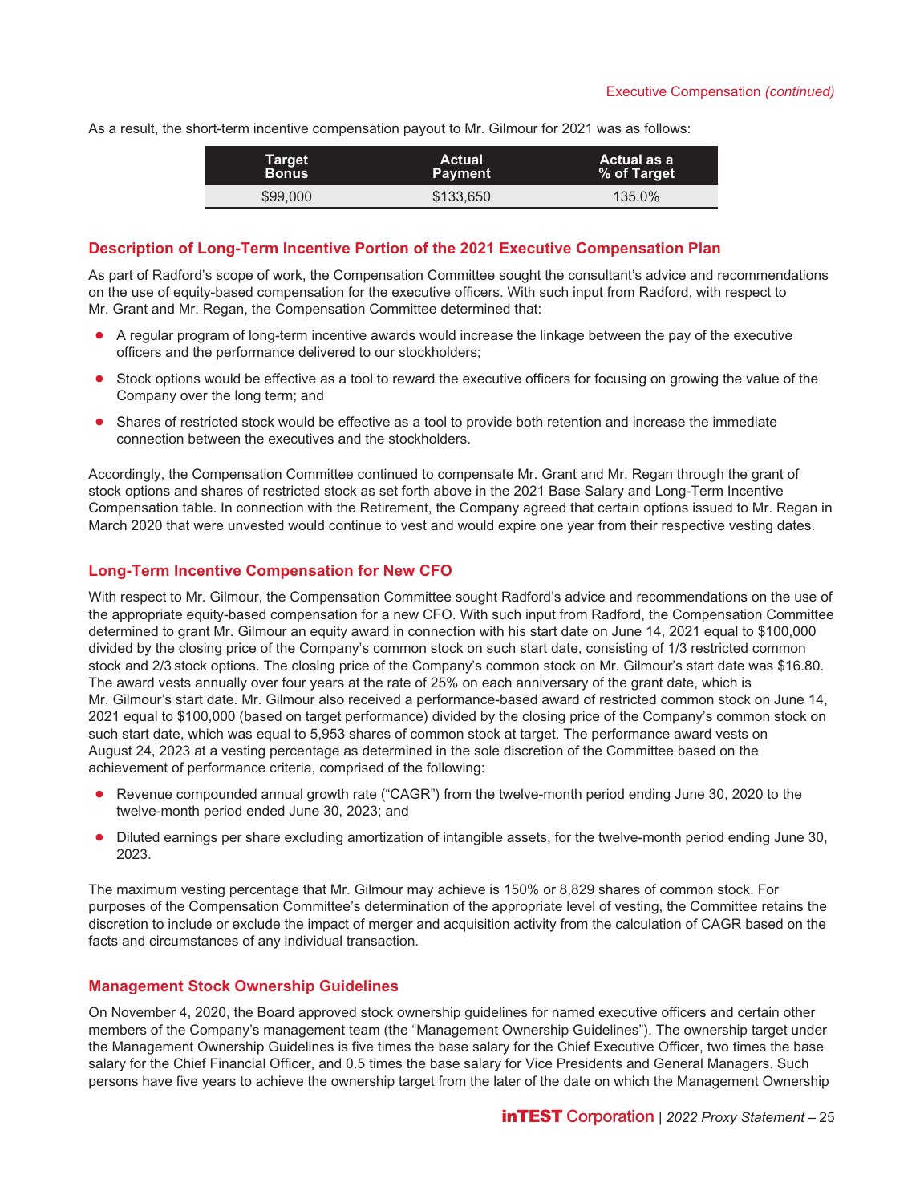As a result, the short-term incentive compensation payout to Mr. Gilmour for 2021 was as follows:

| Target Bonus | Actual Payment | Actual as a % of Target |
|---|---|---|
| $99,000 | $133,650 | 135.0% |

## Description of Long-Term Incentive Portion of the 2021 Executive Compensation Plan

As part of Radford's scope of work, the Compensation Committee sought the consultant's advice and recommendations on the use of equity-based compensation for the executive officers. With such input from Radford, with respect to Mr. Grant and Mr. Regan, the Compensation Committee determined that:

- A regular program of long-term incentive awards would increase the linkage between the pay of the executive officers and the performance delivered to our stockholders;
- Stock options would be effective as a tool to reward the executive officers for focusing on growing the value of the Company over the long term; and
- Shares of restricted stock would be effective as a tool to provide both retention and increase the immediate connection between the executives and the stockholders.

Accordingly, the Compensation Committee continued to compensate Mr. Grant and Mr. Regan through the grant of stock options and shares of restricted stock as set forth above in the 2021 Base Salary and Long-Term Incentive Compensation table. In connection with the Retirement, the Company agreed that certain options issued to Mr. Regan in March 2020 that were unvested would continue to vest and would expire one year from their respective vesting dates.

## Long-Term Incentive Compensation for New CFO

With respect to Mr. Gilmour, the Compensation Committee sought Radford's advice and recommendations on the use of the appropriate equity-based compensation for a new CFO. With such input from Radford, the Compensation Committee determined to grant Mr. Gilmour an equity award in connection with his start date on June 14, 2021 equal to $100,000 divided by the closing price of the Company's common stock on such start date, consisting of 1/3 restricted common stock and 2/3 stock options. The closing price of the Company's common stock on Mr. Gilmour's start date was $16.80. The award vests annually over four years at the rate of 25% on each anniversary of the grant date, which is Mr. Gilmour's start date. Mr. Gilmour also received a performance-based award of restricted common stock on June 14, 2021 equal to $100,000 (based on target performance) divided by the closing price of the Company's common stock on such start date, which was equal to 5,953 shares of common stock at target. The performance award vests on August 24, 2023 at a vesting percentage as determined in the sole discretion of the Committee based on the achievement of performance criteria, comprised of the following:

- Revenue compounded annual growth rate ("CAGR") from the twelve-month period ending June 30, 2020 to the twelve-month period ended June 30, 2023; and
- Diluted earnings per share excluding amortization of intangible assets, for the twelve-month period ending June 30, 2023.

The maximum vesting percentage that Mr. Gilmour may achieve is 150% or 8,829 shares of common stock. For purposes of the Compensation Committee's determination of the appropriate level of vesting, the Committee retains the discretion to include or exclude the impact of merger and acquisition activity from the calculation of CAGR based on the facts and circumstances of any individual transaction.

## Management Stock Ownership Guidelines

On November 4, 2020, the Board approved stock ownership guidelines for named executive officers and certain other members of the Company's management team (the "Management Ownership Guidelines"). The ownership target under the Management Ownership Guidelines is five times the base salary for the Chief Executive Officer, two times the base salary for the Chief Financial Officer, and 0.5 times the base salary for Vice Presidents and General Managers. Such persons have five years to achieve the ownership target from the later of the date on which the Management Ownership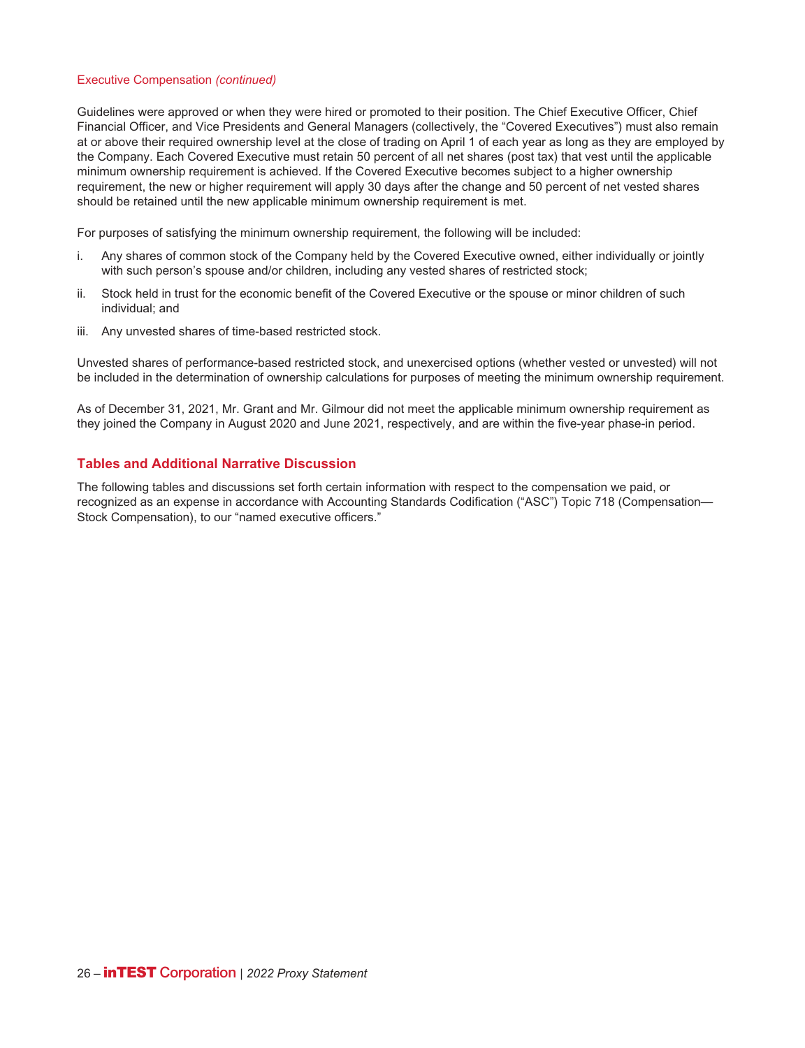Guidelines were approved or when they were hired or promoted to their position. The Chief Executive Officer, Chief Financial Officer, and Vice Presidents and General Managers (collectively, the "Covered Executives") must also remain at or above their required ownership level at the close of trading on April 1 of each year as long as they are employed by the Company. Each Covered Executive must retain 50 percent of all net shares (post tax) that vest until the applicable minimum ownership requirement is achieved. If the Covered Executive becomes subject to a higher ownership requirement, the new or higher requirement will apply 30 days after the change and 50 percent of net vested shares should be retained until the new applicable minimum ownership requirement is met.

For purposes of satisfying the minimum ownership requirement, the following will be included:

i. Any shares of common stock of the Company held by the Covered Executive owned, either individually or jointly with such person's spouse and/or children, including any vested shares of restricted stock;

ii. Stock held in trust for the economic benefit of the Covered Executive or the spouse or minor children of such individual; and

iii. Any unvested shares of time-based restricted stock.

Unvested shares of performance-based restricted stock, and unexercised options (whether vested or unvested) will not be included in the determination of ownership calculations for purposes of meeting the minimum ownership requirement.

As of December 31, 2021, Mr. Grant and Mr. Gilmour did not meet the applicable minimum ownership requirement as they joined the Company in August 2020 and June 2021, respectively, and are within the five-year phase-in period.

## Tables and Additional Narrative Discussion

The following tables and discussions set forth certain information with respect to the compensation we paid, or recognized as an expense in accordance with Accounting Standards Codification ("ASC") Topic 718 (Compensation—Stock Compensation), to our "named executive officers."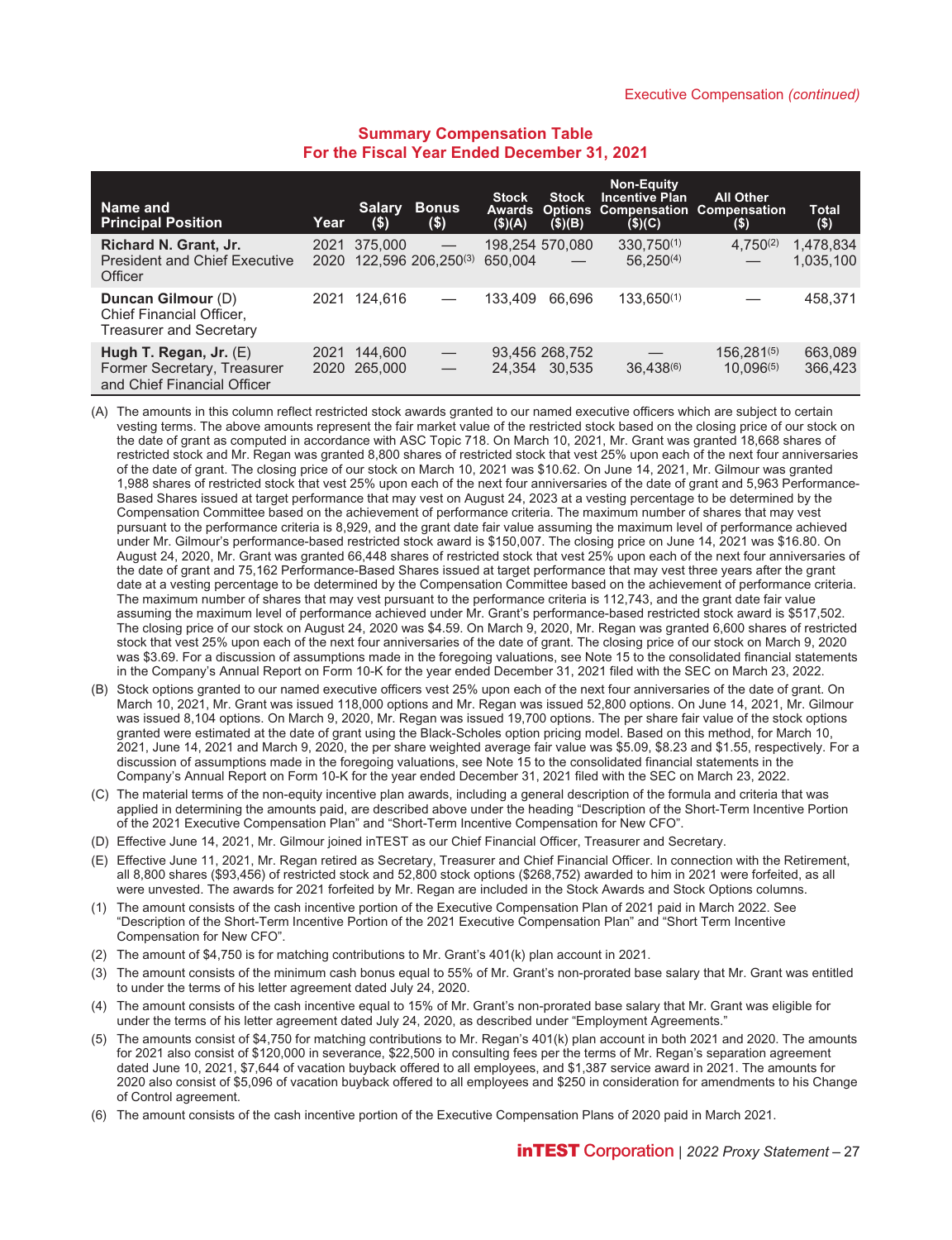## Summary Compensation Table
## For the Fiscal Year Ended December 31, 2021

| Name and Principal Position | Year | Salary ($) | Bonus ($) | Stock Awards ($)(A) | Stock Options ($)(B) | Non-Equity Incentive Plan Compensation ($)(C) | All Other Compensation ($) | Total ($) |
|---|---|---|---|---|---|---|---|---|
| **Richard N. Grant, Jr.** President and Chief Executive Officer | 2021 | 375,000 | — | 198,254 | 570,080 | 330,750(1) | 4,750(2) | 1,478,834 |
| | 2020 | 122,596 | 206,250(3) | 650,004 | — | 56,250(4) | — | 1,035,100 |
| **Duncan Gilmour** (D) Chief Financial Officer, Treasurer and Secretary | 2021 | 124,616 | — | 133,409 | 66,696 | 133,650(1) | — | 458,371 |
| **Hugh T. Regan, Jr.** (E) Former Secretary, Treasurer and Chief Financial Officer | 2021 | 144,600 | — | 93,456 | 268,752 | — | 156,281(5) | 663,089 |
| | 2020 | 265,000 | — | 24,354 | 30,535 | 36,438(6) | 10,096(5) | 366,423 |

(A) The amounts in this column reflect restricted stock awards granted to our named executive officers which are subject to certain vesting terms. The above amounts represent the fair market value of the restricted stock based on the closing price of our stock on the date of grant as computed in accordance with ASC Topic 718. On March 10, 2021, Mr. Grant was granted 18,668 shares of restricted stock and Mr. Regan was granted 8,800 shares of restricted stock that vest 25% upon each of the next four anniversaries of the date of grant. The closing price of our stock on March 10, 2021 was $10.62. On June 14, 2021, Mr. Gilmour was granted 1,988 shares of restricted stock that vest 25% upon each of the next four anniversaries of the date of grant and 5,963 Performance-Based Shares issued at target performance that may vest on August 24, 2023 at a vesting percentage to be determined by the Compensation Committee based on the achievement of performance criteria. The maximum number of shares that may vest pursuant to the performance criteria is 8,929, and the grant date fair value assuming the maximum level of performance achieved under Mr. Gilmour's performance-based restricted stock award is $150,007. The closing price on June 14, 2021 was $16.80. On August 24, 2020, Mr. Grant was granted 66,448 shares of restricted stock that vest 25% upon each of the next four anniversaries of the date of grant and 75,162 Performance-Based Shares issued at target performance that may vest three years after the grant date at a vesting percentage to be determined by the Compensation Committee based on the achievement of performance criteria. The maximum number of shares that may vest pursuant to the performance criteria is 112,743, and the grant date fair value assuming the maximum level of performance achieved under Mr. Grant's performance-based restricted stock award is $517,502. The closing price of our stock on August 24, 2020 was $4.59. On March 9, 2020, Mr. Regan was granted 6,600 shares of restricted stock that vest 25% upon each of the next four anniversaries of the date of grant. The closing price of our stock on March 9, 2020 was $3.69. For a discussion of assumptions made in the foregoing valuations, see Note 15 to the consolidated financial statements in the Company's Annual Report on Form 10-K for the year ended December 31, 2021 filed with the SEC on March 23, 2022.

(B) Stock options granted to our named executive officers vest 25% upon each of the next four anniversaries of the date of grant. On March 10, 2021, Mr. Grant was issued 118,000 options and Mr. Regan was issued 52,800 options. On June 14, 2021, Mr. Gilmour was issued 8,104 options. On March 9, 2020, Mr. Regan was issued 19,700 options. The per share fair value of the stock options granted were estimated at the date of grant using the Black-Scholes option pricing model. Based on this method, for March 10, 2021, June 14, 2021 and March 9, 2020, the per share weighted average fair value was $5.09, $8.23 and $1.55, respectively. For a discussion of assumptions made in the foregoing valuations, see Note 15 to the consolidated financial statements in the Company's Annual Report on Form 10-K for the year ended December 31, 2021 filed with the SEC on March 23, 2022.

(C) The material terms of the non-equity incentive plan awards, including a general description of the formula and criteria that was applied in determining the amounts paid, are described above under the heading "Description of the Short-Term Incentive Portion of the 2021 Executive Compensation Plan" and "Short-Term Incentive Compensation for New CFO".

(D) Effective June 14, 2021, Mr. Gilmour joined inTEST as our Chief Financial Officer, Treasurer and Secretary.

(E) Effective June 11, 2021, Mr. Regan retired as Secretary, Treasurer and Chief Financial Officer. In connection with the Retirement, all 8,800 shares ($93,456) of restricted stock and 52,800 stock options ($268,752) awarded to him in 2021 were forfeited, as all were unvested. The awards for 2021 forfeited by Mr. Regan are included in the Stock Awards and Stock Options columns.

(1) The amount consists of the cash incentive portion of the Executive Compensation Plan of 2021 paid in March 2022. See "Description of the Short-Term Incentive Portion of the 2021 Executive Compensation Plan" and "Short Term Incentive Compensation for New CFO".

(2) The amount of $4,750 is for matching contributions to Mr. Grant's 401(k) plan account in 2021.

(3) The amount consists of the minimum cash bonus equal to 55% of Mr. Grant's non-prorated base salary that Mr. Grant was entitled to under the terms of his letter agreement dated July 24, 2020.

(4) The amount consists of the cash incentive equal to 15% of Mr. Grant's non-prorated base salary that Mr. Grant was eligible for under the terms of his letter agreement dated July 24, 2020, as described under "Employment Agreements."

(5) The amounts consist of $4,750 for matching contributions to Mr. Regan's 401(k) plan account in both 2021 and 2020. The amounts for 2021 also consist of $120,000 in severance, $22,500 in consulting fees per the terms of Mr. Regan's separation agreement dated June 10, 2021, $7,644 of vacation buyback offered to all employees, and $1,387 service award in 2021. The amounts for 2020 also consist of $5,096 of vacation buyback offered to all employees and $250 in consideration for amendments to his Change of Control agreement.

(6) The amount consists of the cash incentive portion of the Executive Compensation Plans of 2020 paid in March 2021.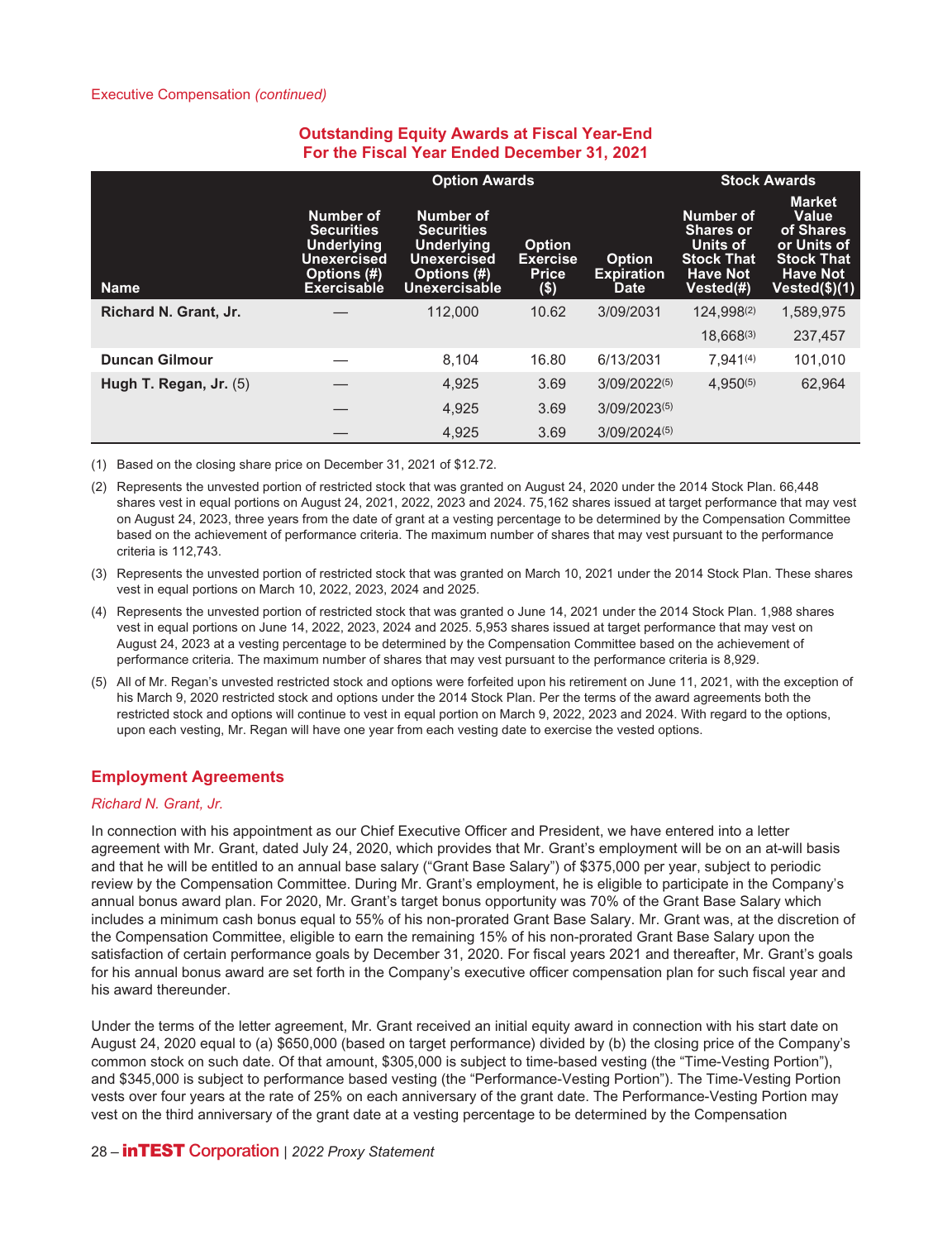Executive Compensation *(continued)*

## Outstanding Equity Awards at Fiscal Year-End For the Fiscal Year Ended December 31, 2021

| | Option Awards | | | | Stock Awards | |
|---|---|---|---|---|---|---|
| **Name** | **Number of Securities Underlying Unexercised Options (#) Exercisable** | **Number of Securities Underlying Unexercised Options (#) Unexercisable** | **Option Exercise Price ($)** | **Option Expiration Date** | **Number of Shares or Units of Stock That Have Not Vested(#)** | **Market Value of Shares or Units of Stock That Have Not Vested($)(1)** |
| **Richard N. Grant, Jr.** | — | 112,000 | 10.62 | 3/09/2031 | 124,998(2) | 1,589,975 |
| | | | | | 18,668(3) | 237,457 |
| **Duncan Gilmour** | — | 8,104 | 16.80 | 6/13/2031 | 7,941(4) | 101,010 |
| **Hugh T. Regan, Jr.** (5) | — | 4,925 | 3.69 | 3/09/2022(5) | 4,950(5) | 62,964 |
| | — | 4,925 | 3.69 | 3/09/2023(5) | | |
| | — | 4,925 | 3.69 | 3/09/2024(5) | | |

(1) Based on the closing share price on December 31, 2021 of $12.72.

(2) Represents the unvested portion of restricted stock that was granted on August 24, 2020 under the 2014 Stock Plan. 66,448 shares vest in equal portions on August 24, 2021, 2022, 2023 and 2024. 75,162 shares issued at target performance that may vest on August 24, 2023, three years from the date of grant at a vesting percentage to be determined by the Compensation Committee based on the achievement of performance criteria. The maximum number of shares that may vest pursuant to the performance criteria is 112,743.

(3) Represents the unvested portion of restricted stock that was granted on March 10, 2021 under the 2014 Stock Plan. These shares vest in equal portions on March 10, 2022, 2023, 2024 and 2025.

(4) Represents the unvested portion of restricted stock that was granted o June 14, 2021 under the 2014 Stock Plan. 1,988 shares vest in equal portions on June 14, 2022, 2023, 2024 and 2025. 5,953 shares issued at target performance that may vest on August 24, 2023 at a vesting percentage to be determined by the Compensation Committee based on the achievement of performance criteria. The maximum number of shares that may vest pursuant to the performance criteria is 8,929.

(5) All of Mr. Regan's unvested restricted stock and options were forfeited upon his retirement on June 11, 2021, with the exception of his March 9, 2020 restricted stock and options under the 2014 Stock Plan. Per the terms of the award agreements both the restricted stock and options will continue to vest in equal portion on March 9, 2022, 2023 and 2024. With regard to the options, upon each vesting, Mr. Regan will have one year from each vesting date to exercise the vested options.

## Employment Agreements

*Richard N. Grant, Jr.*

In connection with his appointment as our Chief Executive Officer and President, we have entered into a letter agreement with Mr. Grant, dated July 24, 2020, which provides that Mr. Grant's employment will be on an at-will basis and that he will be entitled to an annual base salary ("Grant Base Salary") of $375,000 per year, subject to periodic review by the Compensation Committee. During Mr. Grant's employment, he is eligible to participate in the Company's annual bonus award plan. For 2020, Mr. Grant's target bonus opportunity was 70% of the Grant Base Salary which includes a minimum cash bonus equal to 55% of his non-prorated Grant Base Salary. Mr. Grant was, at the discretion of the Compensation Committee, eligible to earn the remaining 15% of his non-prorated Grant Base Salary upon the satisfaction of certain performance goals by December 31, 2020. For fiscal years 2021 and thereafter, Mr. Grant's goals for his annual bonus award are set forth in the Company's executive officer compensation plan for such fiscal year and his award thereunder.

Under the terms of the letter agreement, Mr. Grant received an initial equity award in connection with his start date on August 24, 2020 equal to (a) $650,000 (based on target performance) divided by (b) the closing price of the Company's common stock on such date. Of that amount, $305,000 is subject to time-based vesting (the "Time-Vesting Portion"), and $345,000 is subject to performance based vesting (the "Performance-Vesting Portion"). The Time-Vesting Portion vests over four years at the rate of 25% on each anniversary of the grant date. The Performance-Vesting Portion may vest on the third anniversary of the grant date at a vesting percentage to be determined by the Compensation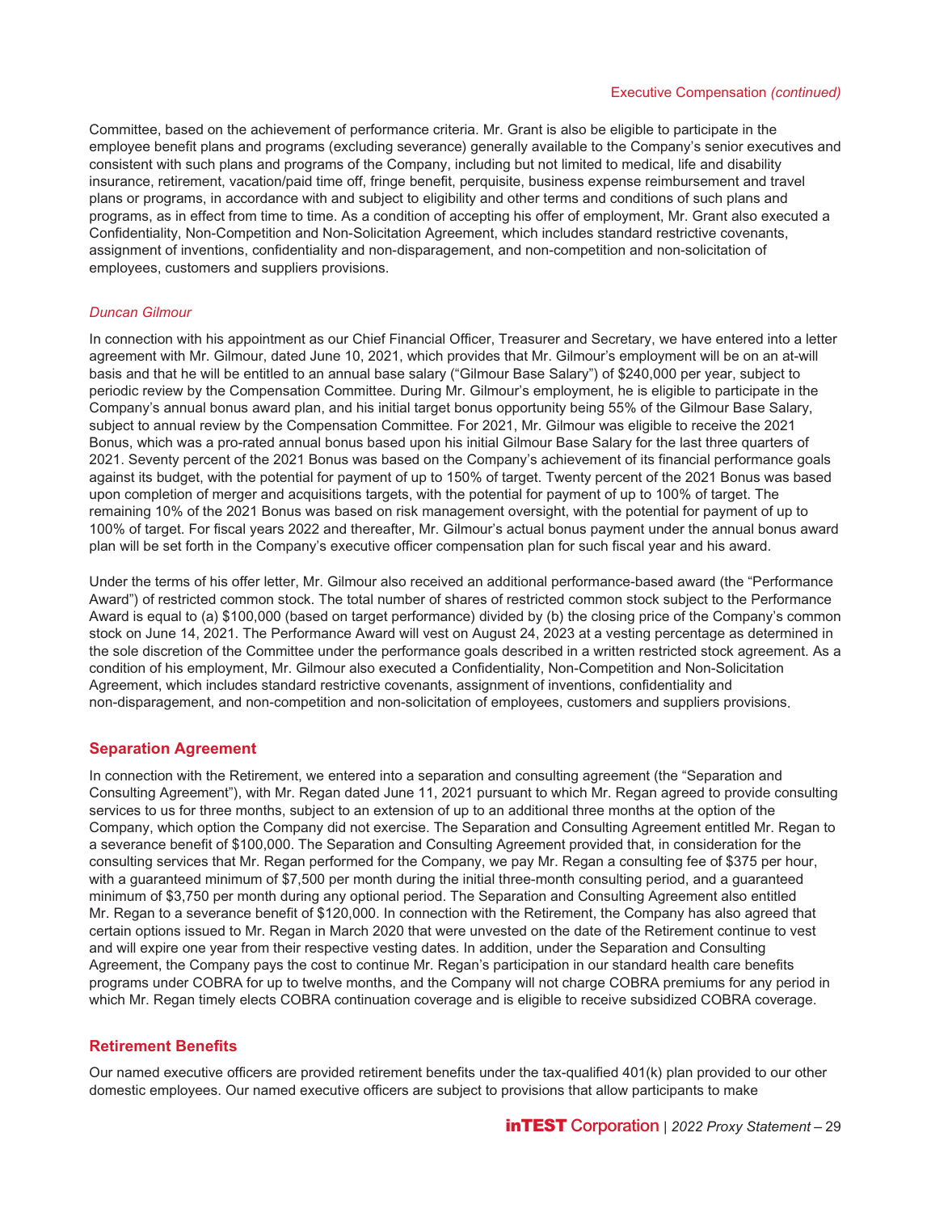Committee, based on the achievement of performance criteria. Mr. Grant is also be eligible to participate in the employee benefit plans and programs (excluding severance) generally available to the Company's senior executives and consistent with such plans and programs of the Company, including but not limited to medical, life and disability insurance, retirement, vacation/paid time off, fringe benefit, perquisite, business expense reimbursement and travel plans or programs, in accordance with and subject to eligibility and other terms and conditions of such plans and programs, as in effect from time to time. As a condition of accepting his offer of employment, Mr. Grant also executed a Confidentiality, Non-Competition and Non-Solicitation Agreement, which includes standard restrictive covenants, assignment of inventions, confidentiality and non-disparagement, and non-competition and non-solicitation of employees, customers and suppliers provisions.

*Duncan Gilmour*

In connection with his appointment as our Chief Financial Officer, Treasurer and Secretary, we have entered into a letter agreement with Mr. Gilmour, dated June 10, 2021, which provides that Mr. Gilmour's employment will be on an at-will basis and that he will be entitled to an annual base salary ("Gilmour Base Salary") of $240,000 per year, subject to periodic review by the Compensation Committee. During Mr. Gilmour's employment, he is eligible to participate in the Company's annual bonus award plan, and his initial target bonus opportunity being 55% of the Gilmour Base Salary, subject to annual review by the Compensation Committee. For 2021, Mr. Gilmour was eligible to receive the 2021 Bonus, which was a pro-rated annual bonus based upon his initial Gilmour Base Salary for the last three quarters of 2021. Seventy percent of the 2021 Bonus was based on the Company's achievement of its financial performance goals against its budget, with the potential for payment of up to 150% of target. Twenty percent of the 2021 Bonus was based upon completion of merger and acquisitions targets, with the potential for payment of up to 100% of target. The remaining 10% of the 2021 Bonus was based on risk management oversight, with the potential for payment of up to 100% of target. For fiscal years 2022 and thereafter, Mr. Gilmour's actual bonus payment under the annual bonus award plan will be set forth in the Company's executive officer compensation plan for such fiscal year and his award.

Under the terms of his offer letter, Mr. Gilmour also received an additional performance-based award (the "Performance Award") of restricted common stock. The total number of shares of restricted common stock subject to the Performance Award is equal to (a) $100,000 (based on target performance) divided by (b) the closing price of the Company's common stock on June 14, 2021. The Performance Award will vest on August 24, 2023 at a vesting percentage as determined in the sole discretion of the Committee under the performance goals described in a written restricted stock agreement. As a condition of his employment, Mr. Gilmour also executed a Confidentiality, Non-Competition and Non-Solicitation Agreement, which includes standard restrictive covenants, assignment of inventions, confidentiality and non-disparagement, and non-competition and non-solicitation of employees, customers and suppliers provisions.

## Separation Agreement

In connection with the Retirement, we entered into a separation and consulting agreement (the "Separation and Consulting Agreement"), with Mr. Regan dated June 11, 2021 pursuant to which Mr. Regan agreed to provide consulting services to us for three months, subject to an extension of up to an additional three months at the option of the Company, which option the Company did not exercise. The Separation and Consulting Agreement entitled Mr. Regan to a severance benefit of $100,000. The Separation and Consulting Agreement provided that, in consideration for the consulting services that Mr. Regan performed for the Company, we pay Mr. Regan a consulting fee of $375 per hour, with a guaranteed minimum of $7,500 per month during the initial three-month consulting period, and a guaranteed minimum of $3,750 per month during any optional period. The Separation and Consulting Agreement also entitled Mr. Regan to a severance benefit of $120,000. In connection with the Retirement, the Company has also agreed that certain options issued to Mr. Regan in March 2020 that were unvested on the date of the Retirement continue to vest and will expire one year from their respective vesting dates. In addition, under the Separation and Consulting Agreement, the Company pays the cost to continue Mr. Regan's participation in our standard health care benefits programs under COBRA for up to twelve months, and the Company will not charge COBRA premiums for any period in which Mr. Regan timely elects COBRA continuation coverage and is eligible to receive subsidized COBRA coverage.

## Retirement Benefits

Our named executive officers are provided retirement benefits under the tax-qualified 401(k) plan provided to our other domestic employees. Our named executive officers are subject to provisions that allow participants to make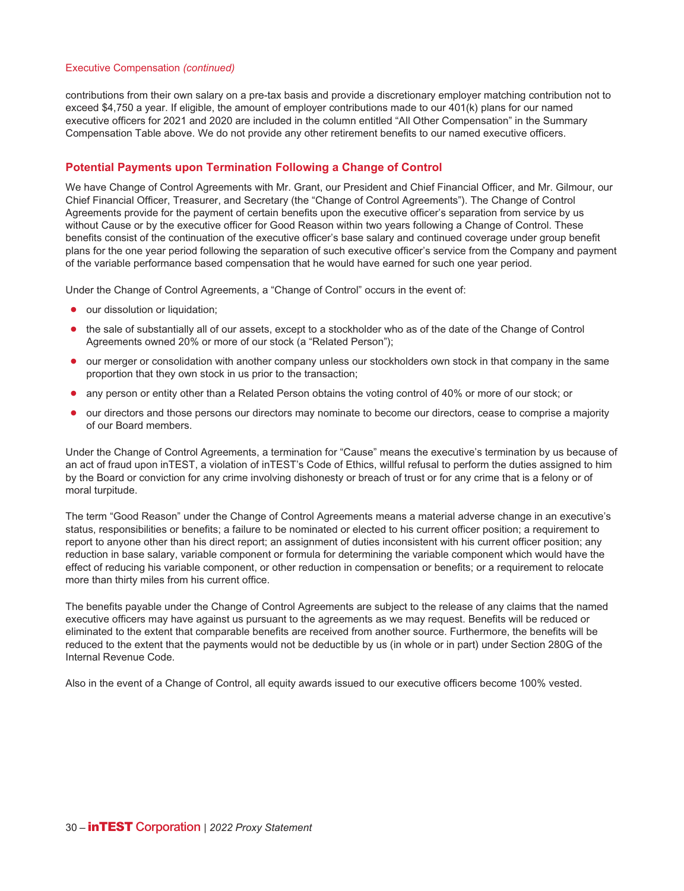contributions from their own salary on a pre-tax basis and provide a discretionary employer matching contribution not to exceed $4,750 a year. If eligible, the amount of employer contributions made to our 401(k) plans for our named executive officers for 2021 and 2020 are included in the column entitled "All Other Compensation" in the Summary Compensation Table above. We do not provide any other retirement benefits to our named executive officers.

## Potential Payments upon Termination Following a Change of Control

We have Change of Control Agreements with Mr. Grant, our President and Chief Financial Officer, and Mr. Gilmour, our Chief Financial Officer, Treasurer, and Secretary (the "Change of Control Agreements"). The Change of Control Agreements provide for the payment of certain benefits upon the executive officer's separation from service by us without Cause or by the executive officer for Good Reason within two years following a Change of Control. These benefits consist of the continuation of the executive officer's base salary and continued coverage under group benefit plans for the one year period following the separation of such executive officer's service from the Company and payment of the variable performance based compensation that he would have earned for such one year period.

Under the Change of Control Agreements, a "Change of Control" occurs in the event of:

- our dissolution or liquidation;
- the sale of substantially all of our assets, except to a stockholder who as of the date of the Change of Control Agreements owned 20% or more of our stock (a "Related Person");
- our merger or consolidation with another company unless our stockholders own stock in that company in the same proportion that they own stock in us prior to the transaction;
- any person or entity other than a Related Person obtains the voting control of 40% or more of our stock; or
- our directors and those persons our directors may nominate to become our directors, cease to comprise a majority of our Board members.

Under the Change of Control Agreements, a termination for "Cause" means the executive's termination by us because of an act of fraud upon inTEST, a violation of inTEST's Code of Ethics, willful refusal to perform the duties assigned to him by the Board or conviction for any crime involving dishonesty or breach of trust or for any crime that is a felony or of moral turpitude.

The term "Good Reason" under the Change of Control Agreements means a material adverse change in an executive's status, responsibilities or benefits; a failure to be nominated or elected to his current officer position; a requirement to report to anyone other than his direct report; an assignment of duties inconsistent with his current officer position; any reduction in base salary, variable component or formula for determining the variable component which would have the effect of reducing his variable component, or other reduction in compensation or benefits; or a requirement to relocate more than thirty miles from his current office.

The benefits payable under the Change of Control Agreements are subject to the release of any claims that the named executive officers may have against us pursuant to the agreements as we may request. Benefits will be reduced or eliminated to the extent that comparable benefits are received from another source. Furthermore, the benefits will be reduced to the extent that the payments would not be deductible by us (in whole or in part) under Section 280G of the Internal Revenue Code.

Also in the event of a Change of Control, all equity awards issued to our executive officers become 100% vested.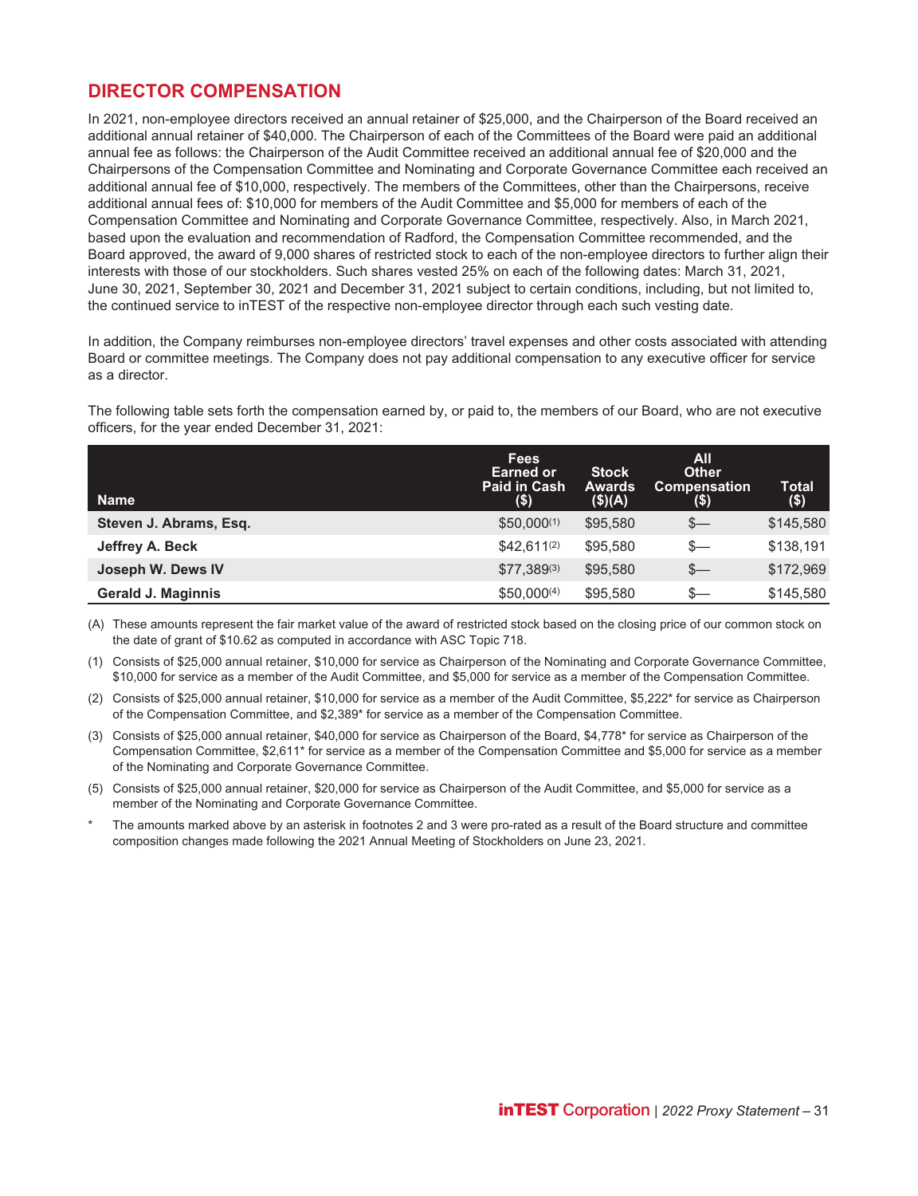## DIRECTOR COMPENSATION

In 2021, non-employee directors received an annual retainer of $25,000, and the Chairperson of the Board received an additional annual retainer of $40,000. The Chairperson of each of the Committees of the Board were paid an additional annual fee as follows: the Chairperson of the Audit Committee received an additional annual fee of $20,000 and the Chairpersons of the Compensation Committee and Nominating and Corporate Governance Committee each received an additional annual fee of $10,000, respectively. The members of the Committees, other than the Chairpersons, receive additional annual fees of: $10,000 for members of the Audit Committee and $5,000 for members of each of the Compensation Committee and Nominating and Corporate Governance Committee, respectively. Also, in March 2021, based upon the evaluation and recommendation of Radford, the Compensation Committee recommended, and the Board approved, the award of 9,000 shares of restricted stock to each of the non-employee directors to further align their interests with those of our stockholders. Such shares vested 25% on each of the following dates: March 31, 2021, June 30, 2021, September 30, 2021 and December 31, 2021 subject to certain conditions, including, but not limited to, the continued service to inTEST of the respective non-employee director through each such vesting date.

In addition, the Company reimburses non-employee directors' travel expenses and other costs associated with attending Board or committee meetings. The Company does not pay additional compensation to any executive officer for service as a director.

The following table sets forth the compensation earned by, or paid to, the members of our Board, who are not executive officers, for the year ended December 31, 2021:

| Name | Fees Earned or Paid in Cash ($) | Stock Awards ($)(A) | All Other Compensation ($) | Total ($) |
|---|---|---|---|---|
| **Steven J. Abrams, Esq.** | $50,000(1) | $95,580 | $— | $145,580 |
| **Jeffrey A. Beck** | $42,611(2) | $95,580 | $— | $138,191 |
| **Joseph W. Dews IV** | $77,389(3) | $95,580 | $— | $172,969 |
| **Gerald J. Maginnis** | $50,000(4) | $95,580 | $— | $145,580 |

(A) These amounts represent the fair market value of the award of restricted stock based on the closing price of our common stock on the date of grant of $10.62 as computed in accordance with ASC Topic 718.

(1) Consists of $25,000 annual retainer, $10,000 for service as Chairperson of the Nominating and Corporate Governance Committee, $10,000 for service as a member of the Audit Committee, and $5,000 for service as a member of the Compensation Committee.

(2) Consists of $25,000 annual retainer, $10,000 for service as a member of the Audit Committee, $5,222* for service as Chairperson of the Compensation Committee, and $2,389* for service as a member of the Compensation Committee.

(3) Consists of $25,000 annual retainer, $40,000 for service as Chairperson of the Board, $4,778* for service as Chairperson of the Compensation Committee, $2,611* for service as a member of the Compensation Committee and $5,000 for service as a member of the Nominating and Corporate Governance Committee.

(5) Consists of $25,000 annual retainer, $20,000 for service as Chairperson of the Audit Committee, and $5,000 for service as a member of the Nominating and Corporate Governance Committee.

\* The amounts marked above by an asterisk in footnotes 2 and 3 were pro-rated as a result of the Board structure and committee composition changes made following the 2021 Annual Meeting of Stockholders on June 23, 2021.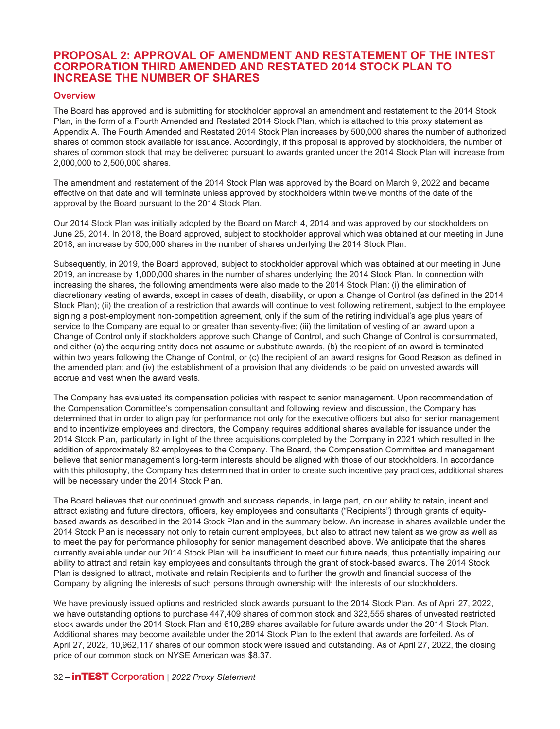# PROPOSAL 2: APPROVAL OF AMENDMENT AND RESTATEMENT OF THE INTEST CORPORATION THIRD AMENDED AND RESTATED 2014 STOCK PLAN TO INCREASE THE NUMBER OF SHARES

## Overview

The Board has approved and is submitting for stockholder approval an amendment and restatement to the 2014 Stock Plan, in the form of a Fourth Amended and Restated 2014 Stock Plan, which is attached to this proxy statement as Appendix A. The Fourth Amended and Restated 2014 Stock Plan increases by 500,000 shares the number of authorized shares of common stock available for issuance. Accordingly, if this proposal is approved by stockholders, the number of shares of common stock that may be delivered pursuant to awards granted under the 2014 Stock Plan will increase from 2,000,000 to 2,500,000 shares.

The amendment and restatement of the 2014 Stock Plan was approved by the Board on March 9, 2022 and became effective on that date and will terminate unless approved by stockholders within twelve months of the date of the approval by the Board pursuant to the 2014 Stock Plan.

Our 2014 Stock Plan was initially adopted by the Board on March 4, 2014 and was approved by our stockholders on June 25, 2014. In 2018, the Board approved, subject to stockholder approval which was obtained at our meeting in June 2018, an increase by 500,000 shares in the number of shares underlying the 2014 Stock Plan.

Subsequently, in 2019, the Board approved, subject to stockholder approval which was obtained at our meeting in June 2019, an increase by 1,000,000 shares in the number of shares underlying the 2014 Stock Plan. In connection with increasing the shares, the following amendments were also made to the 2014 Stock Plan: (i) the elimination of discretionary vesting of awards, except in cases of death, disability, or upon a Change of Control (as defined in the 2014 Stock Plan); (ii) the creation of a restriction that awards will continue to vest following retirement, subject to the employee signing a post-employment non-competition agreement, only if the sum of the retiring individual's age plus years of service to the Company are equal to or greater than seventy-five; (iii) the limitation of vesting of an award upon a Change of Control only if stockholders approve such Change of Control, and such Change of Control is consummated, and either (a) the acquiring entity does not assume or substitute awards, (b) the recipient of an award is terminated within two years following the Change of Control, or (c) the recipient of an award resigns for Good Reason as defined in the amended plan; and (iv) the establishment of a provision that any dividends to be paid on unvested awards will accrue and vest when the award vests.

The Company has evaluated its compensation policies with respect to senior management. Upon recommendation of the Compensation Committee's compensation consultant and following review and discussion, the Company has determined that in order to align pay for performance not only for the executive officers but also for senior management and to incentivize employees and directors, the Company requires additional shares available for issuance under the 2014 Stock Plan, particularly in light of the three acquisitions completed by the Company in 2021 which resulted in the addition of approximately 82 employees to the Company. The Board, the Compensation Committee and management believe that senior management's long-term interests should be aligned with those of our stockholders. In accordance with this philosophy, the Company has determined that in order to create such incentive pay practices, additional shares will be necessary under the 2014 Stock Plan.

The Board believes that our continued growth and success depends, in large part, on our ability to retain, incent and attract existing and future directors, officers, key employees and consultants ("Recipients") through grants of equity-based awards as described in the 2014 Stock Plan and in the summary below. An increase in shares available under the 2014 Stock Plan is necessary not only to retain current employees, but also to attract new talent as we grow as well as to meet the pay for performance philosophy for senior management described above. We anticipate that the shares currently available under our 2014 Stock Plan will be insufficient to meet our future needs, thus potentially impairing our ability to attract and retain key employees and consultants through the grant of stock-based awards. The 2014 Stock Plan is designed to attract, motivate and retain Recipients and to further the growth and financial success of the Company by aligning the interests of such persons through ownership with the interests of our stockholders.

We have previously issued options and restricted stock awards pursuant to the 2014 Stock Plan. As of April 27, 2022, we have outstanding options to purchase 447,409 shares of common stock and 323,555 shares of unvested restricted stock awards under the 2014 Stock Plan and 610,289 shares available for future awards under the 2014 Stock Plan. Additional shares may become available under the 2014 Stock Plan to the extent that awards are forfeited. As of April 27, 2022, 10,962,117 shares of our common stock were issued and outstanding. As of April 27, 2022, the closing price of our common stock on NYSE American was $8.37.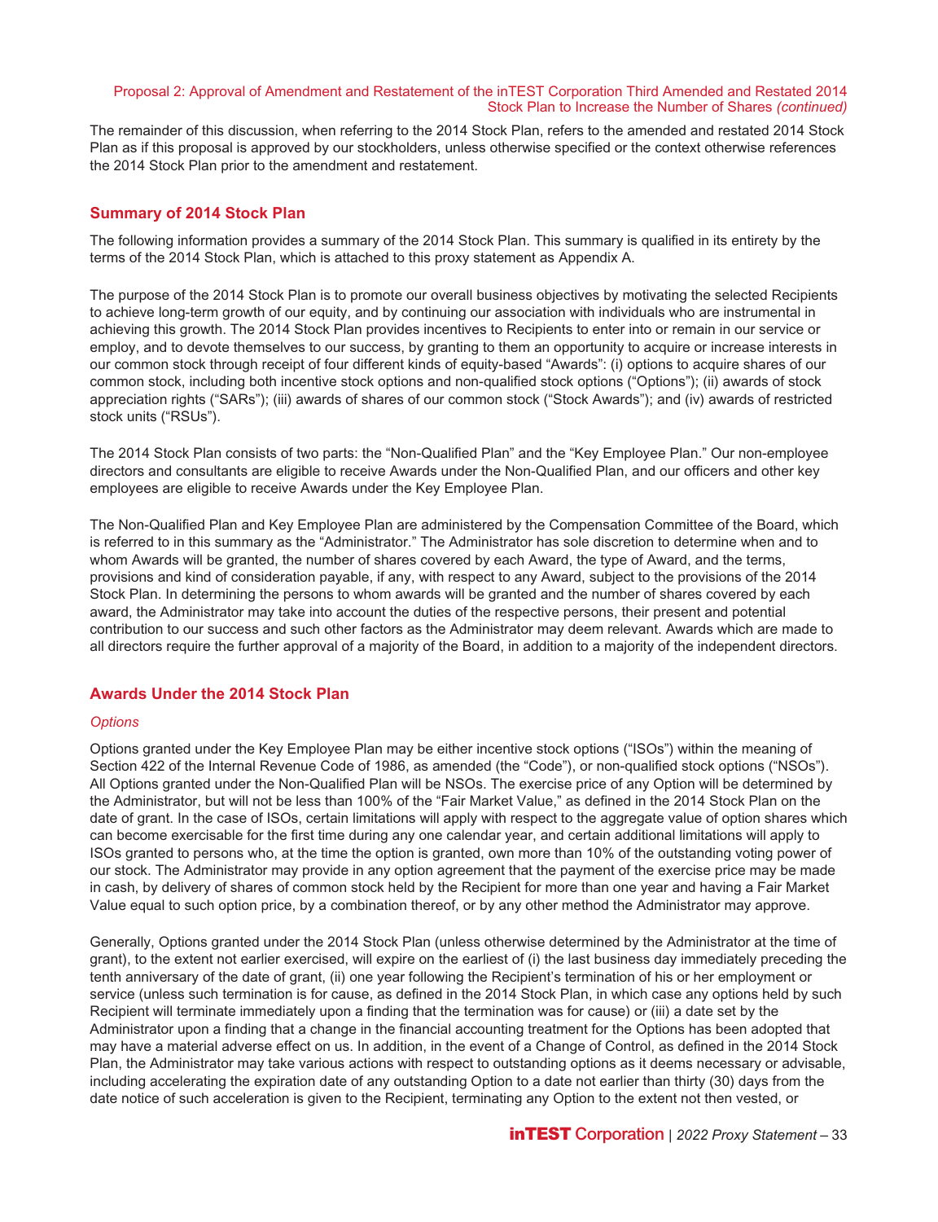The remainder of this discussion, when referring to the 2014 Stock Plan, refers to the amended and restated 2014 Stock Plan as if this proposal is approved by our stockholders, unless otherwise specified or the context otherwise references the 2014 Stock Plan prior to the amendment and restatement.

## Summary of 2014 Stock Plan

The following information provides a summary of the 2014 Stock Plan. This summary is qualified in its entirety by the terms of the 2014 Stock Plan, which is attached to this proxy statement as Appendix A.

The purpose of the 2014 Stock Plan is to promote our overall business objectives by motivating the selected Recipients to achieve long-term growth of our equity, and by continuing our association with individuals who are instrumental in achieving this growth. The 2014 Stock Plan provides incentives to Recipients to enter into or remain in our service or employ, and to devote themselves to our success, by granting to them an opportunity to acquire or increase interests in our common stock through receipt of four different kinds of equity-based "Awards": (i) options to acquire shares of our common stock, including both incentive stock options and non-qualified stock options ("Options"); (ii) awards of stock appreciation rights ("SARs"); (iii) awards of shares of our common stock ("Stock Awards"); and (iv) awards of restricted stock units ("RSUs").

The 2014 Stock Plan consists of two parts: the "Non-Qualified Plan" and the "Key Employee Plan." Our non-employee directors and consultants are eligible to receive Awards under the Non-Qualified Plan, and our officers and other key employees are eligible to receive Awards under the Key Employee Plan.

The Non-Qualified Plan and Key Employee Plan are administered by the Compensation Committee of the Board, which is referred to in this summary as the "Administrator." The Administrator has sole discretion to determine when and to whom Awards will be granted, the number of shares covered by each Award, the type of Award, and the terms, provisions and kind of consideration payable, if any, with respect to any Award, subject to the provisions of the 2014 Stock Plan. In determining the persons to whom awards will be granted and the number of shares covered by each award, the Administrator may take into account the duties of the respective persons, their present and potential contribution to our success and such other factors as the Administrator may deem relevant. Awards which are made to all directors require the further approval of a majority of the Board, in addition to a majority of the independent directors.

## Awards Under the 2014 Stock Plan

### *Options*

Options granted under the Key Employee Plan may be either incentive stock options ("ISOs") within the meaning of Section 422 of the Internal Revenue Code of 1986, as amended (the "Code"), or non-qualified stock options ("NSOs"). All Options granted under the Non-Qualified Plan will be NSOs. The exercise price of any Option will be determined by the Administrator, but will not be less than 100% of the "Fair Market Value," as defined in the 2014 Stock Plan on the date of grant. In the case of ISOs, certain limitations will apply with respect to the aggregate value of option shares which can become exercisable for the first time during any one calendar year, and certain additional limitations will apply to ISOs granted to persons who, at the time the option is granted, own more than 10% of the outstanding voting power of our stock. The Administrator may provide in any option agreement that the payment of the exercise price may be made in cash, by delivery of shares of common stock held by the Recipient for more than one year and having a Fair Market Value equal to such option price, by a combination thereof, or by any other method the Administrator may approve.

Generally, Options granted under the 2014 Stock Plan (unless otherwise determined by the Administrator at the time of grant), to the extent not earlier exercised, will expire on the earliest of (i) the last business day immediately preceding the tenth anniversary of the date of grant, (ii) one year following the Recipient's termination of his or her employment or service (unless such termination is for cause, as defined in the 2014 Stock Plan, in which case any options held by such Recipient will terminate immediately upon a finding that the termination was for cause) or (iii) a date set by the Administrator upon a finding that a change in the financial accounting treatment for the Options has been adopted that may have a material adverse effect on us. In addition, in the event of a Change of Control, as defined in the 2014 Stock Plan, the Administrator may take various actions with respect to outstanding options as it deems necessary or advisable, including accelerating the expiration date of any outstanding Option to a date not earlier than thirty (30) days from the date notice of such acceleration is given to the Recipient, terminating any Option to the extent not then vested, or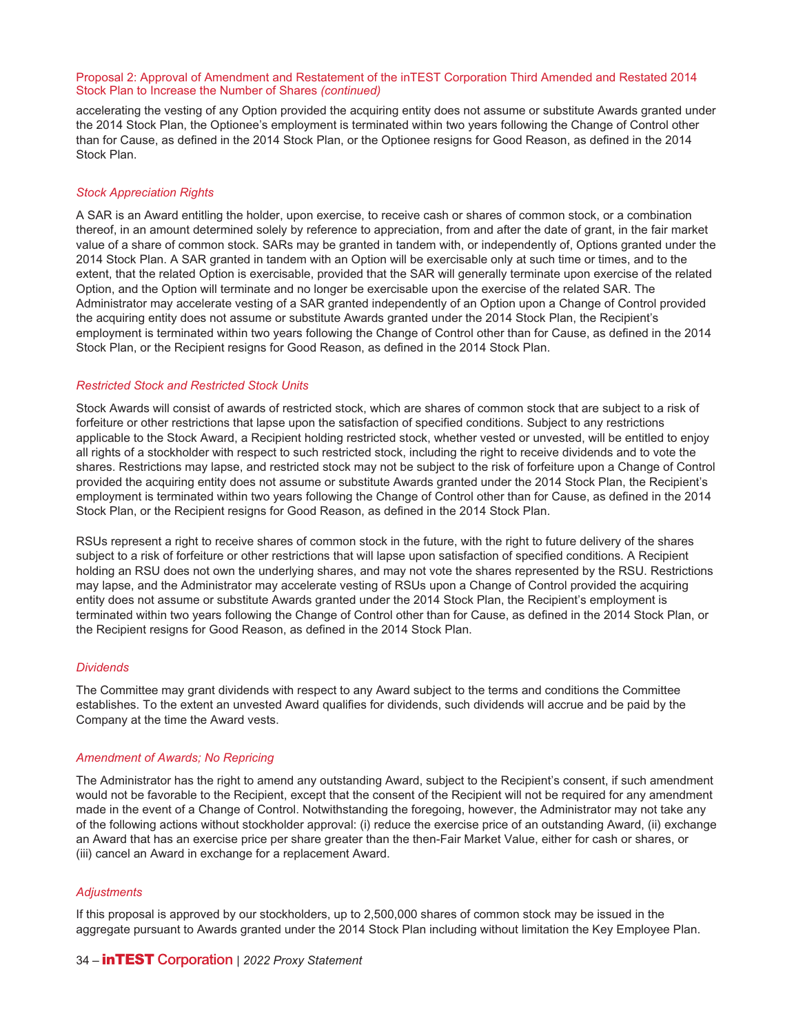accelerating the vesting of any Option provided the acquiring entity does not assume or substitute Awards granted under the 2014 Stock Plan, the Optionee's employment is terminated within two years following the Change of Control other than for Cause, as defined in the 2014 Stock Plan, or the Optionee resigns for Good Reason, as defined in the 2014 Stock Plan.

### *Stock Appreciation Rights*

A SAR is an Award entitling the holder, upon exercise, to receive cash or shares of common stock, or a combination thereof, in an amount determined solely by reference to appreciation, from and after the date of grant, in the fair market value of a share of common stock. SARs may be granted in tandem with, or independently of, Options granted under the 2014 Stock Plan. A SAR granted in tandem with an Option will be exercisable only at such time or times, and to the extent, that the related Option is exercisable, provided that the SAR will generally terminate upon exercise of the related Option, and the Option will terminate and no longer be exercisable upon the exercise of the related SAR. The Administrator may accelerate vesting of a SAR granted independently of an Option upon a Change of Control provided the acquiring entity does not assume or substitute Awards granted under the 2014 Stock Plan, the Recipient's employment is terminated within two years following the Change of Control other than for Cause, as defined in the 2014 Stock Plan, or the Recipient resigns for Good Reason, as defined in the 2014 Stock Plan.

### *Restricted Stock and Restricted Stock Units*

Stock Awards will consist of awards of restricted stock, which are shares of common stock that are subject to a risk of forfeiture or other restrictions that lapse upon the satisfaction of specified conditions. Subject to any restrictions applicable to the Stock Award, a Recipient holding restricted stock, whether vested or unvested, will be entitled to enjoy all rights of a stockholder with respect to such restricted stock, including the right to receive dividends and to vote the shares. Restrictions may lapse, and restricted stock may not be subject to the risk of forfeiture upon a Change of Control provided the acquiring entity does not assume or substitute Awards granted under the 2014 Stock Plan, the Recipient's employment is terminated within two years following the Change of Control other than for Cause, as defined in the 2014 Stock Plan, or the Recipient resigns for Good Reason, as defined in the 2014 Stock Plan.

RSUs represent a right to receive shares of common stock in the future, with the right to future delivery of the shares subject to a risk of forfeiture or other restrictions that will lapse upon satisfaction of specified conditions. A Recipient holding an RSU does not own the underlying shares, and may not vote the shares represented by the RSU. Restrictions may lapse, and the Administrator may accelerate vesting of RSUs upon a Change of Control provided the acquiring entity does not assume or substitute Awards granted under the 2014 Stock Plan, the Recipient's employment is terminated within two years following the Change of Control other than for Cause, as defined in the 2014 Stock Plan, or the Recipient resigns for Good Reason, as defined in the 2014 Stock Plan.

### *Dividends*

The Committee may grant dividends with respect to any Award subject to the terms and conditions the Committee establishes. To the extent an unvested Award qualifies for dividends, such dividends will accrue and be paid by the Company at the time the Award vests.

### *Amendment of Awards; No Repricing*

The Administrator has the right to amend any outstanding Award, subject to the Recipient's consent, if such amendment would not be favorable to the Recipient, except that the consent of the Recipient will not be required for any amendment made in the event of a Change of Control. Notwithstanding the foregoing, however, the Administrator may not take any of the following actions without stockholder approval: (i) reduce the exercise price of an outstanding Award, (ii) exchange an Award that has an exercise price per share greater than the then-Fair Market Value, either for cash or shares, or (iii) cancel an Award in exchange for a replacement Award.

### *Adjustments*

If this proposal is approved by our stockholders, up to 2,500,000 shares of common stock may be issued in the aggregate pursuant to Awards granted under the 2014 Stock Plan including without limitation the Key Employee Plan.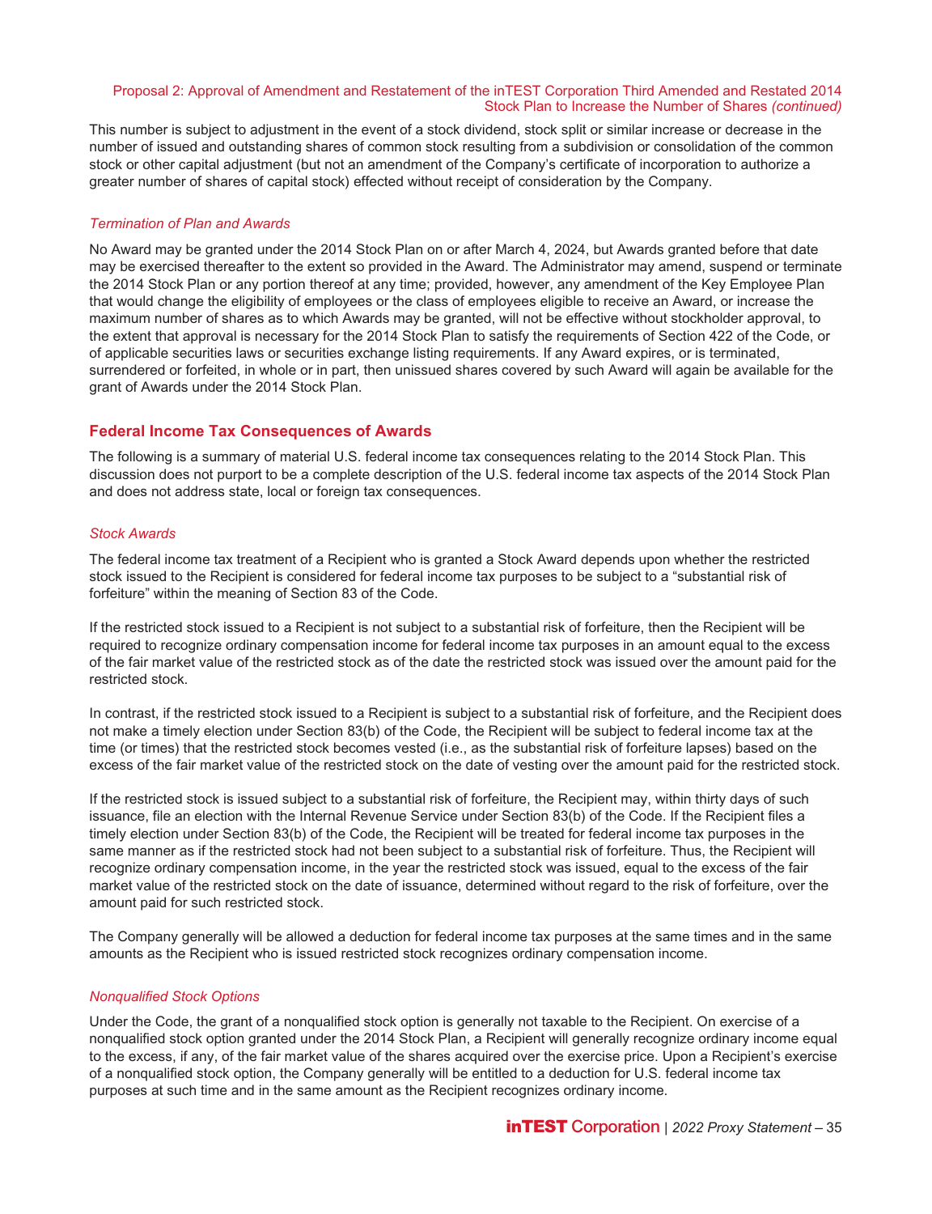This number is subject to adjustment in the event of a stock dividend, stock split or similar increase or decrease in the number of issued and outstanding shares of common stock resulting from a subdivision or consolidation of the common stock or other capital adjustment (but not an amendment of the Company's certificate of incorporation to authorize a greater number of shares of capital stock) effected without receipt of consideration by the Company.

*Termination of Plan and Awards*

No Award may be granted under the 2014 Stock Plan on or after March 4, 2024, but Awards granted before that date may be exercised thereafter to the extent so provided in the Award. The Administrator may amend, suspend or terminate the 2014 Stock Plan or any portion thereof at any time; provided, however, any amendment of the Key Employee Plan that would change the eligibility of employees or the class of employees eligible to receive an Award, or increase the maximum number of shares as to which Awards may be granted, will not be effective without stockholder approval, to the extent that approval is necessary for the 2014 Stock Plan to satisfy the requirements of Section 422 of the Code, or of applicable securities laws or securities exchange listing requirements. If any Award expires, or is terminated, surrendered or forfeited, in whole or in part, then unissued shares covered by such Award will again be available for the grant of Awards under the 2014 Stock Plan.

## Federal Income Tax Consequences of Awards

The following is a summary of material U.S. federal income tax consequences relating to the 2014 Stock Plan. This discussion does not purport to be a complete description of the U.S. federal income tax aspects of the 2014 Stock Plan and does not address state, local or foreign tax consequences.

*Stock Awards*

The federal income tax treatment of a Recipient who is granted a Stock Award depends upon whether the restricted stock issued to the Recipient is considered for federal income tax purposes to be subject to a "substantial risk of forfeiture" within the meaning of Section 83 of the Code.

If the restricted stock issued to a Recipient is not subject to a substantial risk of forfeiture, then the Recipient will be required to recognize ordinary compensation income for federal income tax purposes in an amount equal to the excess of the fair market value of the restricted stock as of the date the restricted stock was issued over the amount paid for the restricted stock.

In contrast, if the restricted stock issued to a Recipient is subject to a substantial risk of forfeiture, and the Recipient does not make a timely election under Section 83(b) of the Code, the Recipient will be subject to federal income tax at the time (or times) that the restricted stock becomes vested (i.e., as the substantial risk of forfeiture lapses) based on the excess of the fair market value of the restricted stock on the date of vesting over the amount paid for the restricted stock.

If the restricted stock is issued subject to a substantial risk of forfeiture, the Recipient may, within thirty days of such issuance, file an election with the Internal Revenue Service under Section 83(b) of the Code. If the Recipient files a timely election under Section 83(b) of the Code, the Recipient will be treated for federal income tax purposes in the same manner as if the restricted stock had not been subject to a substantial risk of forfeiture. Thus, the Recipient will recognize ordinary compensation income, in the year the restricted stock was issued, equal to the excess of the fair market value of the restricted stock on the date of issuance, determined without regard to the risk of forfeiture, over the amount paid for such restricted stock.

The Company generally will be allowed a deduction for federal income tax purposes at the same times and in the same amounts as the Recipient who is issued restricted stock recognizes ordinary compensation income.

*Nonqualified Stock Options*

Under the Code, the grant of a nonqualified stock option is generally not taxable to the Recipient. On exercise of a nonqualified stock option granted under the 2014 Stock Plan, a Recipient will generally recognize ordinary income equal to the excess, if any, of the fair market value of the shares acquired over the exercise price. Upon a Recipient's exercise of a nonqualified stock option, the Company generally will be entitled to a deduction for U.S. federal income tax purposes at such time and in the same amount as the Recipient recognizes ordinary income.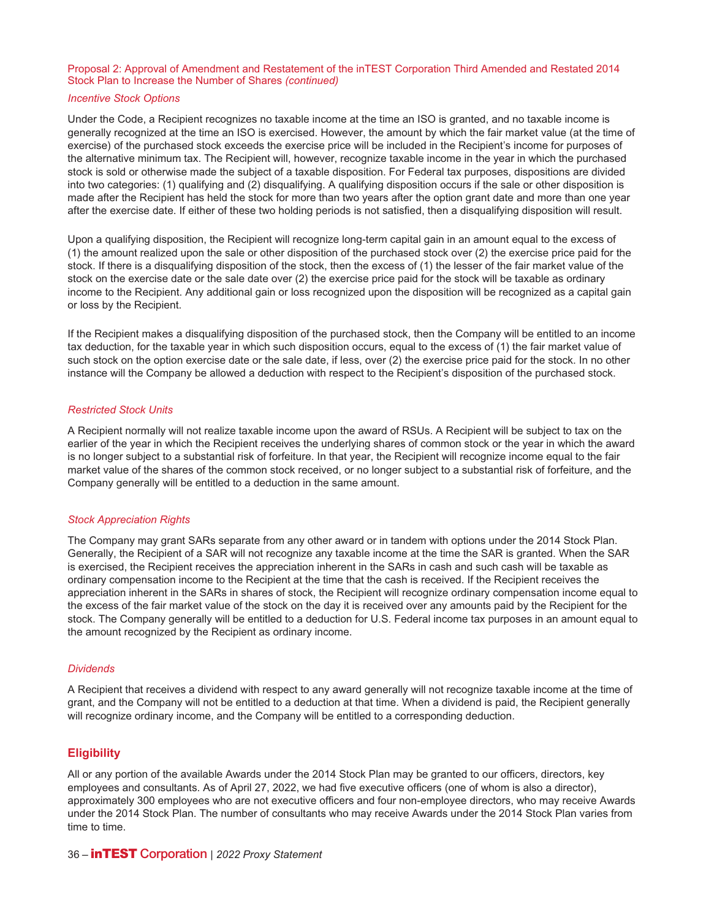Proposal 2: Approval of Amendment and Restatement of the inTEST Corporation Third Amended and Restated 2014 Stock Plan to Increase the Number of Shares *(continued)*

*Incentive Stock Options*

Under the Code, a Recipient recognizes no taxable income at the time an ISO is granted, and no taxable income is generally recognized at the time an ISO is exercised. However, the amount by which the fair market value (at the time of exercise) of the purchased stock exceeds the exercise price will be included in the Recipient's income for purposes of the alternative minimum tax. The Recipient will, however, recognize taxable income in the year in which the purchased stock is sold or otherwise made the subject of a taxable disposition. For Federal tax purposes, dispositions are divided into two categories: (1) qualifying and (2) disqualifying. A qualifying disposition occurs if the sale or other disposition is made after the Recipient has held the stock for more than two years after the option grant date and more than one year after the exercise date. If either of these two holding periods is not satisfied, then a disqualifying disposition will result.

Upon a qualifying disposition, the Recipient will recognize long-term capital gain in an amount equal to the excess of (1) the amount realized upon the sale or other disposition of the purchased stock over (2) the exercise price paid for the stock. If there is a disqualifying disposition of the stock, then the excess of (1) the lesser of the fair market value of the stock on the exercise date or the sale date over (2) the exercise price paid for the stock will be taxable as ordinary income to the Recipient. Any additional gain or loss recognized upon the disposition will be recognized as a capital gain or loss by the Recipient.

If the Recipient makes a disqualifying disposition of the purchased stock, then the Company will be entitled to an income tax deduction, for the taxable year in which such disposition occurs, equal to the excess of (1) the fair market value of such stock on the option exercise date or the sale date, if less, over (2) the exercise price paid for the stock. In no other instance will the Company be allowed a deduction with respect to the Recipient's disposition of the purchased stock.

*Restricted Stock Units*

A Recipient normally will not realize taxable income upon the award of RSUs. A Recipient will be subject to tax on the earlier of the year in which the Recipient receives the underlying shares of common stock or the year in which the award is no longer subject to a substantial risk of forfeiture. In that year, the Recipient will recognize income equal to the fair market value of the shares of the common stock received, or no longer subject to a substantial risk of forfeiture, and the Company generally will be entitled to a deduction in the same amount.

*Stock Appreciation Rights*

The Company may grant SARs separate from any other award or in tandem with options under the 2014 Stock Plan. Generally, the Recipient of a SAR will not recognize any taxable income at the time the SAR is granted. When the SAR is exercised, the Recipient receives the appreciation inherent in the SARs in cash and such cash will be taxable as ordinary compensation income to the Recipient at the time that the cash is received. If the Recipient receives the appreciation inherent in the SARs in shares of stock, the Recipient will recognize ordinary compensation income equal to the excess of the fair market value of the stock on the day it is received over any amounts paid by the Recipient for the stock. The Company generally will be entitled to a deduction for U.S. Federal income tax purposes in an amount equal to the amount recognized by the Recipient as ordinary income.

*Dividends*

A Recipient that receives a dividend with respect to any award generally will not recognize taxable income at the time of grant, and the Company will not be entitled to a deduction at that time. When a dividend is paid, the Recipient generally will recognize ordinary income, and the Company will be entitled to a corresponding deduction.

## Eligibility

All or any portion of the available Awards under the 2014 Stock Plan may be granted to our officers, directors, key employees and consultants. As of April 27, 2022, we had five executive officers (one of whom is also a director), approximately 300 employees who are not executive officers and four non-employee directors, who may receive Awards under the 2014 Stock Plan. The number of consultants who may receive Awards under the 2014 Stock Plan varies from time to time.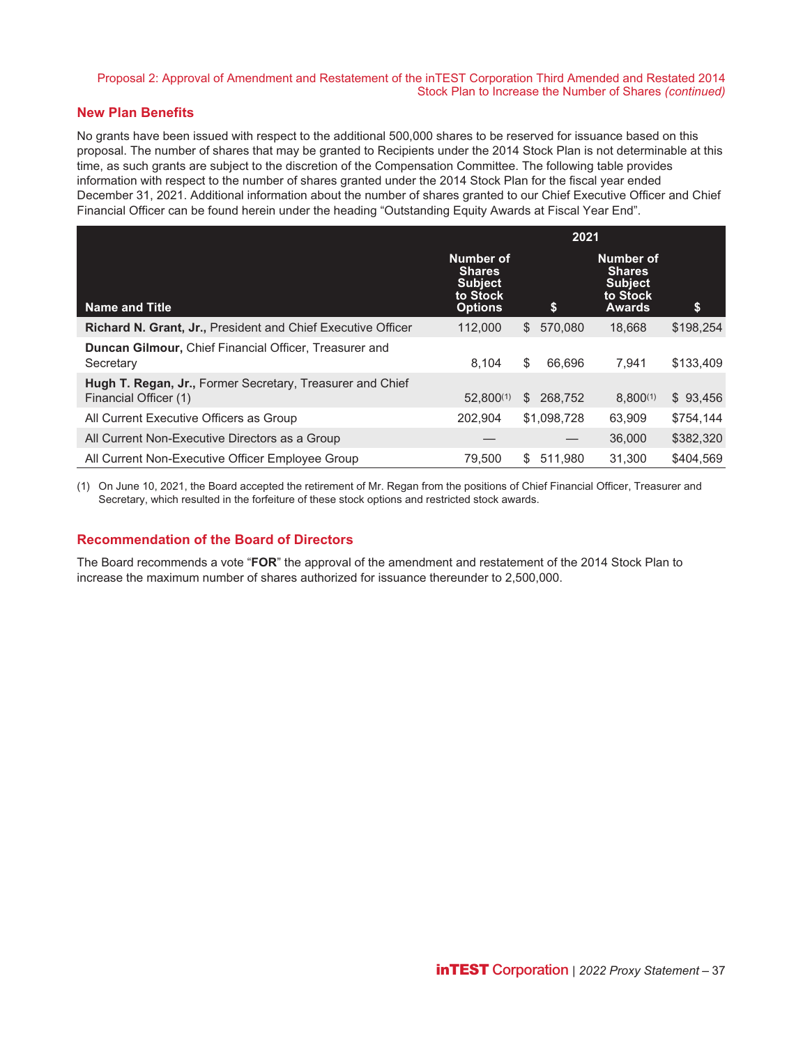## New Plan Benefits

No grants have been issued with respect to the additional 500,000 shares to be reserved for issuance based on this proposal. The number of shares that may be granted to Recipients under the 2014 Stock Plan is not determinable at this time, as such grants are subject to the discretion of the Compensation Committee. The following table provides information with respect to the number of shares granted under the 2014 Stock Plan for the fiscal year ended December 31, 2021. Additional information about the number of shares granted to our Chief Executive Officer and Chief Financial Officer can be found herein under the heading "Outstanding Equity Awards at Fiscal Year End".

| | 2021 | | | |
|---|---|---|---|---|
| **Name and Title** | **Number of Shares Subject to Stock Options** | **$** | **Number of Shares Subject to Stock Awards** | **$** |
| **Richard N. Grant, Jr.,** President and Chief Executive Officer | 112,000 | $ 570,080 | 18,668 | $198,254 |
| **Duncan Gilmour,** Chief Financial Officer, Treasurer and Secretary | 8,104 | $ 66,696 | 7,941 | $133,409 |
| **Hugh T. Regan, Jr.,** Former Secretary, Treasurer and Chief Financial Officer (1) | 52,800(1) | $ 268,752 | 8,800(1) | $ 93,456 |
| All Current Executive Officers as Group | 202,904 | $1,098,728 | 63,909 | $754,144 |
| All Current Non-Executive Directors as a Group | — | — | 36,000 | $382,320 |
| All Current Non-Executive Officer Employee Group | 79,500 | $ 511,980 | 31,300 | $404,569 |

(1) On June 10, 2021, the Board accepted the retirement of Mr. Regan from the positions of Chief Financial Officer, Treasurer and Secretary, which resulted in the forfeiture of these stock options and restricted stock awards.

## Recommendation of the Board of Directors

The Board recommends a vote "**FOR**" the approval of the amendment and restatement of the 2014 Stock Plan to increase the maximum number of shares authorized for issuance thereunder to 2,500,000.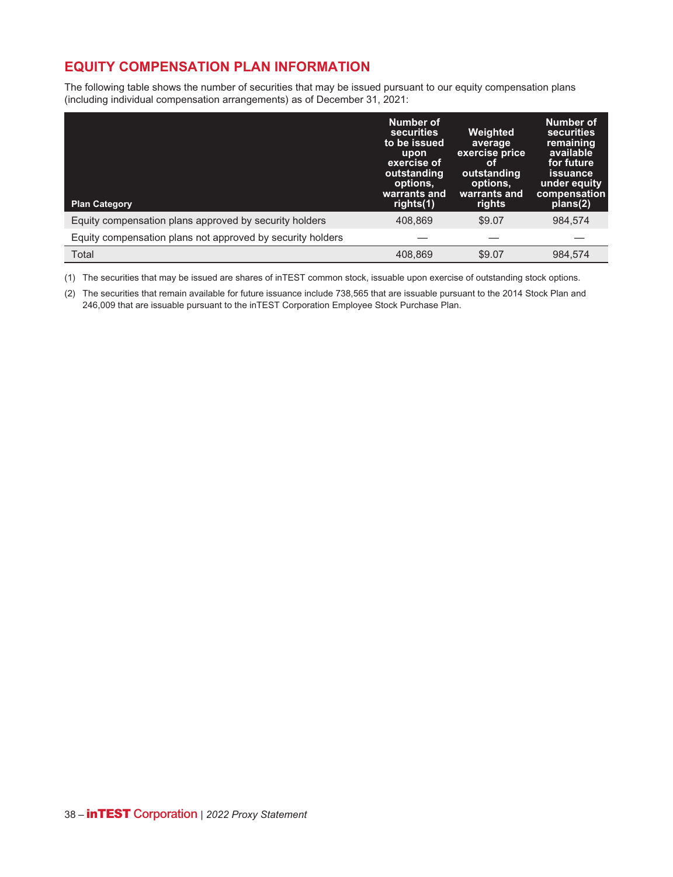## EQUITY COMPENSATION PLAN INFORMATION

The following table shows the number of securities that may be issued pursuant to our equity compensation plans (including individual compensation arrangements) as of December 31, 2021:

| Plan Category | Number of securities to be issued upon exercise of outstanding options, warrants and rights(1) | Weighted average exercise price of outstanding options, warrants and rights | Number of securities remaining available for future issuance under equity compensation plans(2) |
|---|---|---|---|
| Equity compensation plans approved by security holders | 408,869 | $9.07 | 984,574 |
| Equity compensation plans not approved by security holders | — | — | — |
| Total | 408,869 | $9.07 | 984,574 |

(1) The securities that may be issued are shares of inTEST common stock, issuable upon exercise of outstanding stock options.

(2) The securities that remain available for future issuance include 738,565 that are issuable pursuant to the 2014 Stock Plan and 246,009 that are issuable pursuant to the inTEST Corporation Employee Stock Purchase Plan.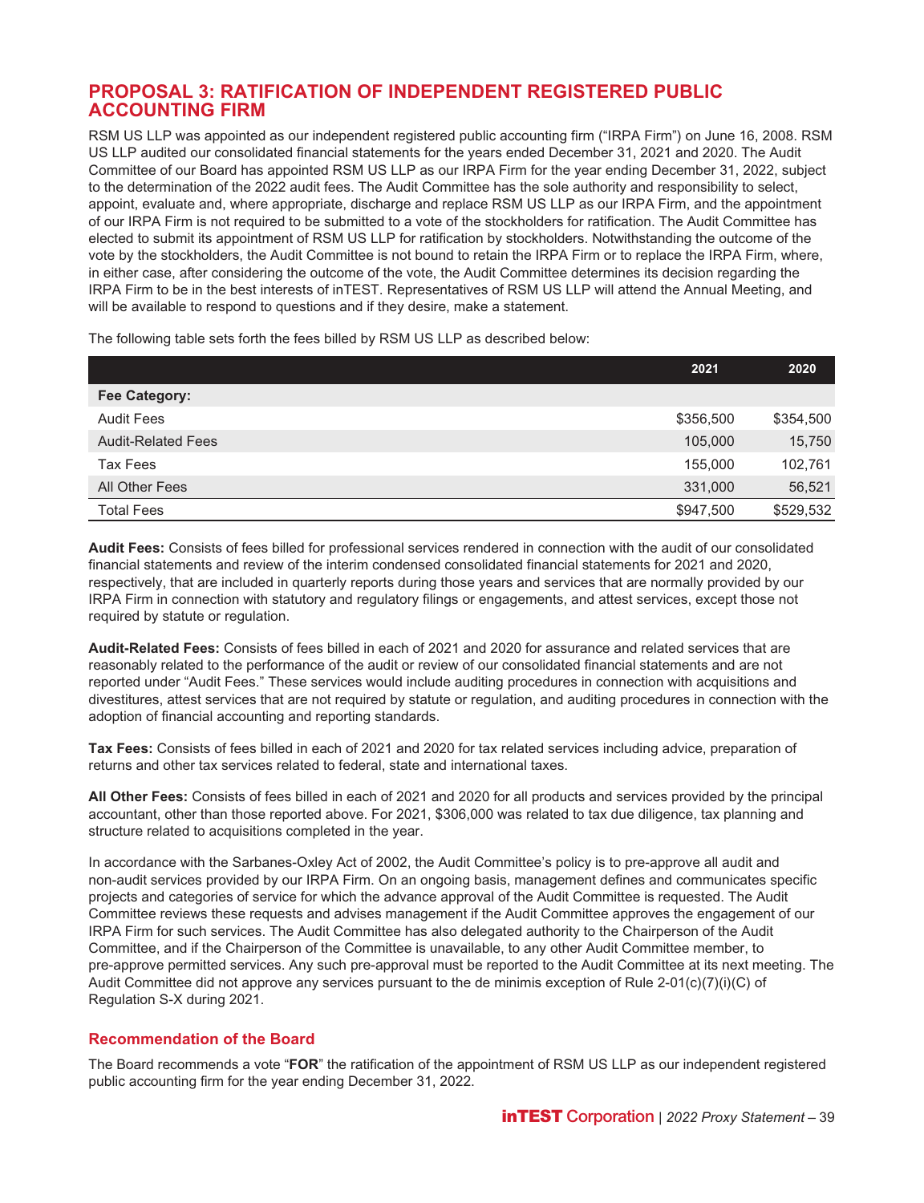## PROPOSAL 3: RATIFICATION OF INDEPENDENT REGISTERED PUBLIC ACCOUNTING FIRM

RSM US LLP was appointed as our independent registered public accounting firm ("IRPA Firm") on June 16, 2008. RSM US LLP audited our consolidated financial statements for the years ended December 31, 2021 and 2020. The Audit Committee of our Board has appointed RSM US LLP as our IRPA Firm for the year ending December 31, 2022, subject to the determination of the 2022 audit fees. The Audit Committee has the sole authority and responsibility to select, appoint, evaluate and, where appropriate, discharge and replace RSM US LLP as our IRPA Firm, and the appointment of our IRPA Firm is not required to be submitted to a vote of the stockholders for ratification. The Audit Committee has elected to submit its appointment of RSM US LLP for ratification by stockholders. Notwithstanding the outcome of the vote by the stockholders, the Audit Committee is not bound to retain the IRPA Firm or to replace the IRPA Firm, where, in either case, after considering the outcome of the vote, the Audit Committee determines its decision regarding the IRPA Firm to be in the best interests of inTEST. Representatives of RSM US LLP will attend the Annual Meeting, and will be available to respond to questions and if they desire, make a statement.

The following table sets forth the fees billed by RSM US LLP as described below:

| | 2021 | 2020 |
|---|---|---|
| **Fee Category:** | | |
| Audit Fees | $356,500 | $354,500 |
| Audit-Related Fees | 105,000 | 15,750 |
| Tax Fees | 155,000 | 102,761 |
| All Other Fees | 331,000 | 56,521 |
| Total Fees | $947,500 | $529,532 |

**Audit Fees:** Consists of fees billed for professional services rendered in connection with the audit of our consolidated financial statements and review of the interim condensed consolidated financial statements for 2021 and 2020, respectively, that are included in quarterly reports during those years and services that are normally provided by our IRPA Firm in connection with statutory and regulatory filings or engagements, and attest services, except those not required by statute or regulation.

**Audit-Related Fees:** Consists of fees billed in each of 2021 and 2020 for assurance and related services that are reasonably related to the performance of the audit or review of our consolidated financial statements and are not reported under "Audit Fees." These services would include auditing procedures in connection with acquisitions and divestitures, attest services that are not required by statute or regulation, and auditing procedures in connection with the adoption of financial accounting and reporting standards.

**Tax Fees:** Consists of fees billed in each of 2021 and 2020 for tax related services including advice, preparation of returns and other tax services related to federal, state and international taxes.

**All Other Fees:** Consists of fees billed in each of 2021 and 2020 for all products and services provided by the principal accountant, other than those reported above. For 2021, $306,000 was related to tax due diligence, tax planning and structure related to acquisitions completed in the year.

In accordance with the Sarbanes-Oxley Act of 2002, the Audit Committee's policy is to pre-approve all audit and non-audit services provided by our IRPA Firm. On an ongoing basis, management defines and communicates specific projects and categories of service for which the advance approval of the Audit Committee is requested. The Audit Committee reviews these requests and advises management if the Audit Committee approves the engagement of our IRPA Firm for such services. The Audit Committee has also delegated authority to the Chairperson of the Audit Committee, and if the Chairperson of the Committee is unavailable, to any other Audit Committee member, to pre-approve permitted services. Any such pre-approval must be reported to the Audit Committee at its next meeting. The Audit Committee did not approve any services pursuant to the de minimis exception of Rule 2-01(c)(7)(i)(C) of Regulation S-X during 2021.

### Recommendation of the Board

The Board recommends a vote "**FOR**" the ratification of the appointment of RSM US LLP as our independent registered public accounting firm for the year ending December 31, 2022.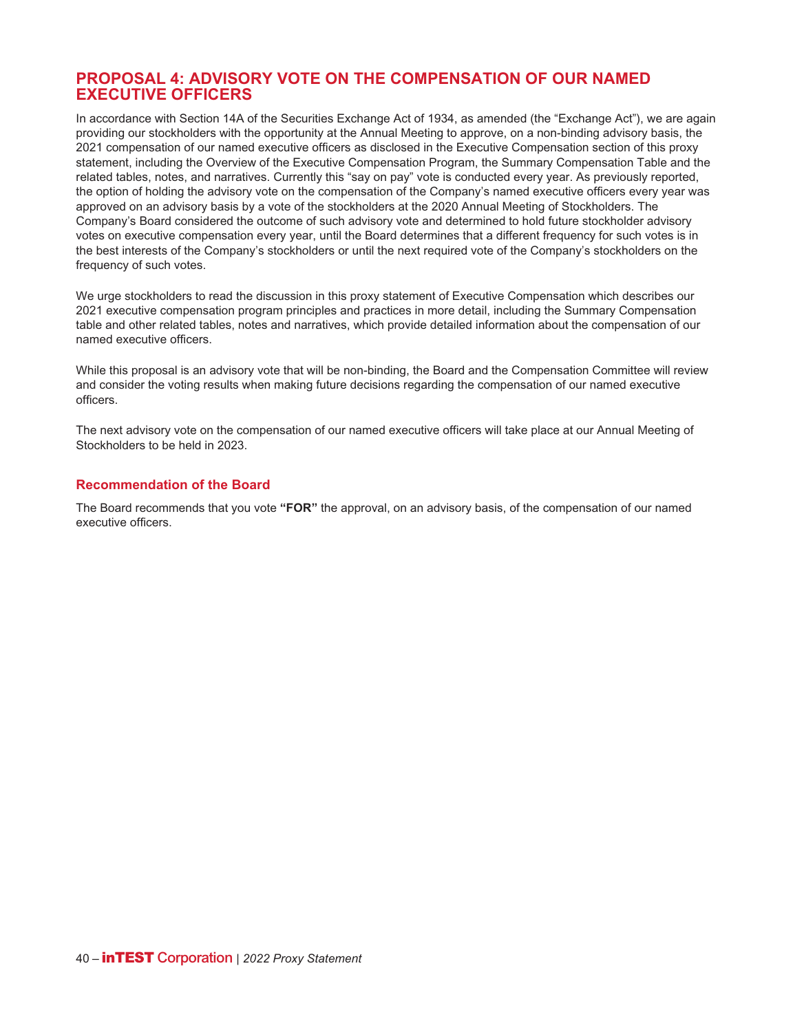# PROPOSAL 4: ADVISORY VOTE ON THE COMPENSATION OF OUR NAMED EXECUTIVE OFFICERS

In accordance with Section 14A of the Securities Exchange Act of 1934, as amended (the "Exchange Act"), we are again providing our stockholders with the opportunity at the Annual Meeting to approve, on a non-binding advisory basis, the 2021 compensation of our named executive officers as disclosed in the Executive Compensation section of this proxy statement, including the Overview of the Executive Compensation Program, the Summary Compensation Table and the related tables, notes, and narratives. Currently this "say on pay" vote is conducted every year. As previously reported, the option of holding the advisory vote on the compensation of the Company's named executive officers every year was approved on an advisory basis by a vote of the stockholders at the 2020 Annual Meeting of Stockholders. The Company's Board considered the outcome of such advisory vote and determined to hold future stockholder advisory votes on executive compensation every year, until the Board determines that a different frequency for such votes is in the best interests of the Company's stockholders or until the next required vote of the Company's stockholders on the frequency of such votes.

We urge stockholders to read the discussion in this proxy statement of Executive Compensation which describes our 2021 executive compensation program principles and practices in more detail, including the Summary Compensation table and other related tables, notes and narratives, which provide detailed information about the compensation of our named executive officers.

While this proposal is an advisory vote that will be non-binding, the Board and the Compensation Committee will review and consider the voting results when making future decisions regarding the compensation of our named executive officers.

The next advisory vote on the compensation of our named executive officers will take place at our Annual Meeting of Stockholders to be held in 2023.

## Recommendation of the Board

The Board recommends that you vote **"FOR"** the approval, on an advisory basis, of the compensation of our named executive officers.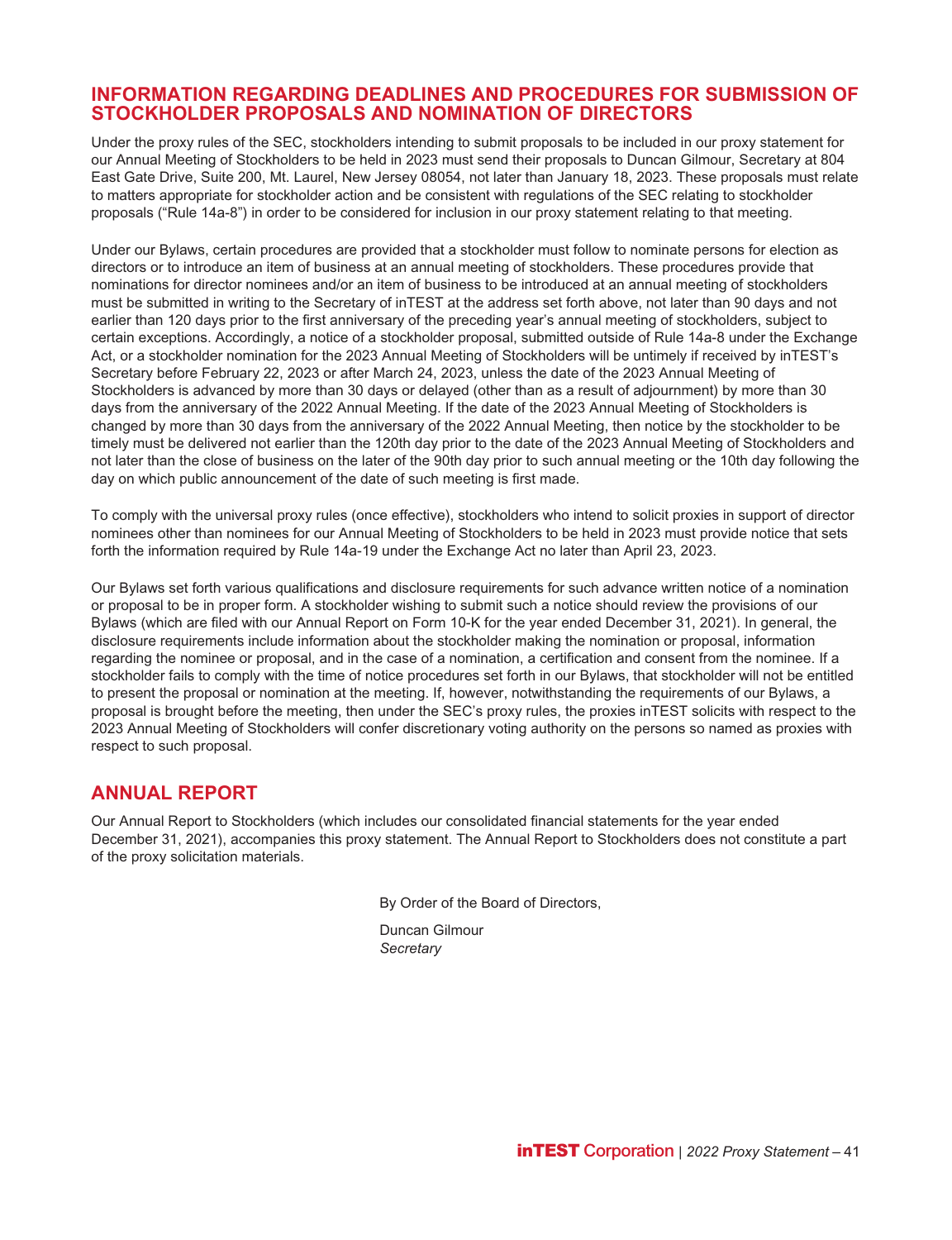## INFORMATION REGARDING DEADLINES AND PROCEDURES FOR SUBMISSION OF STOCKHOLDER PROPOSALS AND NOMINATION OF DIRECTORS

Under the proxy rules of the SEC, stockholders intending to submit proposals to be included in our proxy statement for our Annual Meeting of Stockholders to be held in 2023 must send their proposals to Duncan Gilmour, Secretary at 804 East Gate Drive, Suite 200, Mt. Laurel, New Jersey 08054, not later than January 18, 2023. These proposals must relate to matters appropriate for stockholder action and be consistent with regulations of the SEC relating to stockholder proposals ("Rule 14a-8") in order to be considered for inclusion in our proxy statement relating to that meeting.

Under our Bylaws, certain procedures are provided that a stockholder must follow to nominate persons for election as directors or to introduce an item of business at an annual meeting of stockholders. These procedures provide that nominations for director nominees and/or an item of business to be introduced at an annual meeting of stockholders must be submitted in writing to the Secretary of inTEST at the address set forth above, not later than 90 days and not earlier than 120 days prior to the first anniversary of the preceding year's annual meeting of stockholders, subject to certain exceptions. Accordingly, a notice of a stockholder proposal, submitted outside of Rule 14a-8 under the Exchange Act, or a stockholder nomination for the 2023 Annual Meeting of Stockholders will be untimely if received by inTEST's Secretary before February 22, 2023 or after March 24, 2023, unless the date of the 2023 Annual Meeting of Stockholders is advanced by more than 30 days or delayed (other than as a result of adjournment) by more than 30 days from the anniversary of the 2022 Annual Meeting. If the date of the 2023 Annual Meeting of Stockholders is changed by more than 30 days from the anniversary of the 2022 Annual Meeting, then notice by the stockholder to be timely must be delivered not earlier than the 120th day prior to the date of the 2023 Annual Meeting of Stockholders and not later than the close of business on the later of the 90th day prior to such annual meeting or the 10th day following the day on which public announcement of the date of such meeting is first made.

To comply with the universal proxy rules (once effective), stockholders who intend to solicit proxies in support of director nominees other than nominees for our Annual Meeting of Stockholders to be held in 2023 must provide notice that sets forth the information required by Rule 14a-19 under the Exchange Act no later than April 23, 2023.

Our Bylaws set forth various qualifications and disclosure requirements for such advance written notice of a nomination or proposal to be in proper form. A stockholder wishing to submit such a notice should review the provisions of our Bylaws (which are filed with our Annual Report on Form 10-K for the year ended December 31, 2021). In general, the disclosure requirements include information about the stockholder making the nomination or proposal, information regarding the nominee or proposal, and in the case of a nomination, a certification and consent from the nominee. If a stockholder fails to comply with the time of notice procedures set forth in our Bylaws, that stockholder will not be entitled to present the proposal or nomination at the meeting. If, however, notwithstanding the requirements of our Bylaws, a proposal is brought before the meeting, then under the SEC's proxy rules, the proxies inTEST solicits with respect to the 2023 Annual Meeting of Stockholders will confer discretionary voting authority on the persons so named as proxies with respect to such proposal.

## ANNUAL REPORT

Our Annual Report to Stockholders (which includes our consolidated financial statements for the year ended December 31, 2021), accompanies this proxy statement. The Annual Report to Stockholders does not constitute a part of the proxy solicitation materials.

By Order of the Board of Directors,

Duncan Gilmour
*Secretary*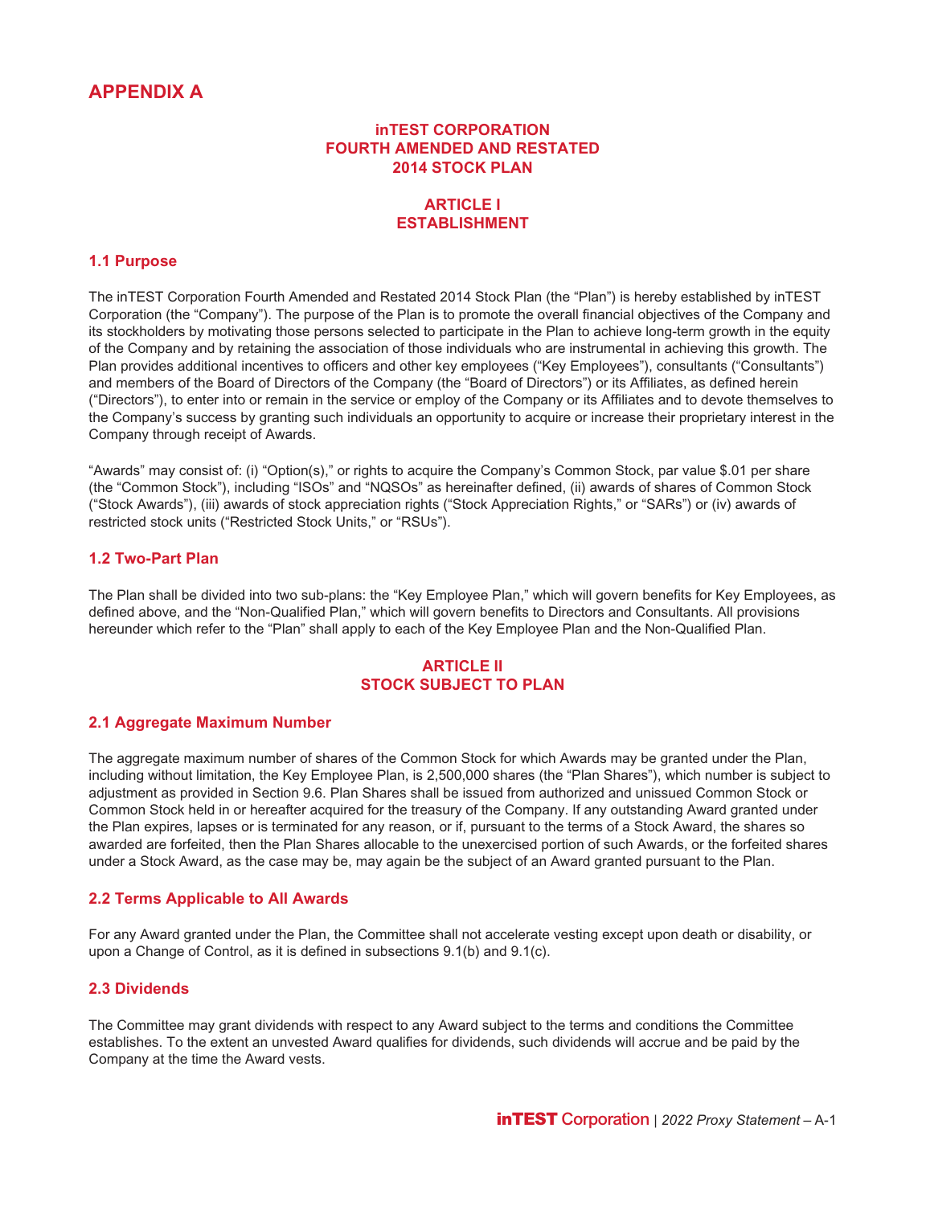# APPENDIX A

## inTEST CORPORATION
## FOURTH AMENDED AND RESTATED
## 2014 STOCK PLAN

## ARTICLE I
## ESTABLISHMENT

### 1.1 Purpose

The inTEST Corporation Fourth Amended and Restated 2014 Stock Plan (the "Plan") is hereby established by inTEST Corporation (the "Company"). The purpose of the Plan is to promote the overall financial objectives of the Company and its stockholders by motivating those persons selected to participate in the Plan to achieve long-term growth in the equity of the Company and by retaining the association of those individuals who are instrumental in achieving this growth. The Plan provides additional incentives to officers and other key employees ("Key Employees"), consultants ("Consultants") and members of the Board of Directors of the Company (the "Board of Directors") or its Affiliates, as defined herein ("Directors"), to enter into or remain in the service or employ of the Company or its Affiliates and to devote themselves to the Company's success by granting such individuals an opportunity to acquire or increase their proprietary interest in the Company through receipt of Awards.

"Awards" may consist of: (i) "Option(s)," or rights to acquire the Company's Common Stock, par value $.01 per share (the "Common Stock"), including "ISOs" and "NQSOs" as hereinafter defined, (ii) awards of shares of Common Stock ("Stock Awards"), (iii) awards of stock appreciation rights ("Stock Appreciation Rights," or "SARs") or (iv) awards of restricted stock units ("Restricted Stock Units," or "RSUs").

### 1.2 Two-Part Plan

The Plan shall be divided into two sub-plans: the "Key Employee Plan," which will govern benefits for Key Employees, as defined above, and the "Non-Qualified Plan," which will govern benefits to Directors and Consultants. All provisions hereunder which refer to the "Plan" shall apply to each of the Key Employee Plan and the Non-Qualified Plan.

## ARTICLE II
## STOCK SUBJECT TO PLAN

### 2.1 Aggregate Maximum Number

The aggregate maximum number of shares of the Common Stock for which Awards may be granted under the Plan, including without limitation, the Key Employee Plan, is 2,500,000 shares (the "Plan Shares"), which number is subject to adjustment as provided in Section 9.6. Plan Shares shall be issued from authorized and unissued Common Stock or Common Stock held in or hereafter acquired for the treasury of the Company. If any outstanding Award granted under the Plan expires, lapses or is terminated for any reason, or if, pursuant to the terms of a Stock Award, the shares so awarded are forfeited, then the Plan Shares allocable to the unexercised portion of such Awards, or the forfeited shares under a Stock Award, as the case may be, may again be the subject of an Award granted pursuant to the Plan.

### 2.2 Terms Applicable to All Awards

For any Award granted under the Plan, the Committee shall not accelerate vesting except upon death or disability, or upon a Change of Control, as it is defined in subsections 9.1(b) and 9.1(c).

### 2.3 Dividends

The Committee may grant dividends with respect to any Award subject to the terms and conditions the Committee establishes. To the extent an unvested Award qualifies for dividends, such dividends will accrue and be paid by the Company at the time the Award vests.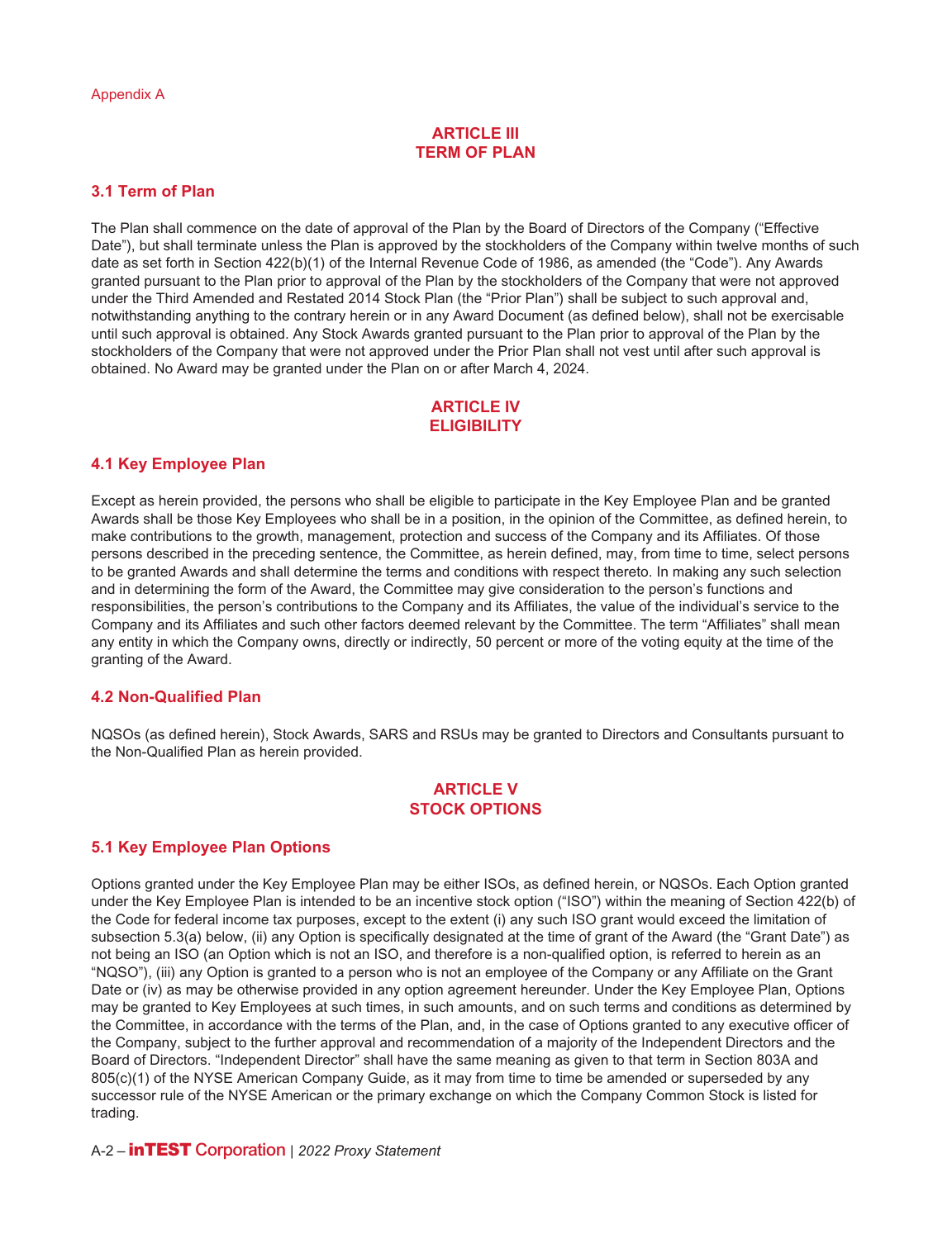## ARTICLE III
## TERM OF PLAN

### 3.1 Term of Plan

The Plan shall commence on the date of approval of the Plan by the Board of Directors of the Company ("Effective Date"), but shall terminate unless the Plan is approved by the stockholders of the Company within twelve months of such date as set forth in Section 422(b)(1) of the Internal Revenue Code of 1986, as amended (the "Code"). Any Awards granted pursuant to the Plan prior to approval of the Plan by the stockholders of the Company that were not approved under the Third Amended and Restated 2014 Stock Plan (the "Prior Plan") shall be subject to such approval and, notwithstanding anything to the contrary herein or in any Award Document (as defined below), shall not be exercisable until such approval is obtained. Any Stock Awards granted pursuant to the Plan prior to approval of the Plan by the stockholders of the Company that were not approved under the Prior Plan shall not vest until after such approval is obtained. No Award may be granted under the Plan on or after March 4, 2024.

## ARTICLE IV
## ELIGIBILITY

### 4.1 Key Employee Plan

Except as herein provided, the persons who shall be eligible to participate in the Key Employee Plan and be granted Awards shall be those Key Employees who shall be in a position, in the opinion of the Committee, as defined herein, to make contributions to the growth, management, protection and success of the Company and its Affiliates. Of those persons described in the preceding sentence, the Committee, as herein defined, may, from time to time, select persons to be granted Awards and shall determine the terms and conditions with respect thereto. In making any such selection and in determining the form of the Award, the Committee may give consideration to the person's functions and responsibilities, the person's contributions to the Company and its Affiliates, the value of the individual's service to the Company and its Affiliates and such other factors deemed relevant by the Committee. The term "Affiliates" shall mean any entity in which the Company owns, directly or indirectly, 50 percent or more of the voting equity at the time of the granting of the Award.

### 4.2 Non-Qualified Plan

NQSOs (as defined herein), Stock Awards, SARS and RSUs may be granted to Directors and Consultants pursuant to the Non-Qualified Plan as herein provided.

## ARTICLE V
## STOCK OPTIONS

### 5.1 Key Employee Plan Options

Options granted under the Key Employee Plan may be either ISOs, as defined herein, or NQSOs. Each Option granted under the Key Employee Plan is intended to be an incentive stock option ("ISO") within the meaning of Section 422(b) of the Code for federal income tax purposes, except to the extent (i) any such ISO grant would exceed the limitation of subsection 5.3(a) below, (ii) any Option is specifically designated at the time of grant of the Award (the "Grant Date") as not being an ISO (an Option which is not an ISO, and therefore is a non-qualified option, is referred to herein as an "NQSO"), (iii) any Option is granted to a person who is not an employee of the Company or any Affiliate on the Grant Date or (iv) as may be otherwise provided in any option agreement hereunder. Under the Key Employee Plan, Options may be granted to Key Employees at such times, in such amounts, and on such terms and conditions as determined by the Committee, in accordance with the terms of the Plan, and, in the case of Options granted to any executive officer of the Company, subject to the further approval and recommendation of a majority of the Independent Directors and the Board of Directors. "Independent Director" shall have the same meaning as given to that term in Section 803A and 805(c)(1) of the NYSE American Company Guide, as it may from time to time be amended or superseded by any successor rule of the NYSE American or the primary exchange on which the Company Common Stock is listed for trading.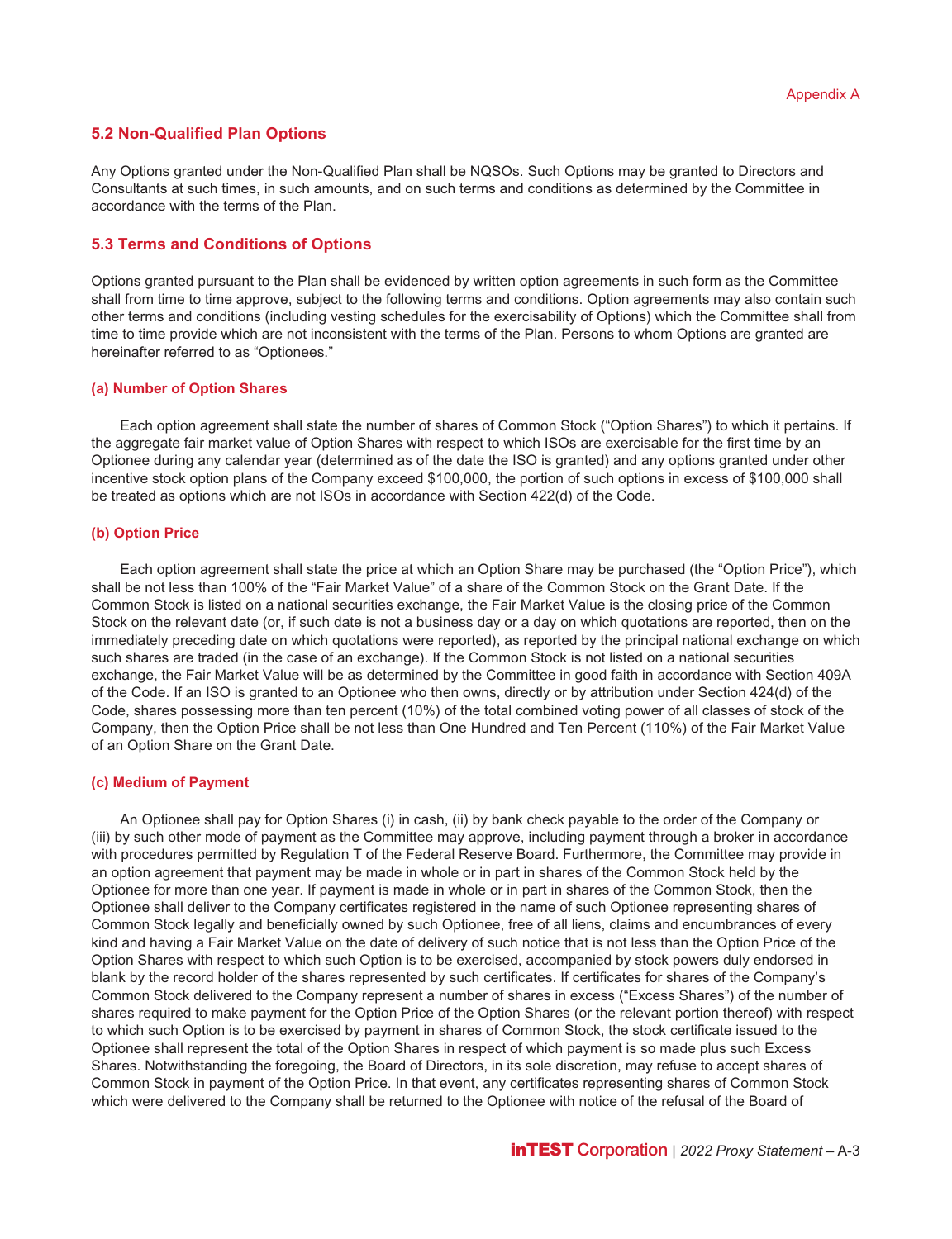### 5.2 Non-Qualified Plan Options

Any Options granted under the Non-Qualified Plan shall be NQSOs. Such Options may be granted to Directors and Consultants at such times, in such amounts, and on such terms and conditions as determined by the Committee in accordance with the terms of the Plan.

### 5.3 Terms and Conditions of Options

Options granted pursuant to the Plan shall be evidenced by written option agreements in such form as the Committee shall from time to time approve, subject to the following terms and conditions. Option agreements may also contain such other terms and conditions (including vesting schedules for the exercisability of Options) which the Committee shall from time to time provide which are not inconsistent with the terms of the Plan. Persons to whom Options are granted are hereinafter referred to as "Optionees."

#### (a) Number of Option Shares

Each option agreement shall state the number of shares of Common Stock ("Option Shares") to which it pertains. If the aggregate fair market value of Option Shares with respect to which ISOs are exercisable for the first time by an Optionee during any calendar year (determined as of the date the ISO is granted) and any options granted under other incentive stock option plans of the Company exceed $100,000, the portion of such options in excess of $100,000 shall be treated as options which are not ISOs in accordance with Section 422(d) of the Code.

#### (b) Option Price

Each option agreement shall state the price at which an Option Share may be purchased (the "Option Price"), which shall be not less than 100% of the "Fair Market Value" of a share of the Common Stock on the Grant Date. If the Common Stock is listed on a national securities exchange, the Fair Market Value is the closing price of the Common Stock on the relevant date (or, if such date is not a business day or a day on which quotations are reported, then on the immediately preceding date on which quotations were reported), as reported by the principal national exchange on which such shares are traded (in the case of an exchange). If the Common Stock is not listed on a national securities exchange, the Fair Market Value will be as determined by the Committee in good faith in accordance with Section 409A of the Code. If an ISO is granted to an Optionee who then owns, directly or by attribution under Section 424(d) of the Code, shares possessing more than ten percent (10%) of the total combined voting power of all classes of stock of the Company, then the Option Price shall be not less than One Hundred and Ten Percent (110%) of the Fair Market Value of an Option Share on the Grant Date.

#### (c) Medium of Payment

An Optionee shall pay for Option Shares (i) in cash, (ii) by bank check payable to the order of the Company or (iii) by such other mode of payment as the Committee may approve, including payment through a broker in accordance with procedures permitted by Regulation T of the Federal Reserve Board. Furthermore, the Committee may provide in an option agreement that payment may be made in whole or in part in shares of the Common Stock held by the Optionee for more than one year. If payment is made in whole or in part in shares of the Common Stock, then the Optionee shall deliver to the Company certificates registered in the name of such Optionee representing shares of Common Stock legally and beneficially owned by such Optionee, free of all liens, claims and encumbrances of every kind and having a Fair Market Value on the date of delivery of such notice that is not less than the Option Price of the Option Shares with respect to which such Option is to be exercised, accompanied by stock powers duly endorsed in blank by the record holder of the shares represented by such certificates. If certificates for shares of the Company's Common Stock delivered to the Company represent a number of shares in excess ("Excess Shares") of the number of shares required to make payment for the Option Price of the Option Shares (or the relevant portion thereof) with respect to which such Option is to be exercised by payment in shares of Common Stock, the stock certificate issued to the Optionee shall represent the total of the Option Shares in respect of which payment is so made plus such Excess Shares. Notwithstanding the foregoing, the Board of Directors, in its sole discretion, may refuse to accept shares of Common Stock in payment of the Option Price. In that event, any certificates representing shares of Common Stock which were delivered to the Company shall be returned to the Optionee with notice of the refusal of the Board of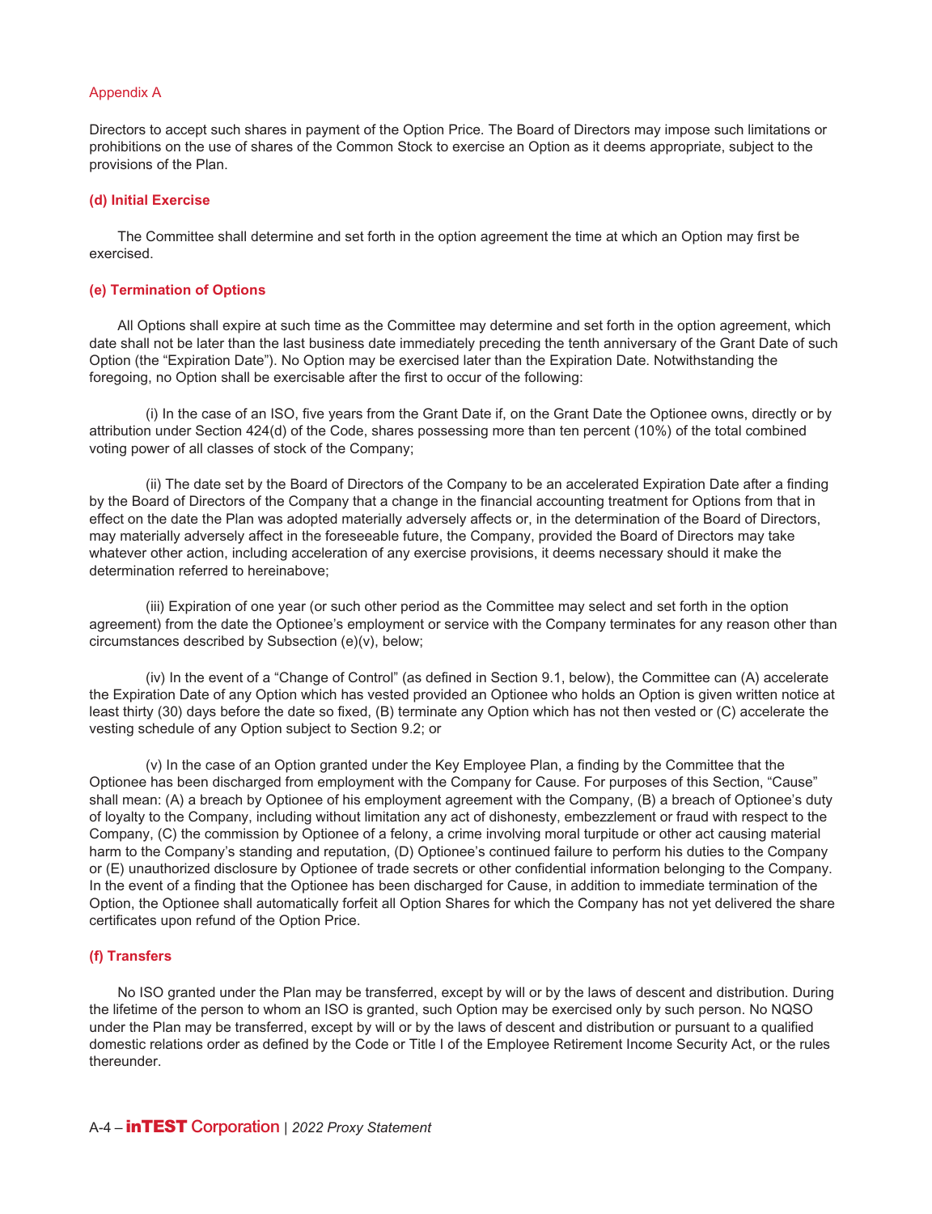Directors to accept such shares in payment of the Option Price. The Board of Directors may impose such limitations or prohibitions on the use of shares of the Common Stock to exercise an Option as it deems appropriate, subject to the provisions of the Plan.

**(d) Initial Exercise**

The Committee shall determine and set forth in the option agreement the time at which an Option may first be exercised.

**(e) Termination of Options**

All Options shall expire at such time as the Committee may determine and set forth in the option agreement, which date shall not be later than the last business date immediately preceding the tenth anniversary of the Grant Date of such Option (the "Expiration Date"). No Option may be exercised later than the Expiration Date. Notwithstanding the foregoing, no Option shall be exercisable after the first to occur of the following:

(i) In the case of an ISO, five years from the Grant Date if, on the Grant Date the Optionee owns, directly or by attribution under Section 424(d) of the Code, shares possessing more than ten percent (10%) of the total combined voting power of all classes of stock of the Company;

(ii) The date set by the Board of Directors of the Company to be an accelerated Expiration Date after a finding by the Board of Directors of the Company that a change in the financial accounting treatment for Options from that in effect on the date the Plan was adopted materially adversely affects or, in the determination of the Board of Directors, may materially adversely affect in the foreseeable future, the Company, provided the Board of Directors may take whatever other action, including acceleration of any exercise provisions, it deems necessary should it make the determination referred to hereinabove;

(iii) Expiration of one year (or such other period as the Committee may select and set forth in the option agreement) from the date the Optionee's employment or service with the Company terminates for any reason other than circumstances described by Subsection (e)(v), below;

(iv) In the event of a "Change of Control" (as defined in Section 9.1, below), the Committee can (A) accelerate the Expiration Date of any Option which has vested provided an Optionee who holds an Option is given written notice at least thirty (30) days before the date so fixed, (B) terminate any Option which has not then vested or (C) accelerate the vesting schedule of any Option subject to Section 9.2; or

(v) In the case of an Option granted under the Key Employee Plan, a finding by the Committee that the Optionee has been discharged from employment with the Company for Cause. For purposes of this Section, "Cause" shall mean: (A) a breach by Optionee of his employment agreement with the Company, (B) a breach of Optionee's duty of loyalty to the Company, including without limitation any act of dishonesty, embezzlement or fraud with respect to the Company, (C) the commission by Optionee of a felony, a crime involving moral turpitude or other act causing material harm to the Company's standing and reputation, (D) Optionee's continued failure to perform his duties to the Company or (E) unauthorized disclosure by Optionee of trade secrets or other confidential information belonging to the Company. In the event of a finding that the Optionee has been discharged for Cause, in addition to immediate termination of the Option, the Optionee shall automatically forfeit all Option Shares for which the Company has not yet delivered the share certificates upon refund of the Option Price.

**(f) Transfers**

No ISO granted under the Plan may be transferred, except by will or by the laws of descent and distribution. During the lifetime of the person to whom an ISO is granted, such Option may be exercised only by such person. No NQSO under the Plan may be transferred, except by will or by the laws of descent and distribution or pursuant to a qualified domestic relations order as defined by the Code or Title I of the Employee Retirement Income Security Act, or the rules thereunder.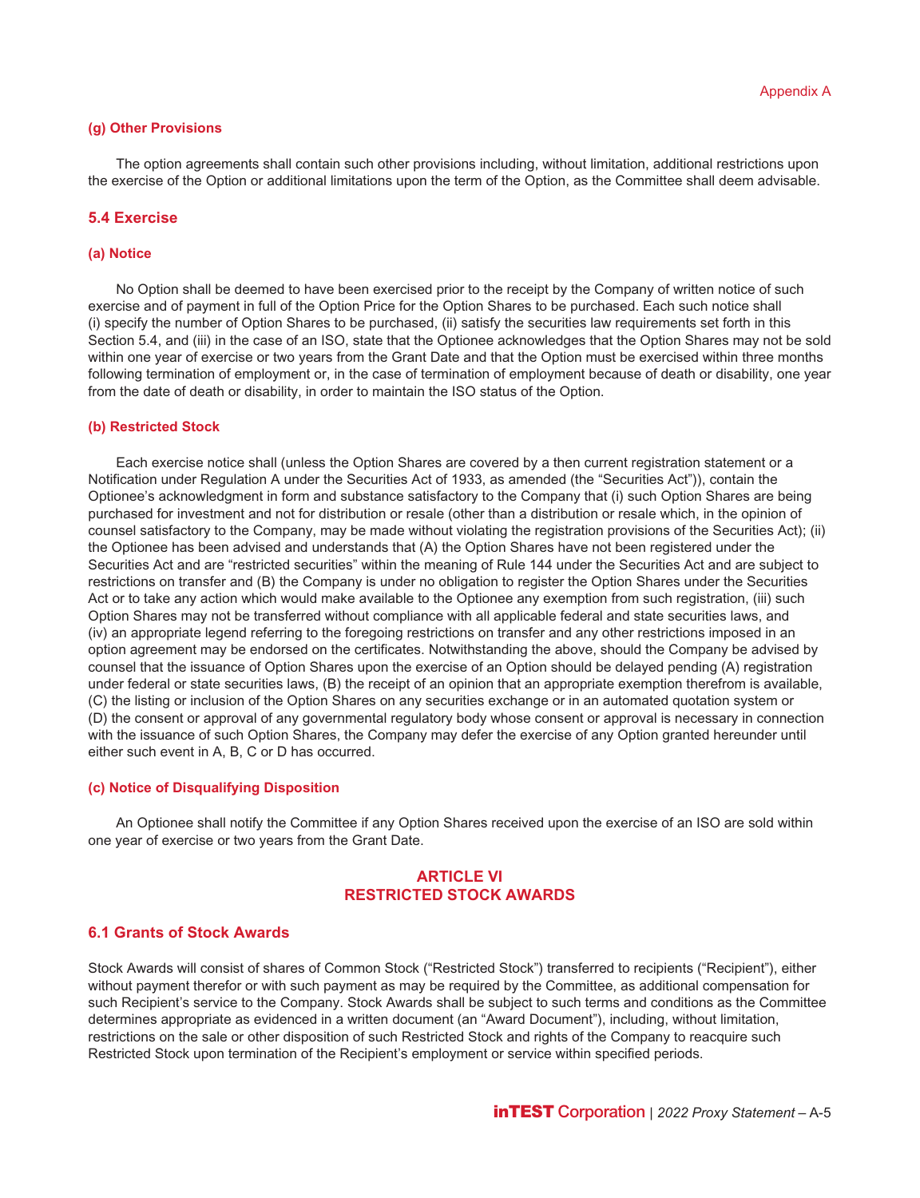#### (g) Other Provisions

The option agreements shall contain such other provisions including, without limitation, additional restrictions upon the exercise of the Option or additional limitations upon the term of the Option, as the Committee shall deem advisable.

### 5.4 Exercise

#### (a) Notice

No Option shall be deemed to have been exercised prior to the receipt by the Company of written notice of such exercise and of payment in full of the Option Price for the Option Shares to be purchased. Each such notice shall (i) specify the number of Option Shares to be purchased, (ii) satisfy the securities law requirements set forth in this Section 5.4, and (iii) in the case of an ISO, state that the Optionee acknowledges that the Option Shares may not be sold within one year of exercise or two years from the Grant Date and that the Option must be exercised within three months following termination of employment or, in the case of termination of employment because of death or disability, one year from the date of death or disability, in order to maintain the ISO status of the Option.

#### (b) Restricted Stock

Each exercise notice shall (unless the Option Shares are covered by a then current registration statement or a Notification under Regulation A under the Securities Act of 1933, as amended (the "Securities Act")), contain the Optionee's acknowledgment in form and substance satisfactory to the Company that (i) such Option Shares are being purchased for investment and not for distribution or resale (other than a distribution or resale which, in the opinion of counsel satisfactory to the Company, may be made without violating the registration provisions of the Securities Act); (ii) the Optionee has been advised and understands that (A) the Option Shares have not been registered under the Securities Act and are "restricted securities" within the meaning of Rule 144 under the Securities Act and are subject to restrictions on transfer and (B) the Company is under no obligation to register the Option Shares under the Securities Act or to take any action which would make available to the Optionee any exemption from such registration, (iii) such Option Shares may not be transferred without compliance with all applicable federal and state securities laws, and (iv) an appropriate legend referring to the foregoing restrictions on transfer and any other restrictions imposed in an option agreement may be endorsed on the certificates. Notwithstanding the above, should the Company be advised by counsel that the issuance of Option Shares upon the exercise of an Option should be delayed pending (A) registration under federal or state securities laws, (B) the receipt of an opinion that an appropriate exemption therefrom is available, (C) the listing or inclusion of the Option Shares on any securities exchange or in an automated quotation system or (D) the consent or approval of any governmental regulatory body whose consent or approval is necessary in connection with the issuance of such Option Shares, the Company may defer the exercise of any Option granted hereunder until either such event in A, B, C or D has occurred.

#### (c) Notice of Disqualifying Disposition

An Optionee shall notify the Committee if any Option Shares received upon the exercise of an ISO are sold within one year of exercise or two years from the Grant Date.

## ARTICLE VI
## RESTRICTED STOCK AWARDS

### 6.1 Grants of Stock Awards

Stock Awards will consist of shares of Common Stock ("Restricted Stock") transferred to recipients ("Recipient"), either without payment therefor or with such payment as may be required by the Committee, as additional compensation for such Recipient's service to the Company. Stock Awards shall be subject to such terms and conditions as the Committee determines appropriate as evidenced in a written document (an "Award Document"), including, without limitation, restrictions on the sale or other disposition of such Restricted Stock and rights of the Company to reacquire such Restricted Stock upon termination of the Recipient's employment or service within specified periods.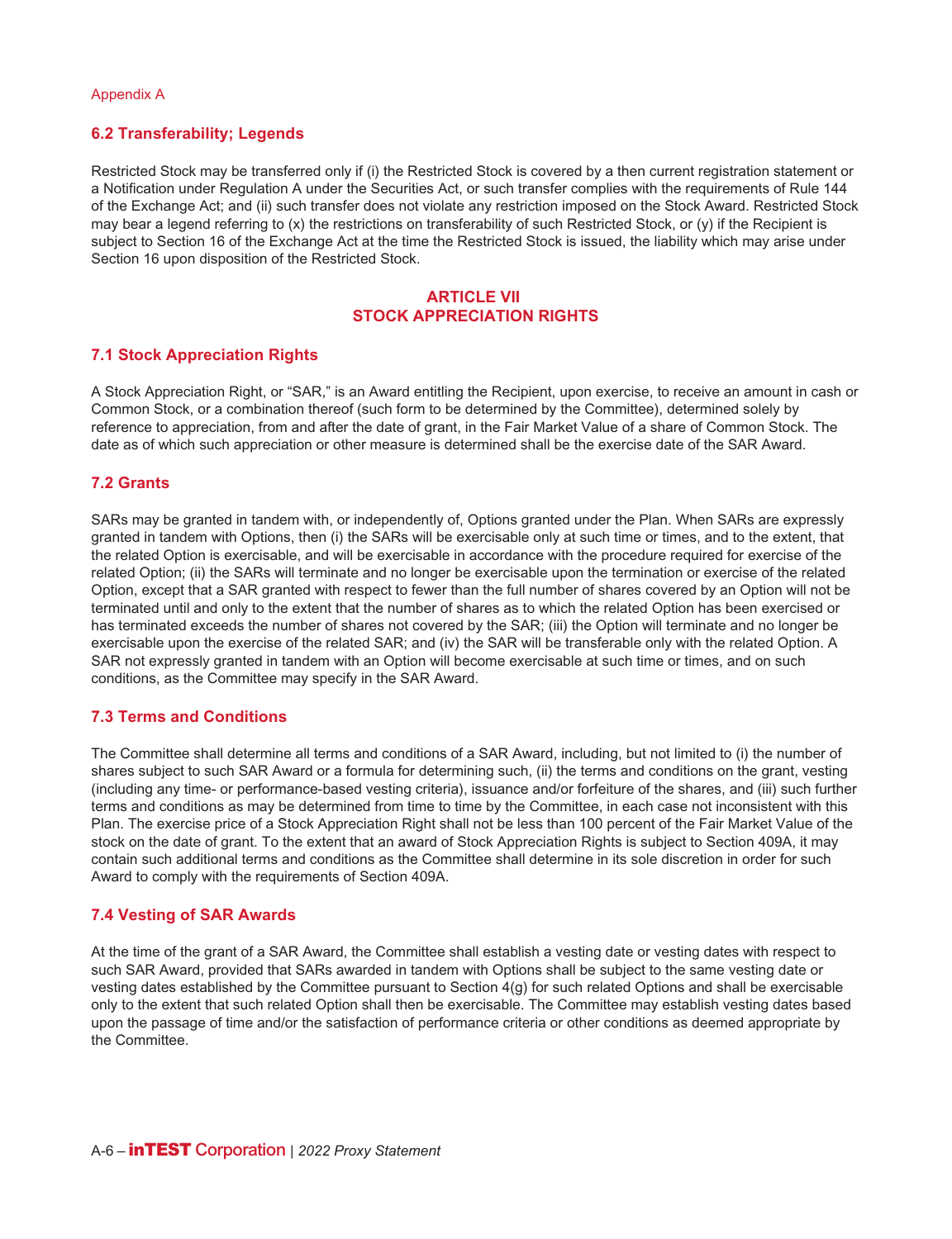### 6.2 Transferability; Legends

Restricted Stock may be transferred only if (i) the Restricted Stock is covered by a then current registration statement or a Notification under Regulation A under the Securities Act, or such transfer complies with the requirements of Rule 144 of the Exchange Act; and (ii) such transfer does not violate any restriction imposed on the Stock Award. Restricted Stock may bear a legend referring to (x) the restrictions on transferability of such Restricted Stock, or (y) if the Recipient is subject to Section 16 of the Exchange Act at the time the Restricted Stock is issued, the liability which may arise under Section 16 upon disposition of the Restricted Stock.

## ARTICLE VII
## STOCK APPRECIATION RIGHTS

### 7.1 Stock Appreciation Rights

A Stock Appreciation Right, or "SAR," is an Award entitling the Recipient, upon exercise, to receive an amount in cash or Common Stock, or a combination thereof (such form to be determined by the Committee), determined solely by reference to appreciation, from and after the date of grant, in the Fair Market Value of a share of Common Stock. The date as of which such appreciation or other measure is determined shall be the exercise date of the SAR Award.

### 7.2 Grants

SARs may be granted in tandem with, or independently of, Options granted under the Plan. When SARs are expressly granted in tandem with Options, then (i) the SARs will be exercisable only at such time or times, and to the extent, that the related Option is exercisable, and will be exercisable in accordance with the procedure required for exercise of the related Option; (ii) the SARs will terminate and no longer be exercisable upon the termination or exercise of the related Option, except that a SAR granted with respect to fewer than the full number of shares covered by an Option will not be terminated until and only to the extent that the number of shares as to which the related Option has been exercised or has terminated exceeds the number of shares not covered by the SAR; (iii) the Option will terminate and no longer be exercisable upon the exercise of the related SAR; and (iv) the SAR will be transferable only with the related Option. A SAR not expressly granted in tandem with an Option will become exercisable at such time or times, and on such conditions, as the Committee may specify in the SAR Award.

### 7.3 Terms and Conditions

The Committee shall determine all terms and conditions of a SAR Award, including, but not limited to (i) the number of shares subject to such SAR Award or a formula for determining such, (ii) the terms and conditions on the grant, vesting (including any time- or performance-based vesting criteria), issuance and/or forfeiture of the shares, and (iii) such further terms and conditions as may be determined from time to time by the Committee, in each case not inconsistent with this Plan. The exercise price of a Stock Appreciation Right shall not be less than 100 percent of the Fair Market Value of the stock on the date of grant. To the extent that an award of Stock Appreciation Rights is subject to Section 409A, it may contain such additional terms and conditions as the Committee shall determine in its sole discretion in order for such Award to comply with the requirements of Section 409A.

### 7.4 Vesting of SAR Awards

At the time of the grant of a SAR Award, the Committee shall establish a vesting date or vesting dates with respect to such SAR Award, provided that SARs awarded in tandem with Options shall be subject to the same vesting date or vesting dates established by the Committee pursuant to Section 4(g) for such related Options and shall be exercisable only to the extent that such related Option shall then be exercisable. The Committee may establish vesting dates based upon the passage of time and/or the satisfaction of performance criteria or other conditions as deemed appropriate by the Committee.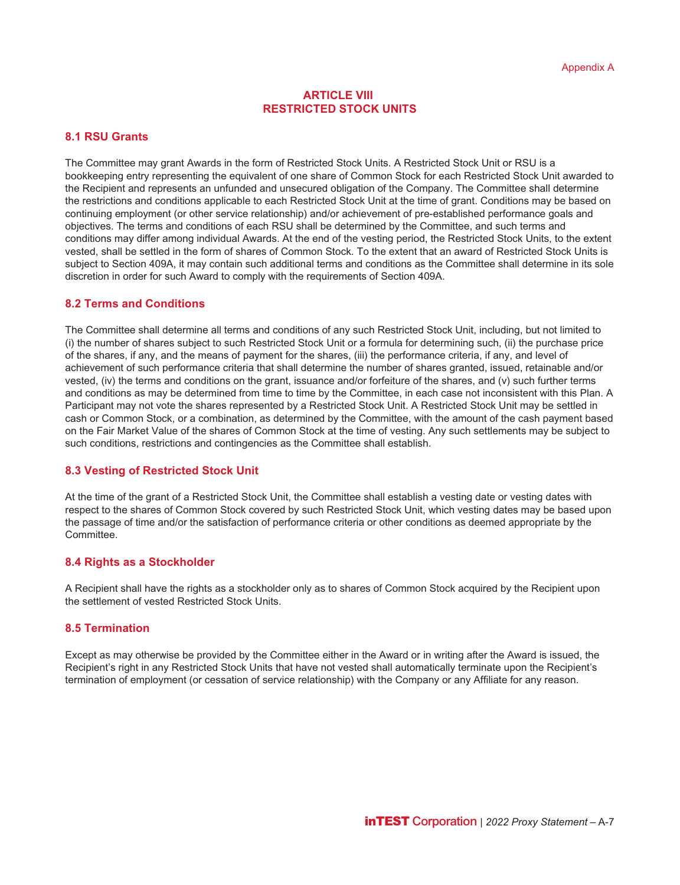# ARTICLE VIII
# RESTRICTED STOCK UNITS

## 8.1 RSU Grants

The Committee may grant Awards in the form of Restricted Stock Units. A Restricted Stock Unit or RSU is a bookkeeping entry representing the equivalent of one share of Common Stock for each Restricted Stock Unit awarded to the Recipient and represents an unfunded and unsecured obligation of the Company. The Committee shall determine the restrictions and conditions applicable to each Restricted Stock Unit at the time of grant. Conditions may be based on continuing employment (or other service relationship) and/or achievement of pre-established performance goals and objectives. The terms and conditions of each RSU shall be determined by the Committee, and such terms and conditions may differ among individual Awards. At the end of the vesting period, the Restricted Stock Units, to the extent vested, shall be settled in the form of shares of Common Stock. To the extent that an award of Restricted Stock Units is subject to Section 409A, it may contain such additional terms and conditions as the Committee shall determine in its sole discretion in order for such Award to comply with the requirements of Section 409A.

## 8.2 Terms and Conditions

The Committee shall determine all terms and conditions of any such Restricted Stock Unit, including, but not limited to (i) the number of shares subject to such Restricted Stock Unit or a formula for determining such, (ii) the purchase price of the shares, if any, and the means of payment for the shares, (iii) the performance criteria, if any, and level of achievement of such performance criteria that shall determine the number of shares granted, issued, retainable and/or vested, (iv) the terms and conditions on the grant, issuance and/or forfeiture of the shares, and (v) such further terms and conditions as may be determined from time to time by the Committee, in each case not inconsistent with this Plan. A Participant may not vote the shares represented by a Restricted Stock Unit. A Restricted Stock Unit may be settled in cash or Common Stock, or a combination, as determined by the Committee, with the amount of the cash payment based on the Fair Market Value of the shares of Common Stock at the time of vesting. Any such settlements may be subject to such conditions, restrictions and contingencies as the Committee shall establish.

## 8.3 Vesting of Restricted Stock Unit

At the time of the grant of a Restricted Stock Unit, the Committee shall establish a vesting date or vesting dates with respect to the shares of Common Stock covered by such Restricted Stock Unit, which vesting dates may be based upon the passage of time and/or the satisfaction of performance criteria or other conditions as deemed appropriate by the Committee.

## 8.4 Rights as a Stockholder

A Recipient shall have the rights as a stockholder only as to shares of Common Stock acquired by the Recipient upon the settlement of vested Restricted Stock Units.

## 8.5 Termination

Except as may otherwise be provided by the Committee either in the Award or in writing after the Award is issued, the Recipient's right in any Restricted Stock Units that have not vested shall automatically terminate upon the Recipient's termination of employment (or cessation of service relationship) with the Company or any Affiliate for any reason.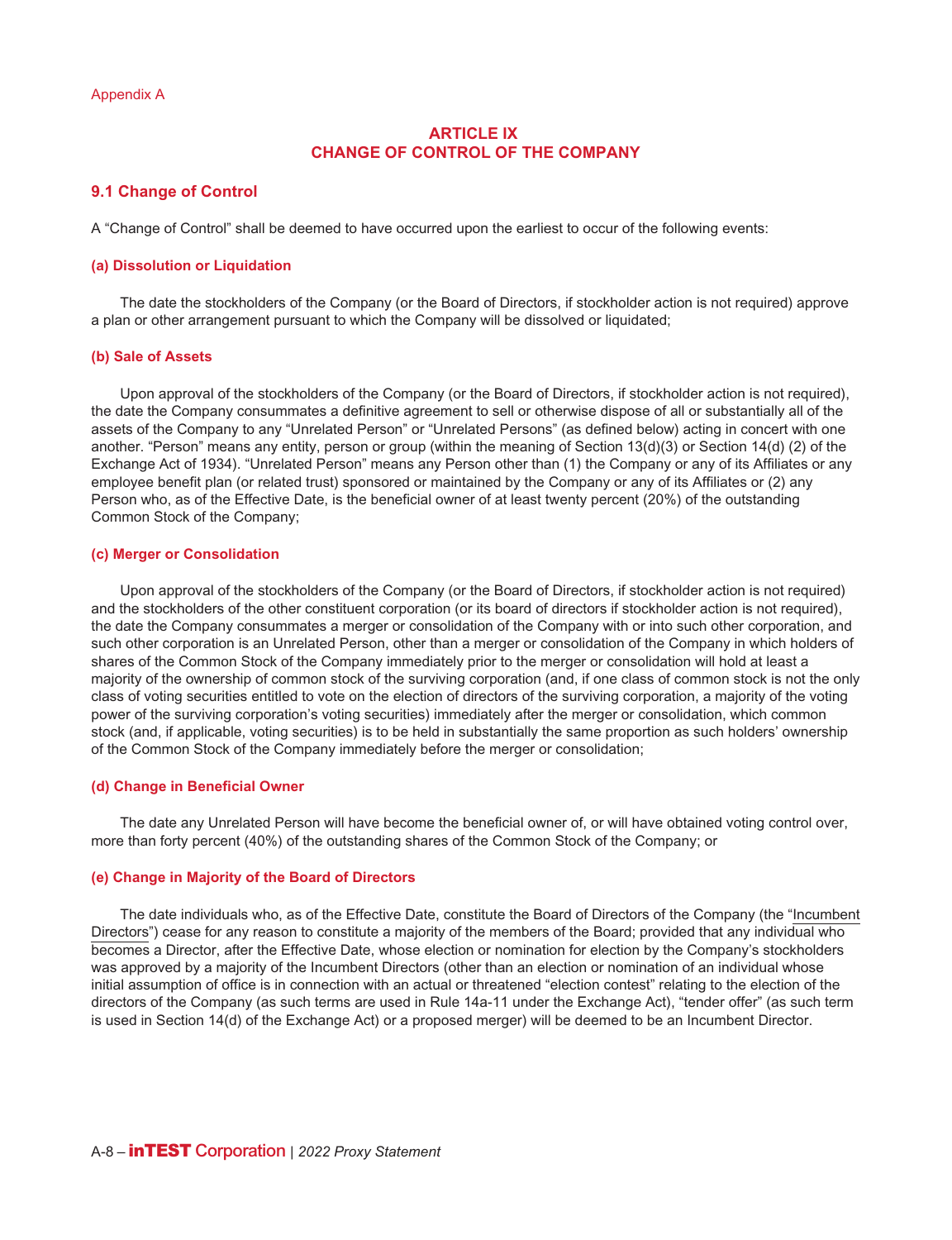Appendix A

# ARTICLE IX
# CHANGE OF CONTROL OF THE COMPANY

## 9.1 Change of Control

A "Change of Control" shall be deemed to have occurred upon the earliest to occur of the following events:

### (a) Dissolution or Liquidation

The date the stockholders of the Company (or the Board of Directors, if stockholder action is not required) approve a plan or other arrangement pursuant to which the Company will be dissolved or liquidated;

### (b) Sale of Assets

Upon approval of the stockholders of the Company (or the Board of Directors, if stockholder action is not required), the date the Company consummates a definitive agreement to sell or otherwise dispose of all or substantially all of the assets of the Company to any "Unrelated Person" or "Unrelated Persons" (as defined below) acting in concert with one another. "Person" means any entity, person or group (within the meaning of Section 13(d)(3) or Section 14(d) (2) of the Exchange Act of 1934). "Unrelated Person" means any Person other than (1) the Company or any of its Affiliates or any employee benefit plan (or related trust) sponsored or maintained by the Company or any of its Affiliates or (2) any Person who, as of the Effective Date, is the beneficial owner of at least twenty percent (20%) of the outstanding Common Stock of the Company;

### (c) Merger or Consolidation

Upon approval of the stockholders of the Company (or the Board of Directors, if stockholder action is not required) and the stockholders of the other constituent corporation (or its board of directors if stockholder action is not required), the date the Company consummates a merger or consolidation of the Company with or into such other corporation, and such other corporation is an Unrelated Person, other than a merger or consolidation of the Company in which holders of shares of the Common Stock of the Company immediately prior to the merger or consolidation will hold at least a majority of the ownership of common stock of the surviving corporation (and, if one class of common stock is not the only class of voting securities entitled to vote on the election of directors of the surviving corporation, a majority of the voting power of the surviving corporation's voting securities) immediately after the merger or consolidation, which common stock (and, if applicable, voting securities) is to be held in substantially the same proportion as such holders' ownership of the Common Stock of the Company immediately before the merger or consolidation;

### (d) Change in Beneficial Owner

The date any Unrelated Person will have become the beneficial owner of, or will have obtained voting control over, more than forty percent (40%) of the outstanding shares of the Common Stock of the Company; or

### (e) Change in Majority of the Board of Directors

The date individuals who, as of the Effective Date, constitute the Board of Directors of the Company (the "Incumbent Directors") cease for any reason to constitute a majority of the members of the Board; provided that any individual who becomes a Director, after the Effective Date, whose election or nomination for election by the Company's stockholders was approved by a majority of the Incumbent Directors (other than an election or nomination of an individual whose initial assumption of office is in connection with an actual or threatened "election contest" relating to the election of the directors of the Company (as such terms are used in Rule 14a-11 under the Exchange Act), "tender offer" (as such term is used in Section 14(d) of the Exchange Act) or a proposed merger) will be deemed to be an Incumbent Director.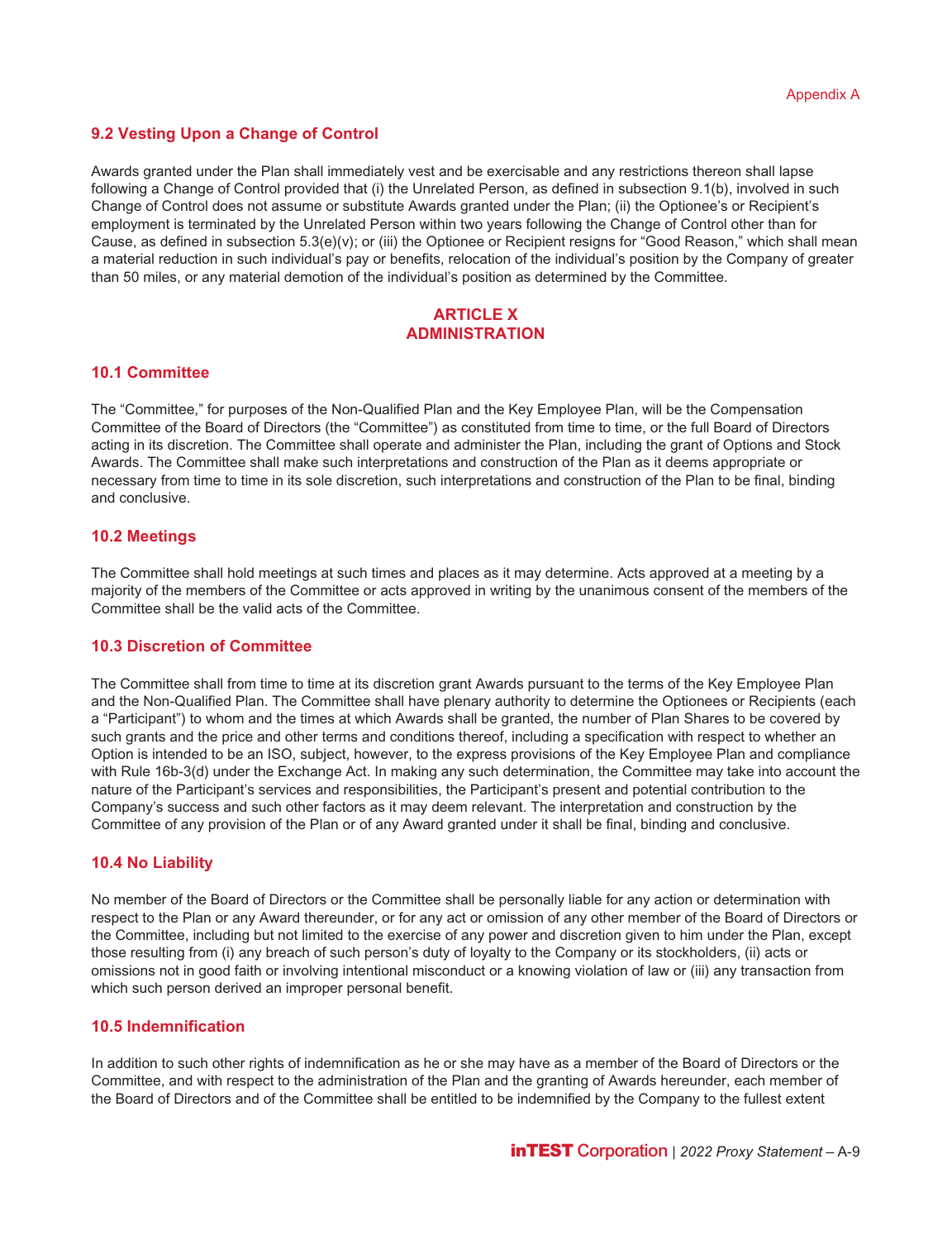### 9.2 Vesting Upon a Change of Control

Awards granted under the Plan shall immediately vest and be exercisable and any restrictions thereon shall lapse following a Change of Control provided that (i) the Unrelated Person, as defined in subsection 9.1(b), involved in such Change of Control does not assume or substitute Awards granted under the Plan; (ii) the Optionee's or Recipient's employment is terminated by the Unrelated Person within two years following the Change of Control other than for Cause, as defined in subsection 5.3(e)(v); or (iii) the Optionee or Recipient resigns for "Good Reason," which shall mean a material reduction in such individual's pay or benefits, relocation of the individual's position by the Company of greater than 50 miles, or any material demotion of the individual's position as determined by the Committee.

## ARTICLE X
## ADMINISTRATION

### 10.1 Committee

The "Committee," for purposes of the Non-Qualified Plan and the Key Employee Plan, will be the Compensation Committee of the Board of Directors (the "Committee") as constituted from time to time, or the full Board of Directors acting in its discretion. The Committee shall operate and administer the Plan, including the grant of Options and Stock Awards. The Committee shall make such interpretations and construction of the Plan as it deems appropriate or necessary from time to time in its sole discretion, such interpretations and construction of the Plan to be final, binding and conclusive.

### 10.2 Meetings

The Committee shall hold meetings at such times and places as it may determine. Acts approved at a meeting by a majority of the members of the Committee or acts approved in writing by the unanimous consent of the members of the Committee shall be the valid acts of the Committee.

### 10.3 Discretion of Committee

The Committee shall from time to time at its discretion grant Awards pursuant to the terms of the Key Employee Plan and the Non-Qualified Plan. The Committee shall have plenary authority to determine the Optionees or Recipients (each a "Participant") to whom and the times at which Awards shall be granted, the number of Plan Shares to be covered by such grants and the price and other terms and conditions thereof, including a specification with respect to whether an Option is intended to be an ISO, subject, however, to the express provisions of the Key Employee Plan and compliance with Rule 16b-3(d) under the Exchange Act. In making any such determination, the Committee may take into account the nature of the Participant's services and responsibilities, the Participant's present and potential contribution to the Company's success and such other factors as it may deem relevant. The interpretation and construction by the Committee of any provision of the Plan or of any Award granted under it shall be final, binding and conclusive.

### 10.4 No Liability

No member of the Board of Directors or the Committee shall be personally liable for any action or determination with respect to the Plan or any Award thereunder, or for any act or omission of any other member of the Board of Directors or the Committee, including but not limited to the exercise of any power and discretion given to him under the Plan, except those resulting from (i) any breach of such person's duty of loyalty to the Company or its stockholders, (ii) acts or omissions not in good faith or involving intentional misconduct or a knowing violation of law or (iii) any transaction from which such person derived an improper personal benefit.

### 10.5 Indemnification

In addition to such other rights of indemnification as he or she may have as a member of the Board of Directors or the Committee, and with respect to the administration of the Plan and the granting of Awards hereunder, each member of the Board of Directors and of the Committee shall be entitled to be indemnified by the Company to the fullest extent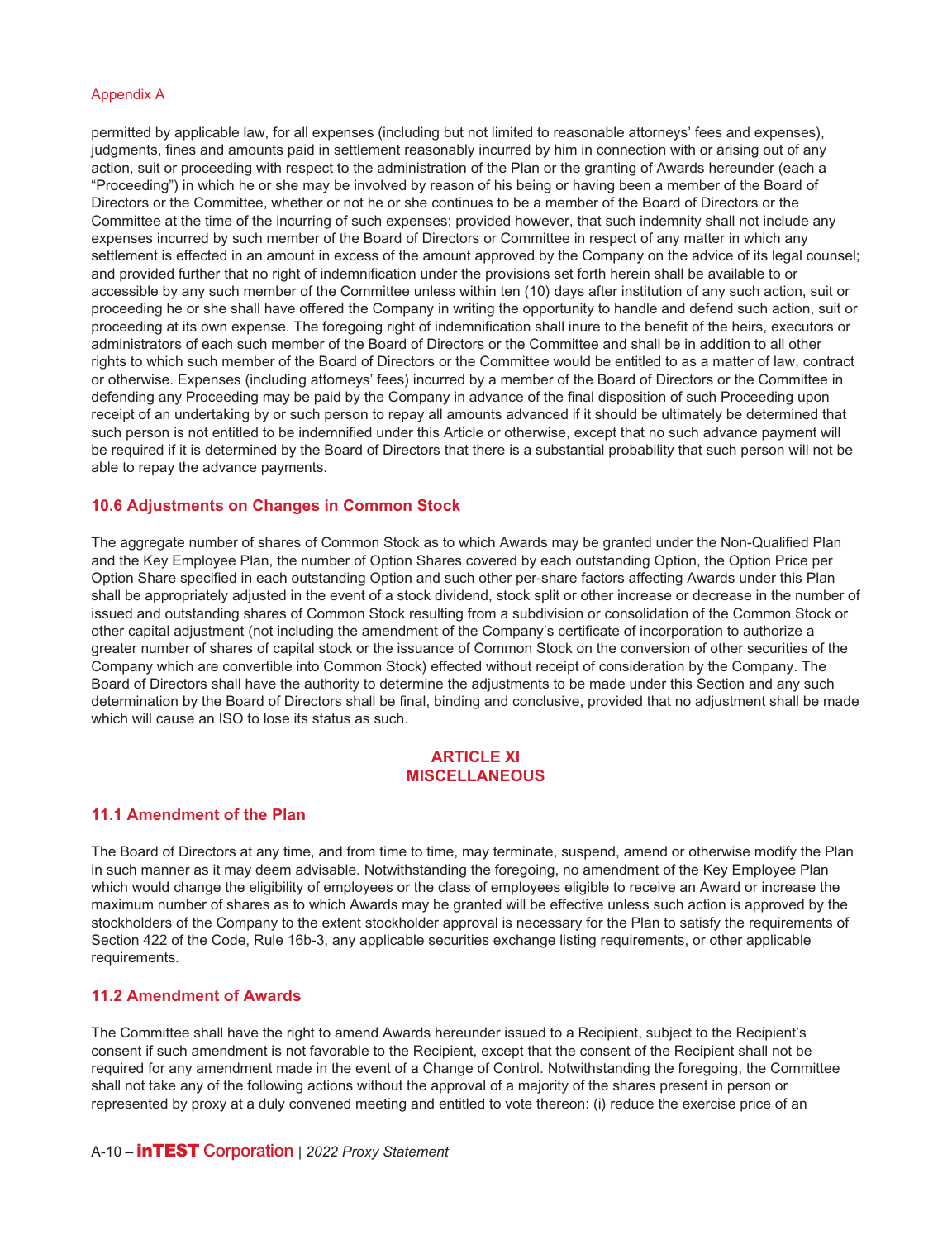permitted by applicable law, for all expenses (including but not limited to reasonable attorneys' fees and expenses), judgments, fines and amounts paid in settlement reasonably incurred by him in connection with or arising out of any action, suit or proceeding with respect to the administration of the Plan or the granting of Awards hereunder (each a "Proceeding") in which he or she may be involved by reason of his being or having been a member of the Board of Directors or the Committee, whether or not he or she continues to be a member of the Board of Directors or the Committee at the time of the incurring of such expenses; provided however, that such indemnity shall not include any expenses incurred by such member of the Board of Directors or Committee in respect of any matter in which any settlement is effected in an amount in excess of the amount approved by the Company on the advice of its legal counsel; and provided further that no right of indemnification under the provisions set forth herein shall be available to or accessible by any such member of the Committee unless within ten (10) days after institution of any such action, suit or proceeding he or she shall have offered the Company in writing the opportunity to handle and defend such action, suit or proceeding at its own expense. The foregoing right of indemnification shall inure to the benefit of the heirs, executors or administrators of each such member of the Board of Directors or the Committee and shall be in addition to all other rights to which such member of the Board of Directors or the Committee would be entitled to as a matter of law, contract or otherwise. Expenses (including attorneys' fees) incurred by a member of the Board of Directors or the Committee in defending any Proceeding may be paid by the Company in advance of the final disposition of such Proceeding upon receipt of an undertaking by or such person to repay all amounts advanced if it should be ultimately be determined that such person is not entitled to be indemnified under this Article or otherwise, except that no such advance payment will be required if it is determined by the Board of Directors that there is a substantial probability that such person will not be able to repay the advance payments.

### 10.6 Adjustments on Changes in Common Stock

The aggregate number of shares of Common Stock as to which Awards may be granted under the Non-Qualified Plan and the Key Employee Plan, the number of Option Shares covered by each outstanding Option, the Option Price per Option Share specified in each outstanding Option and such other per-share factors affecting Awards under this Plan shall be appropriately adjusted in the event of a stock dividend, stock split or other increase or decrease in the number of issued and outstanding shares of Common Stock resulting from a subdivision or consolidation of the Common Stock or other capital adjustment (not including the amendment of the Company's certificate of incorporation to authorize a greater number of shares of capital stock or the issuance of Common Stock on the conversion of other securities of the Company which are convertible into Common Stock) effected without receipt of consideration by the Company. The Board of Directors shall have the authority to determine the adjustments to be made under this Section and any such determination by the Board of Directors shall be final, binding and conclusive, provided that no adjustment shall be made which will cause an ISO to lose its status as such.

## ARTICLE XI
## MISCELLANEOUS

### 11.1 Amendment of the Plan

The Board of Directors at any time, and from time to time, may terminate, suspend, amend or otherwise modify the Plan in such manner as it may deem advisable. Notwithstanding the foregoing, no amendment of the Key Employee Plan which would change the eligibility of employees or the class of employees eligible to receive an Award or increase the maximum number of shares as to which Awards may be granted will be effective unless such action is approved by the stockholders of the Company to the extent stockholder approval is necessary for the Plan to satisfy the requirements of Section 422 of the Code, Rule 16b-3, any applicable securities exchange listing requirements, or other applicable requirements.

### 11.2 Amendment of Awards

The Committee shall have the right to amend Awards hereunder issued to a Recipient, subject to the Recipient's consent if such amendment is not favorable to the Recipient, except that the consent of the Recipient shall not be required for any amendment made in the event of a Change of Control. Notwithstanding the foregoing, the Committee shall not take any of the following actions without the approval of a majority of the shares present in person or represented by proxy at a duly convened meeting and entitled to vote thereon: (i) reduce the exercise price of an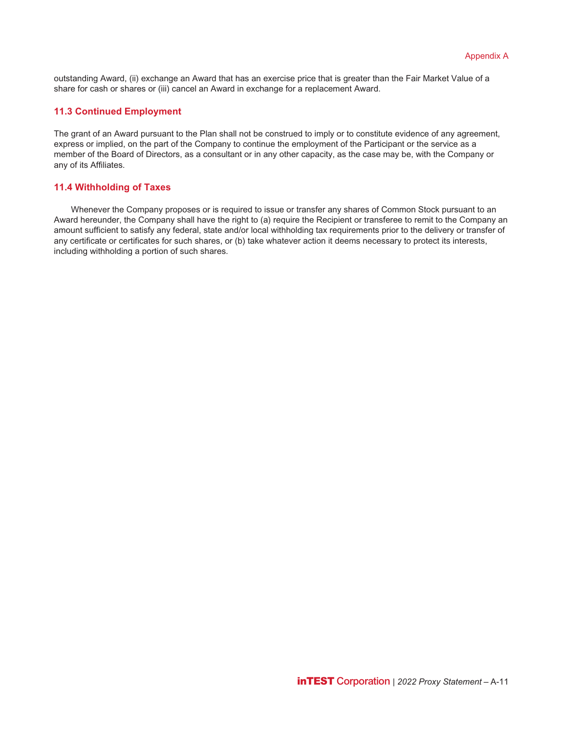outstanding Award, (ii) exchange an Award that has an exercise price that is greater than the Fair Market Value of a share for cash or shares or (iii) cancel an Award in exchange for a replacement Award.

### 11.3 Continued Employment

The grant of an Award pursuant to the Plan shall not be construed to imply or to constitute evidence of any agreement, express or implied, on the part of the Company to continue the employment of the Participant or the service as a member of the Board of Directors, as a consultant or in any other capacity, as the case may be, with the Company or any of its Affiliates.

### 11.4 Withholding of Taxes

Whenever the Company proposes or is required to issue or transfer any shares of Common Stock pursuant to an Award hereunder, the Company shall have the right to (a) require the Recipient or transferee to remit to the Company an amount sufficient to satisfy any federal, state and/or local withholding tax requirements prior to the delivery or transfer of any certificate or certificates for such shares, or (b) take whatever action it deems necessary to protect its interests, including withholding a portion of such shares.